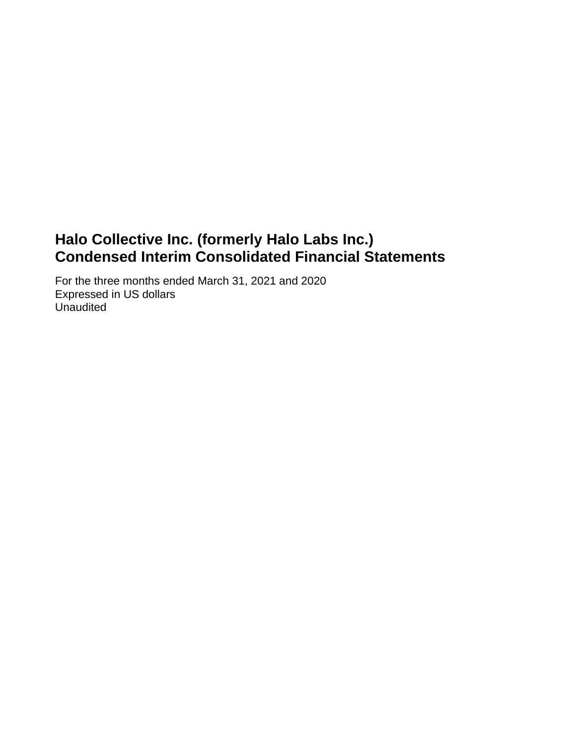# Halo Collective Inc. (formerly Halo Labs Inc.)
# Condensed Interim Consolidated Financial Statements

For the three months ended March 31, 2021 and 2020
Expressed in US dollars
Unaudited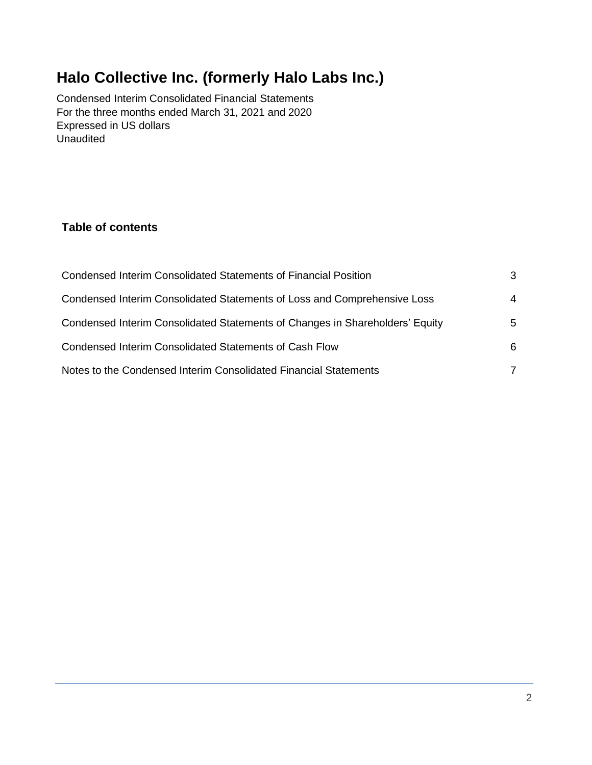# Halo Collective Inc. (formerly Halo Labs Inc.)

Condensed Interim Consolidated Financial Statements
For the three months ended March 31, 2021 and 2020
Expressed in US dollars
Unaudited

## Table of contents

| | |
|---|---|
| Condensed Interim Consolidated Statements of Financial Position | 3 |
| Condensed Interim Consolidated Statements of Loss and Comprehensive Loss | 4 |
| Condensed Interim Consolidated Statements of Changes in Shareholders' Equity | 5 |
| Condensed Interim Consolidated Statements of Cash Flow | 6 |
| Notes to the Condensed Interim Consolidated Financial Statements | 7 |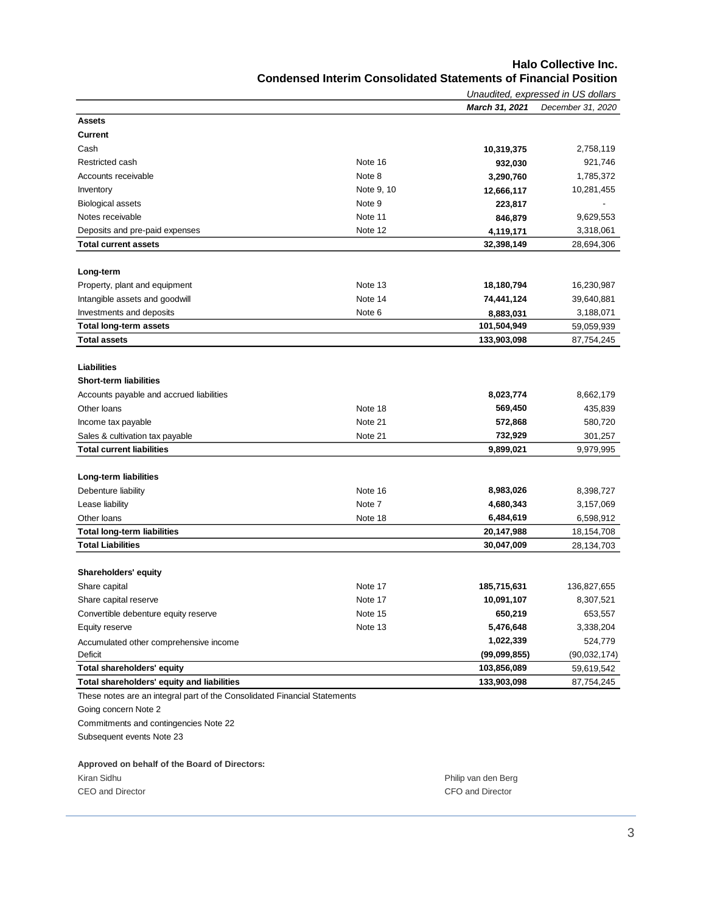# Halo Collective Inc.

## Condensed Interim Consolidated Statements of Financial Position

| | | *Unaudited, expressed in US dollars* | |
|---|---|---|---|
| | | ***March 31, 2021*** | *December 31, 2020* |
| **Assets** | | | |
| **Current** | | | |
| Cash | | **10,319,375** | 2,758,119 |
| Restricted cash | Note 16 | **932,030** | 921,746 |
| Accounts receivable | Note 8 | **3,290,760** | 1,785,372 |
| Inventory | Note 9, 10 | **12,666,117** | 10,281,455 |
| Biological assets | Note 9 | **223,817** | - |
| Notes receivable | Note 11 | **846,879** | 9,629,553 |
| Deposits and pre-paid expenses | Note 12 | **4,119,171** | 3,318,061 |
| **Total current assets** | | **32,398,149** | 28,694,306 |
| | | | |
| **Long-term** | | | |
| Property, plant and equipment | Note 13 | **18,180,794** | 16,230,987 |
| Intangible assets and goodwill | Note 14 | **74,441,124** | 39,640,881 |
| Investments and deposits | Note 6 | **8,883,031** | 3,188,071 |
| **Total long-term assets** | | **101,504,949** | 59,059,939 |
| **Total assets** | | **133,903,098** | 87,754,245 |
| | | | |
| **Liabilities** | | | |
| **Short-term liabilities** | | | |
| Accounts payable and accrued liabilities | | **8,023,774** | 8,662,179 |
| Other loans | Note 18 | **569,450** | 435,839 |
| Income tax payable | Note 21 | **572,868** | 580,720 |
| Sales & cultivation tax payable | Note 21 | **732,929** | 301,257 |
| **Total current liabilities** | | **9,899,021** | 9,979,995 |
| | | | |
| **Long-term liabilities** | | | |
| Debenture liability | Note 16 | **8,983,026** | 8,398,727 |
| Lease liability | Note 7 | **4,680,343** | 3,157,069 |
| Other loans | Note 18 | **6,484,619** | 6,598,912 |
| **Total long-term liabilities** | | **20,147,988** | 18,154,708 |
| **Total Liabilities** | | **30,047,009** | 28,134,703 |
| | | | |
| **Shareholders' equity** | | | |
| Share capital | Note 17 | **185,715,631** | 136,827,655 |
| Share capital reserve | Note 17 | **10,091,107** | 8,307,521 |
| Convertible debenture equity reserve | Note 15 | **650,219** | 653,557 |
| Equity reserve | Note 13 | **5,476,648** | 3,338,204 |
| Accumulated other comprehensive income | | **1,022,339** | 524,779 |
| Deficit | | **(99,099,855)** | (90,032,174) |
| **Total shareholders' equity** | | **103,856,089** | 59,619,542 |
| **Total shareholders' equity and liabilities** | | **133,903,098** | 87,754,245 |

These notes are an integral part of the Consolidated Financial Statements

Going concern Note 2

Commitments and contingencies Note 22

Subsequent events Note 23

**Approved on behalf of the Board of Directors:**

Kiran Sidhu
CEO and Director

Philip van den Berg
CFO and Director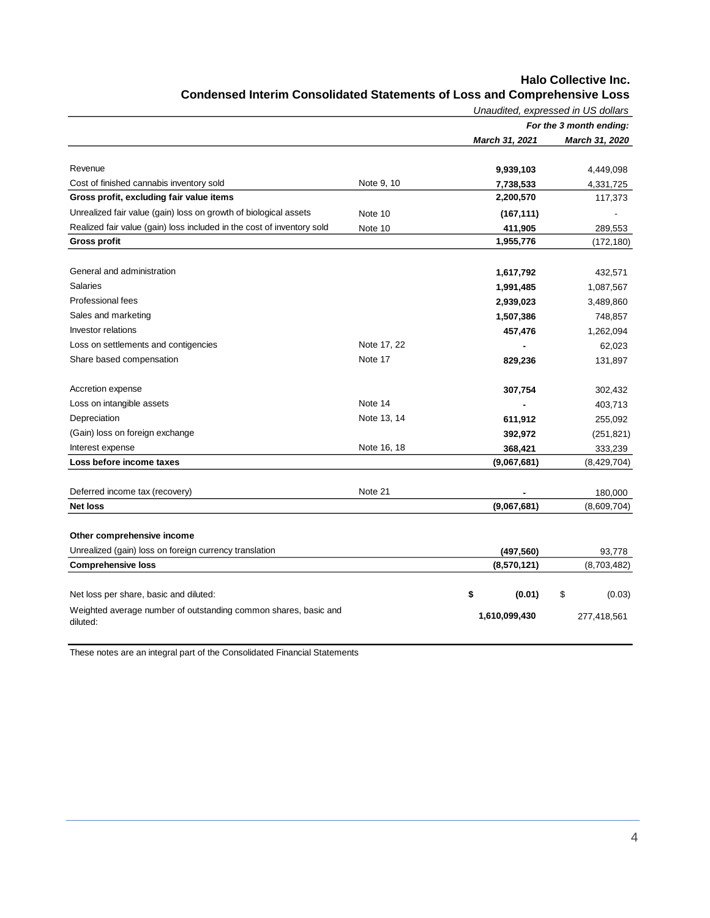# Halo Collective Inc.

## Condensed Interim Consolidated Statements of Loss and Comprehensive Loss

*Unaudited, expressed in US dollars*

| | | *For the 3 month ending:* | |
|---|---|---|---|
| | | ***March 31, 2021*** | ***March 31, 2020*** |
| Revenue | | **9,939,103** | 4,449,098 |
| Cost of finished cannabis inventory sold | Note 9, 10 | **7,738,533** | 4,331,725 |
| **Gross profit, excluding fair value items** | | **2,200,570** | 117,373 |
| Unrealized fair value (gain) loss on growth of biological assets | Note 10 | **(167,111)** | - |
| Realized fair value (gain) loss included in the cost of inventory sold | Note 10 | **411,905** | 289,553 |
| **Gross profit** | | **1,955,776** | (172,180) |
| General and administration | | **1,617,792** | 432,571 |
| Salaries | | **1,991,485** | 1,087,567 |
| Professional fees | | **2,939,023** | 3,489,860 |
| Sales and marketing | | **1,507,386** | 748,857 |
| Investor relations | | **457,476** | 1,262,094 |
| Loss on settlements and contigencies | Note 17, 22 | **-** | 62,023 |
| Share based compensation | Note 17 | **829,236** | 131,897 |
| Accretion expense | | **307,754** | 302,432 |
| Loss on intangible assets | Note 14 | **-** | 403,713 |
| Depreciation | Note 13, 14 | **611,912** | 255,092 |
| (Gain) loss on foreign exchange | | **392,972** | (251,821) |
| Interest expense | Note 16, 18 | **368,421** | 333,239 |
| **Loss before income taxes** | | **(9,067,681)** | (8,429,704) |
| Deferred income tax (recovery) | Note 21 | **-** | 180,000 |
| **Net loss** | | **(9,067,681)** | (8,609,704) |
| **Other comprehensive income** | | | |
| Unrealized (gain) loss on foreign currency translation | | **(497,560)** | 93,778 |
| **Comprehensive loss** | | **(8,570,121)** | (8,703,482) |
| Net loss per share, basic and diluted: | | **$ (0.01)** | $ (0.03) |
| Weighted average number of outstanding common shares, basic and diluted: | | **1,610,099,430** | 277,418,561 |

These notes are an integral part of the Consolidated Financial Statements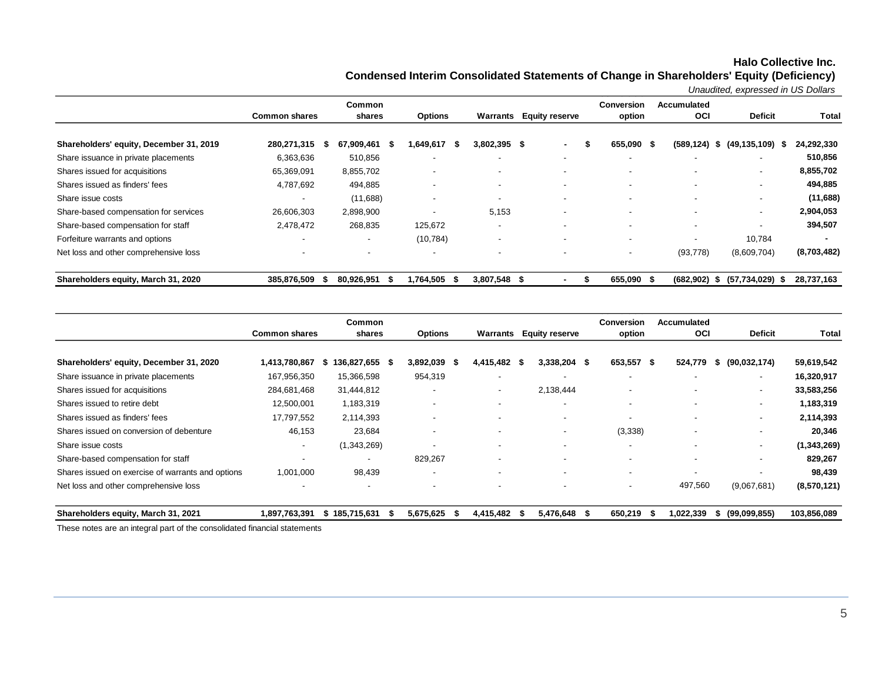**Halo Collective Inc.**

**Condensed Interim Consolidated Statements of Change in Shareholders' Equity (Deficiency)**

*Unaudited, expressed in US Dollars*

| | Common shares | Common shares | Options | Warrants | Equity reserve | Conversion option | Accumulated OCI | Deficit | Total |
|---|---|---|---|---|---|---|---|---|---|
| **Shareholders' equity, December 31, 2019** | **280,271,315** | **$ 67,909,461** | **$ 1,649,617** | **$ 3,802,395** | **$ -** | **$ 655,090** | **$ (589,124)** | **$ (49,135,109)** | **$ 24,292,330** |
| Share issuance in private placements | 6,363,636 | 510,856 | - | - | - | - | - | - | **510,856** |
| Shares issued for acquisitions | 65,369,091 | 8,855,702 | - | - | - | - | - | - | **8,855,702** |
| Shares issued as finders' fees | 4,787,692 | 494,885 | - | - | - | - | - | - | **494,885** |
| Share issue costs | - | (11,688) | - | - | - | - | - | - | **(11,688)** |
| Share-based compensation for services | 26,606,303 | 2,898,900 | - | 5,153 | - | - | - | - | **2,904,053** |
| Share-based compensation for staff | 2,478,472 | 268,835 | 125,672 | - | - | - | - | - | **394,507** |
| Forfeiture warrants and options | - | - | (10,784) | - | - | - | - | 10,784 | **-** |
| Net loss and other comprehensive loss | - | - | - | - | - | - | (93,778) | (8,609,704) | **(8,703,482)** |
| **Shareholders equity, March 31, 2020** | **385,876,509** | **$ 80,926,951** | **$ 1,764,505** | **$ 3,807,548** | **$ -** | **$ 655,090** | **$ (682,902)** | **$ (57,734,029)** | **$ 28,737,163** |

| | Common shares | Common shares | Options | Warrants | Equity reserve | Conversion option | Accumulated OCI | Deficit | Total |
|---|---|---|---|---|---|---|---|---|---|
| **Shareholders' equity, December 31, 2020** | **1,413,780,867** | **$ 136,827,655** | **$ 3,892,039** | **$ 4,415,482** | **$ 3,338,204** | **$ 653,557** | **$ 524,779** | **$ (90,032,174)** | **59,619,542** |
| Share issuance in private placements | 167,956,350 | 15,366,598 | 954,319 | - | - | - | - | - | **16,320,917** |
| Shares issued for acquisitions | 284,681,468 | 31,444,812 | - | - | 2,138,444 | - | - | - | **33,583,256** |
| Shares issued to retire debt | 12,500,001 | 1,183,319 | - | - | - | - | - | - | **1,183,319** |
| Shares issued as finders' fees | 17,797,552 | 2,114,393 | - | - | - | - | - | - | **2,114,393** |
| Shares issued on conversion of debenture | 46,153 | 23,684 | - | - | - | (3,338) | - | - | **20,346** |
| Share issue costs | - | (1,343,269) | - | - | - | - | - | - | **(1,343,269)** |
| Share-based compensation for staff | - | - | 829,267 | - | - | - | - | - | **829,267** |
| Shares issued on exercise of warrants and options | 1,001,000 | 98,439 | - | - | - | - | - | - | **98,439** |
| Net loss and other comprehensive loss | - | - | - | - | - | - | 497,560 | (9,067,681) | **(8,570,121)** |
| **Shareholders equity, March 31, 2021** | **1,897,763,391** | **$ 185,715,631** | **$ 5,675,625** | **$ 4,415,482** | **$ 5,476,648** | **$ 650,219** | **$ 1,022,339** | **$ (99,099,855)** | **103,856,089** |

These notes are an integral part of the consolidated financial statements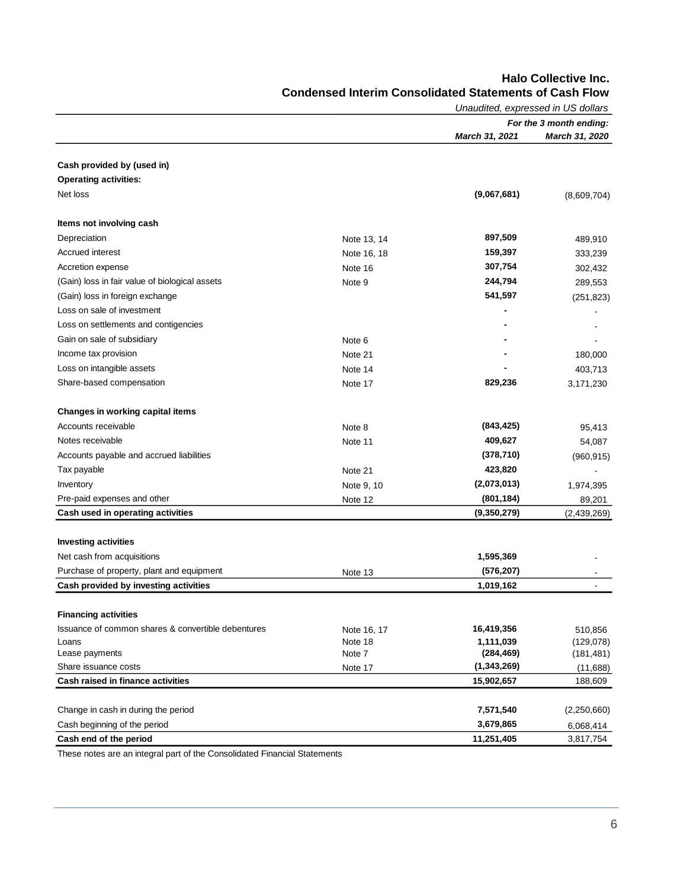**Halo Collective Inc.**

**Condensed Interim Consolidated Statements of Cash Flow**

*Unaudited, expressed in US dollars*

| | | *For the 3 month ending:* | |
|---|---|---|---|
| | | ***March 31, 2021*** | ***March 31, 2020*** |
| **Cash provided by (used in)** | | | |
| **Operating activities:** | | | |
| Net loss | | **(9,067,681)** | (8,609,704) |
| **Items not involving cash** | | | |
| Depreciation | Note 13, 14 | **897,509** | 489,910 |
| Accrued interest | Note 16, 18 | **159,397** | 333,239 |
| Accretion expense | Note 16 | **307,754** | 302,432 |
| (Gain) loss in fair value of biological assets | Note 9 | **244,794** | 289,553 |
| (Gain) loss in foreign exchange | | **541,597** | (251,823) |
| Loss on sale of investment | | **-** | - |
| Loss on settlements and contigencies | | **-** | - |
| Gain on sale of subsidiary | Note 6 | **-** | - |
| Income tax provision | Note 21 | **-** | 180,000 |
| Loss on intangible assets | Note 14 | **-** | 403,713 |
| Share-based compensation | Note 17 | **829,236** | 3,171,230 |
| **Changes in working capital items** | | | |
| Accounts receivable | Note 8 | **(843,425)** | 95,413 |
| Notes receivable | Note 11 | **409,627** | 54,087 |
| Accounts payable and accrued liabilities | | **(378,710)** | (960,915) |
| Tax payable | Note 21 | **423,820** | - |
| Inventory | Note 9, 10 | **(2,073,013)** | 1,974,395 |
| Pre-paid expenses and other | Note 12 | **(801,184)** | 89,201 |
| **Cash used in operating activities** | | **(9,350,279)** | (2,439,269) |
| **Investing activities** | | | |
| Net cash from acquisitions | | **1,595,369** | - |
| Purchase of property, plant and equipment | Note 13 | **(576,207)** | - |
| **Cash provided by investing activities** | | **1,019,162** | - |
| **Financing activities** | | | |
| Issuance of common shares & convertible debentures | Note 16, 17 | **16,419,356** | 510,856 |
| Loans | Note 18 | **1,111,039** | (129,078) |
| Lease payments | Note 7 | **(284,469)** | (181,481) |
| Share issuance costs | Note 17 | **(1,343,269)** | (11,688) |
| **Cash raised in finance activities** | | **15,902,657** | 188,609 |
| Change in cash in during the period | | **7,571,540** | (2,250,660) |
| Cash beginning of the period | | **3,679,865** | 6,068,414 |
| **Cash end of the period** | | **11,251,405** | 3,817,754 |

These notes are an integral part of the Consolidated Financial Statements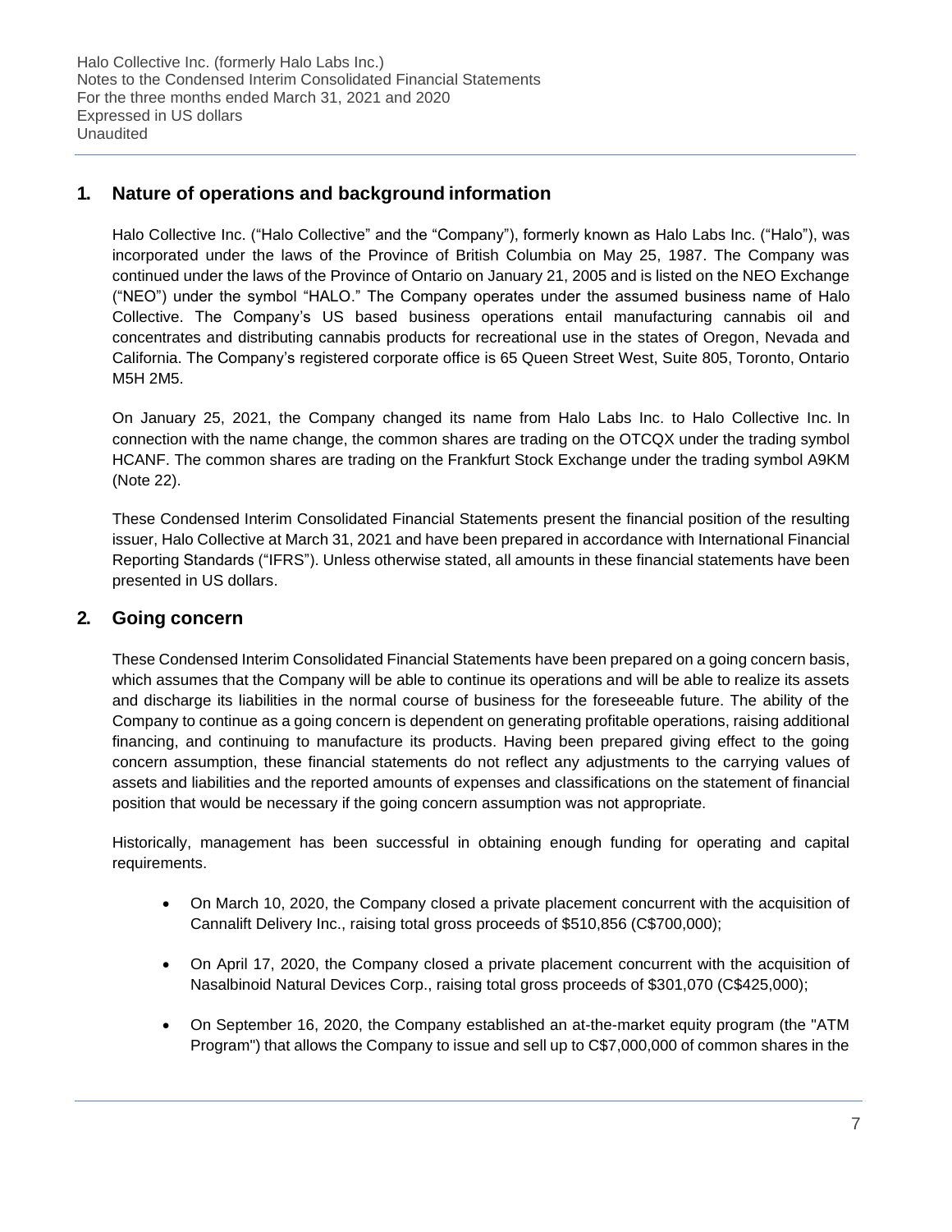## 1. Nature of operations and background information

Halo Collective Inc. ("Halo Collective" and the "Company"), formerly known as Halo Labs Inc. ("Halo"), was incorporated under the laws of the Province of British Columbia on May 25, 1987. The Company was continued under the laws of the Province of Ontario on January 21, 2005 and is listed on the NEO Exchange ("NEO") under the symbol "HALO." The Company operates under the assumed business name of Halo Collective. The Company's US based business operations entail manufacturing cannabis oil and concentrates and distributing cannabis products for recreational use in the states of Oregon, Nevada and California. The Company's registered corporate office is 65 Queen Street West, Suite 805, Toronto, Ontario M5H 2M5.

On January 25, 2021, the Company changed its name from Halo Labs Inc. to Halo Collective Inc. In connection with the name change, the common shares are trading on the OTCQX under the trading symbol HCANF. The common shares are trading on the Frankfurt Stock Exchange under the trading symbol A9KM (Note 22).

These Condensed Interim Consolidated Financial Statements present the financial position of the resulting issuer, Halo Collective at March 31, 2021 and have been prepared in accordance with International Financial Reporting Standards ("IFRS"). Unless otherwise stated, all amounts in these financial statements have been presented in US dollars.

## 2. Going concern

These Condensed Interim Consolidated Financial Statements have been prepared on a going concern basis, which assumes that the Company will be able to continue its operations and will be able to realize its assets and discharge its liabilities in the normal course of business for the foreseeable future. The ability of the Company to continue as a going concern is dependent on generating profitable operations, raising additional financing, and continuing to manufacture its products. Having been prepared giving effect to the going concern assumption, these financial statements do not reflect any adjustments to the carrying values of assets and liabilities and the reported amounts of expenses and classifications on the statement of financial position that would be necessary if the going concern assumption was not appropriate.

Historically, management has been successful in obtaining enough funding for operating and capital requirements.

- On March 10, 2020, the Company closed a private placement concurrent with the acquisition of Cannalift Delivery Inc., raising total gross proceeds of $510,856 (C$700,000);
- On April 17, 2020, the Company closed a private placement concurrent with the acquisition of Nasalbinoid Natural Devices Corp., raising total gross proceeds of $301,070 (C$425,000);
- On September 16, 2020, the Company established an at-the-market equity program (the "ATM Program") that allows the Company to issue and sell up to C$7,000,000 of common shares in the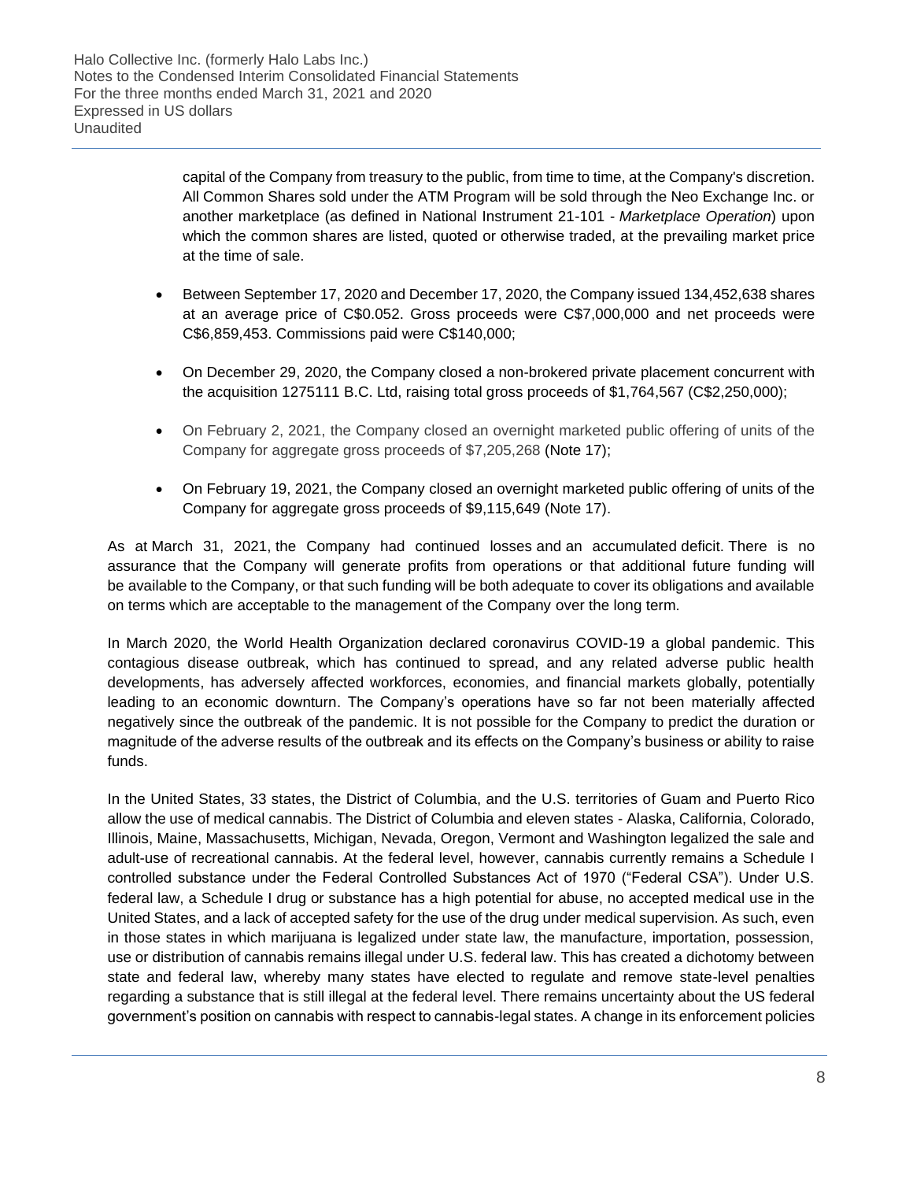capital of the Company from treasury to the public, from time to time, at the Company's discretion. All Common Shares sold under the ATM Program will be sold through the Neo Exchange Inc. or another marketplace (as defined in National Instrument 21-101 - *Marketplace Operation*) upon which the common shares are listed, quoted or otherwise traded, at the prevailing market price at the time of sale.

- Between September 17, 2020 and December 17, 2020, the Company issued 134,452,638 shares at an average price of C$0.052. Gross proceeds were C$7,000,000 and net proceeds were C$6,859,453. Commissions paid were C$140,000;

- On December 29, 2020, the Company closed a non-brokered private placement concurrent with the acquisition 1275111 B.C. Ltd, raising total gross proceeds of $1,764,567 (C$2,250,000);

- On February 2, 2021, the Company closed an overnight marketed public offering of units of the Company for aggregate gross proceeds of $7,205,268 (Note 17);

- On February 19, 2021, the Company closed an overnight marketed public offering of units of the Company for aggregate gross proceeds of $9,115,649 (Note 17).

As at March 31, 2021, the Company had continued losses and an accumulated deficit. There is no assurance that the Company will generate profits from operations or that additional future funding will be available to the Company, or that such funding will be both adequate to cover its obligations and available on terms which are acceptable to the management of the Company over the long term.

In March 2020, the World Health Organization declared coronavirus COVID-19 a global pandemic. This contagious disease outbreak, which has continued to spread, and any related adverse public health developments, has adversely affected workforces, economies, and financial markets globally, potentially leading to an economic downturn. The Company's operations have so far not been materially affected negatively since the outbreak of the pandemic. It is not possible for the Company to predict the duration or magnitude of the adverse results of the outbreak and its effects on the Company's business or ability to raise funds.

In the United States, 33 states, the District of Columbia, and the U.S. territories of Guam and Puerto Rico allow the use of medical cannabis. The District of Columbia and eleven states - Alaska, California, Colorado, Illinois, Maine, Massachusetts, Michigan, Nevada, Oregon, Vermont and Washington legalized the sale and adult-use of recreational cannabis. At the federal level, however, cannabis currently remains a Schedule I controlled substance under the Federal Controlled Substances Act of 1970 ("Federal CSA"). Under U.S. federal law, a Schedule I drug or substance has a high potential for abuse, no accepted medical use in the United States, and a lack of accepted safety for the use of the drug under medical supervision. As such, even in those states in which marijuana is legalized under state law, the manufacture, importation, possession, use or distribution of cannabis remains illegal under U.S. federal law. This has created a dichotomy between state and federal law, whereby many states have elected to regulate and remove state-level penalties regarding a substance that is still illegal at the federal level. There remains uncertainty about the US federal government's position on cannabis with respect to cannabis-legal states. A change in its enforcement policies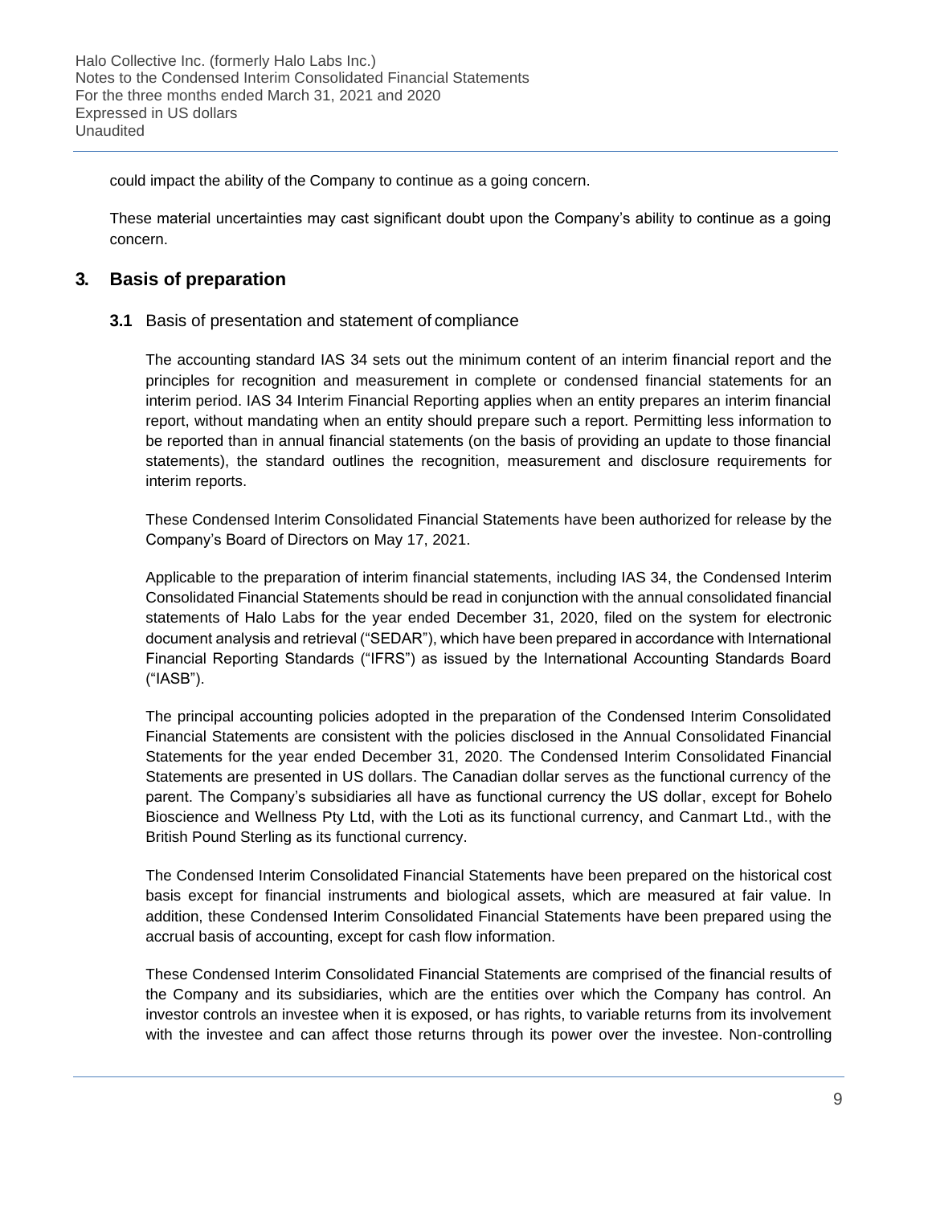could impact the ability of the Company to continue as a going concern.

These material uncertainties may cast significant doubt upon the Company's ability to continue as a going concern.

## 3. Basis of preparation

### 3.1 Basis of presentation and statement of compliance

The accounting standard IAS 34 sets out the minimum content of an interim financial report and the principles for recognition and measurement in complete or condensed financial statements for an interim period. IAS 34 Interim Financial Reporting applies when an entity prepares an interim financial report, without mandating when an entity should prepare such a report. Permitting less information to be reported than in annual financial statements (on the basis of providing an update to those financial statements), the standard outlines the recognition, measurement and disclosure requirements for interim reports.

These Condensed Interim Consolidated Financial Statements have been authorized for release by the Company's Board of Directors on May 17, 2021.

Applicable to the preparation of interim financial statements, including IAS 34, the Condensed Interim Consolidated Financial Statements should be read in conjunction with the annual consolidated financial statements of Halo Labs for the year ended December 31, 2020, filed on the system for electronic document analysis and retrieval ("SEDAR"), which have been prepared in accordance with International Financial Reporting Standards ("IFRS") as issued by the International Accounting Standards Board ("IASB").

The principal accounting policies adopted in the preparation of the Condensed Interim Consolidated Financial Statements are consistent with the policies disclosed in the Annual Consolidated Financial Statements for the year ended December 31, 2020. The Condensed Interim Consolidated Financial Statements are presented in US dollars. The Canadian dollar serves as the functional currency of the parent. The Company's subsidiaries all have as functional currency the US dollar, except for Bohelo Bioscience and Wellness Pty Ltd, with the Loti as its functional currency, and Canmart Ltd., with the British Pound Sterling as its functional currency.

The Condensed Interim Consolidated Financial Statements have been prepared on the historical cost basis except for financial instruments and biological assets, which are measured at fair value. In addition, these Condensed Interim Consolidated Financial Statements have been prepared using the accrual basis of accounting, except for cash flow information.

These Condensed Interim Consolidated Financial Statements are comprised of the financial results of the Company and its subsidiaries, which are the entities over which the Company has control. An investor controls an investee when it is exposed, or has rights, to variable returns from its involvement with the investee and can affect those returns through its power over the investee. Non-controlling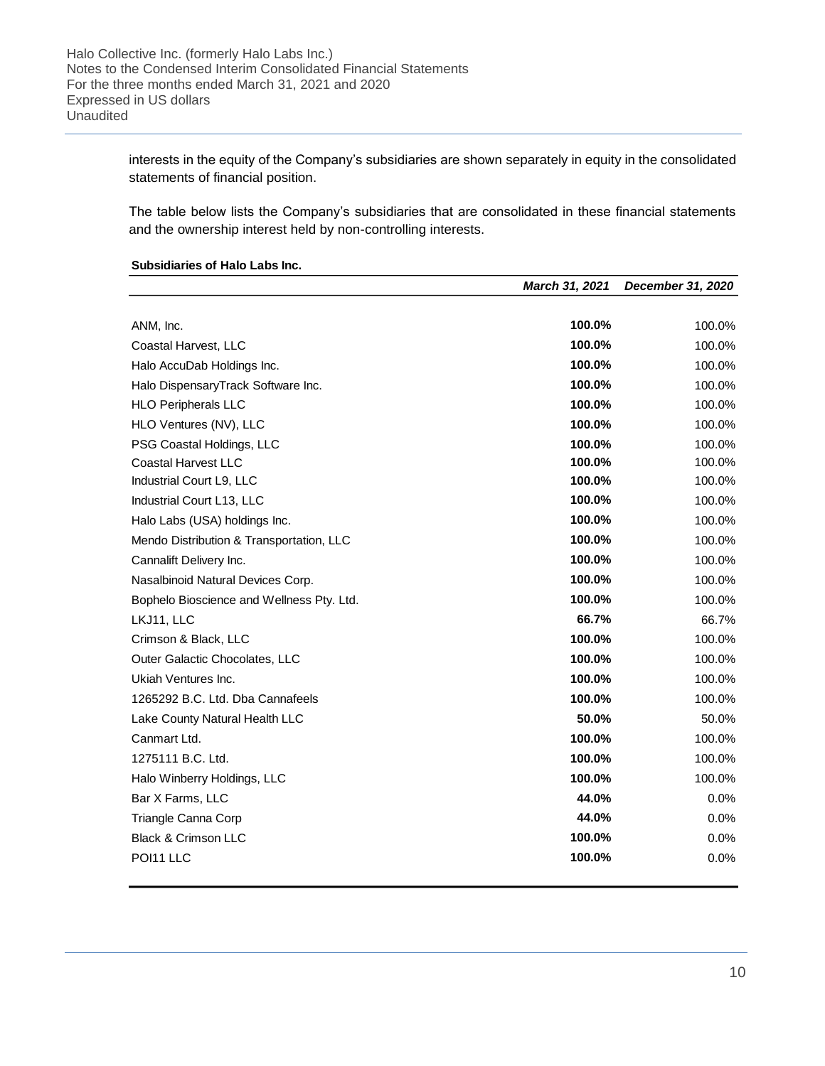interests in the equity of the Company's subsidiaries are shown separately in equity in the consolidated statements of financial position.

The table below lists the Company's subsidiaries that are consolidated in these financial statements and the ownership interest held by non-controlling interests.

**Subsidiaries of Halo Labs Inc.**

| | *March 31, 2021* | *December 31, 2020* |
|---|---|---|
| ANM, Inc. | **100.0%** | 100.0% |
| Coastal Harvest, LLC | **100.0%** | 100.0% |
| Halo AccuDab Holdings Inc. | **100.0%** | 100.0% |
| Halo DispensaryTrack Software Inc. | **100.0%** | 100.0% |
| HLO Peripherals LLC | **100.0%** | 100.0% |
| HLO Ventures (NV), LLC | **100.0%** | 100.0% |
| PSG Coastal Holdings, LLC | **100.0%** | 100.0% |
| Coastal Harvest LLC | **100.0%** | 100.0% |
| Industrial Court L9, LLC | **100.0%** | 100.0% |
| Industrial Court L13, LLC | **100.0%** | 100.0% |
| Halo Labs (USA) holdings Inc. | **100.0%** | 100.0% |
| Mendo Distribution & Transportation, LLC | **100.0%** | 100.0% |
| Cannalift Delivery Inc. | **100.0%** | 100.0% |
| Nasalbinoid Natural Devices Corp. | **100.0%** | 100.0% |
| Bophelo Bioscience and Wellness Pty. Ltd. | **100.0%** | 100.0% |
| LKJ11, LLC | **66.7%** | 66.7% |
| Crimson & Black, LLC | **100.0%** | 100.0% |
| Outer Galactic Chocolates, LLC | **100.0%** | 100.0% |
| Ukiah Ventures Inc. | **100.0%** | 100.0% |
| 1265292 B.C. Ltd. Dba Cannafeels | **100.0%** | 100.0% |
| Lake County Natural Health LLC | **50.0%** | 50.0% |
| Canmart Ltd. | **100.0%** | 100.0% |
| 1275111 B.C. Ltd. | **100.0%** | 100.0% |
| Halo Winberry Holdings, LLC | **100.0%** | 100.0% |
| Bar X Farms, LLC | **44.0%** | 0.0% |
| Triangle Canna Corp | **44.0%** | 0.0% |
| Black & Crimson LLC | **100.0%** | 0.0% |
| POI11 LLC | **100.0%** | 0.0% |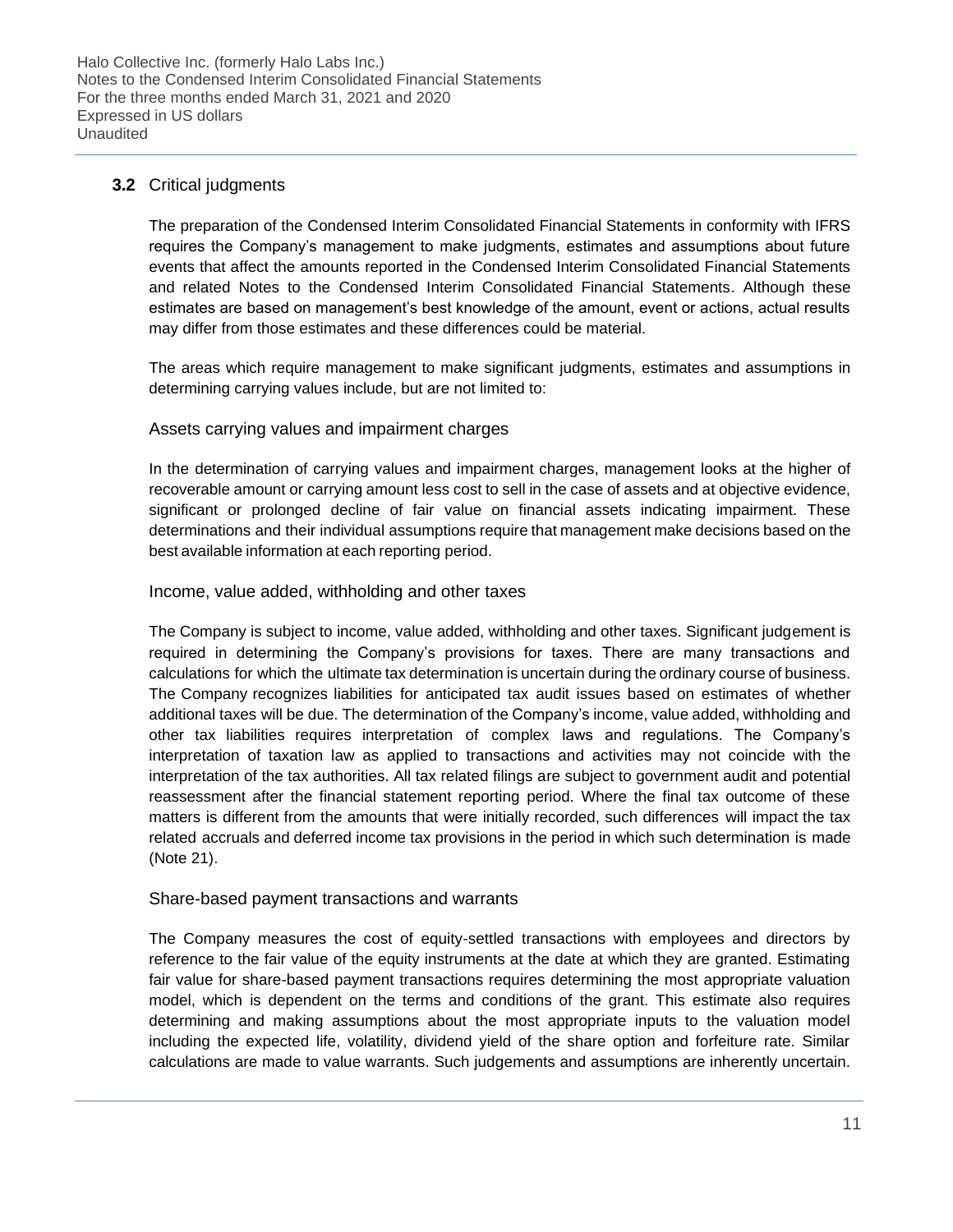## 3.2 Critical judgments

The preparation of the Condensed Interim Consolidated Financial Statements in conformity with IFRS requires the Company's management to make judgments, estimates and assumptions about future events that affect the amounts reported in the Condensed Interim Consolidated Financial Statements and related Notes to the Condensed Interim Consolidated Financial Statements. Although these estimates are based on management's best knowledge of the amount, event or actions, actual results may differ from those estimates and these differences could be material.

The areas which require management to make significant judgments, estimates and assumptions in determining carrying values include, but are not limited to:

### Assets carrying values and impairment charges

In the determination of carrying values and impairment charges, management looks at the higher of recoverable amount or carrying amount less cost to sell in the case of assets and at objective evidence, significant or prolonged decline of fair value on financial assets indicating impairment. These determinations and their individual assumptions require that management make decisions based on the best available information at each reporting period.

### Income, value added, withholding and other taxes

The Company is subject to income, value added, withholding and other taxes. Significant judgement is required in determining the Company's provisions for taxes. There are many transactions and calculations for which the ultimate tax determination is uncertain during the ordinary course of business. The Company recognizes liabilities for anticipated tax audit issues based on estimates of whether additional taxes will be due. The determination of the Company's income, value added, withholding and other tax liabilities requires interpretation of complex laws and regulations. The Company's interpretation of taxation law as applied to transactions and activities may not coincide with the interpretation of the tax authorities. All tax related filings are subject to government audit and potential reassessment after the financial statement reporting period. Where the final tax outcome of these matters is different from the amounts that were initially recorded, such differences will impact the tax related accruals and deferred income tax provisions in the period in which such determination is made (Note 21).

### Share-based payment transactions and warrants

The Company measures the cost of equity-settled transactions with employees and directors by reference to the fair value of the equity instruments at the date at which they are granted. Estimating fair value for share-based payment transactions requires determining the most appropriate valuation model, which is dependent on the terms and conditions of the grant. This estimate also requires determining and making assumptions about the most appropriate inputs to the valuation model including the expected life, volatility, dividend yield of the share option and forfeiture rate. Similar calculations are made to value warrants. Such judgements and assumptions are inherently uncertain.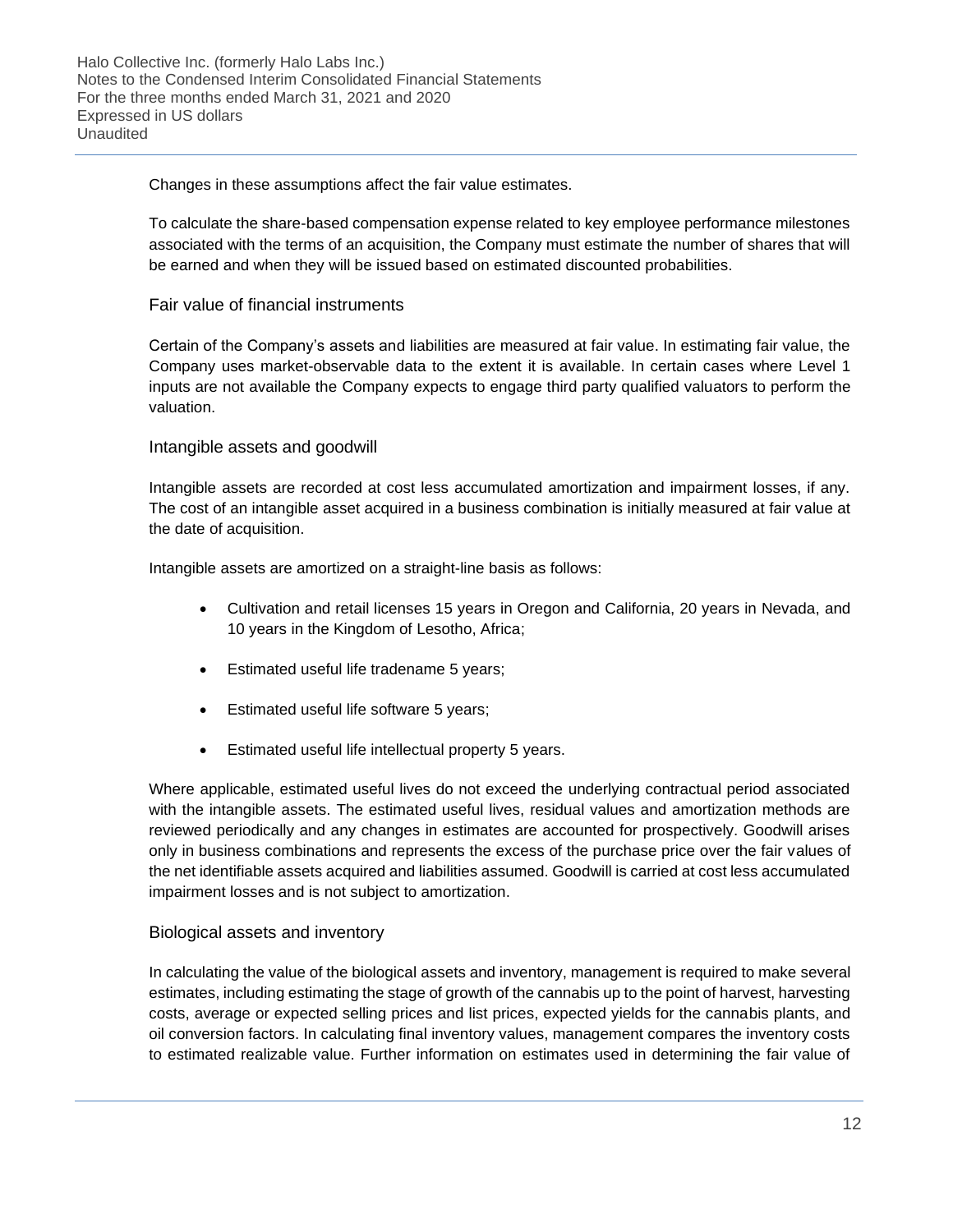Changes in these assumptions affect the fair value estimates.

To calculate the share-based compensation expense related to key employee performance milestones associated with the terms of an acquisition, the Company must estimate the number of shares that will be earned and when they will be issued based on estimated discounted probabilities.

### Fair value of financial instruments

Certain of the Company's assets and liabilities are measured at fair value. In estimating fair value, the Company uses market-observable data to the extent it is available. In certain cases where Level 1 inputs are not available the Company expects to engage third party qualified valuators to perform the valuation.

### Intangible assets and goodwill

Intangible assets are recorded at cost less accumulated amortization and impairment losses, if any. The cost of an intangible asset acquired in a business combination is initially measured at fair value at the date of acquisition.

Intangible assets are amortized on a straight-line basis as follows:

- Cultivation and retail licenses 15 years in Oregon and California, 20 years in Nevada, and 10 years in the Kingdom of Lesotho, Africa;
- Estimated useful life tradename 5 years;
- Estimated useful life software 5 years;
- Estimated useful life intellectual property 5 years.

Where applicable, estimated useful lives do not exceed the underlying contractual period associated with the intangible assets. The estimated useful lives, residual values and amortization methods are reviewed periodically and any changes in estimates are accounted for prospectively. Goodwill arises only in business combinations and represents the excess of the purchase price over the fair values of the net identifiable assets acquired and liabilities assumed. Goodwill is carried at cost less accumulated impairment losses and is not subject to amortization.

### Biological assets and inventory

In calculating the value of the biological assets and inventory, management is required to make several estimates, including estimating the stage of growth of the cannabis up to the point of harvest, harvesting costs, average or expected selling prices and list prices, expected yields for the cannabis plants, and oil conversion factors. In calculating final inventory values, management compares the inventory costs to estimated realizable value. Further information on estimates used in determining the fair value of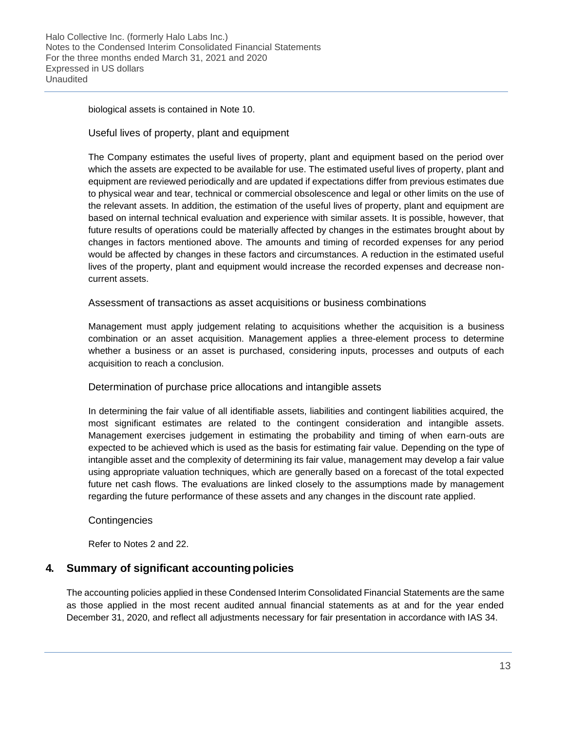biological assets is contained in Note 10.

### Useful lives of property, plant and equipment

The Company estimates the useful lives of property, plant and equipment based on the period over which the assets are expected to be available for use. The estimated useful lives of property, plant and equipment are reviewed periodically and are updated if expectations differ from previous estimates due to physical wear and tear, technical or commercial obsolescence and legal or other limits on the use of the relevant assets. In addition, the estimation of the useful lives of property, plant and equipment are based on internal technical evaluation and experience with similar assets. It is possible, however, that future results of operations could be materially affected by changes in the estimates brought about by changes in factors mentioned above. The amounts and timing of recorded expenses for any period would be affected by changes in these factors and circumstances. A reduction in the estimated useful lives of the property, plant and equipment would increase the recorded expenses and decrease non-current assets.

### Assessment of transactions as asset acquisitions or business combinations

Management must apply judgement relating to acquisitions whether the acquisition is a business combination or an asset acquisition. Management applies a three-element process to determine whether a business or an asset is purchased, considering inputs, processes and outputs of each acquisition to reach a conclusion.

### Determination of purchase price allocations and intangible assets

In determining the fair value of all identifiable assets, liabilities and contingent liabilities acquired, the most significant estimates are related to the contingent consideration and intangible assets. Management exercises judgement in estimating the probability and timing of when earn-outs are expected to be achieved which is used as the basis for estimating fair value. Depending on the type of intangible asset and the complexity of determining its fair value, management may develop a fair value using appropriate valuation techniques, which are generally based on a forecast of the total expected future net cash flows. The evaluations are linked closely to the assumptions made by management regarding the future performance of these assets and any changes in the discount rate applied.

### Contingencies

Refer to Notes 2 and 22.

## 4. Summary of significant accounting policies

The accounting policies applied in these Condensed Interim Consolidated Financial Statements are the same as those applied in the most recent audited annual financial statements as at and for the year ended December 31, 2020, and reflect all adjustments necessary for fair presentation in accordance with IAS 34.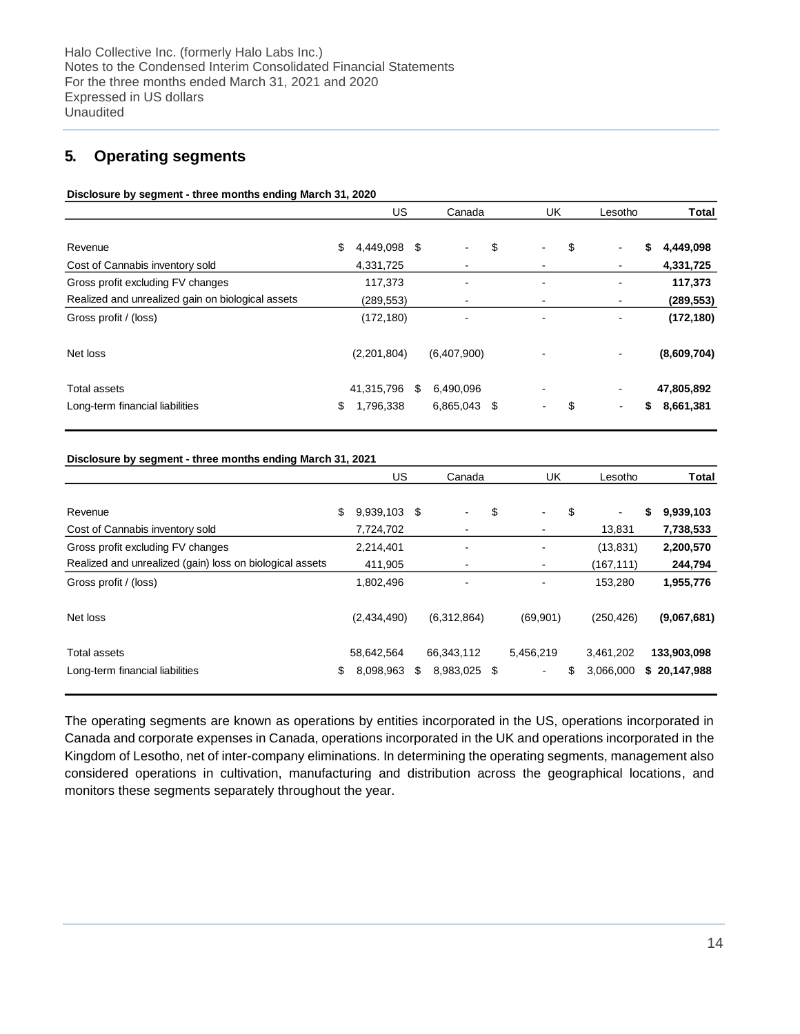## 5. Operating segments

**Disclosure by segment - three months ending March 31, 2020**

| | US | Canada | UK | Lesotho | Total |
|---|---|---|---|---|---|
| Revenue | $ 4,449,098 | $ - | $ - | $ - | **$ 4,449,098** |
| Cost of Cannabis inventory sold | 4,331,725 | - | - | - | **4,331,725** |
| Gross profit excluding FV changes | 117,373 | - | - | - | **117,373** |
| Realized and unrealized gain on biological assets | (289,553) | - | - | - | **(289,553)** |
| Gross profit / (loss) | (172,180) | - | - | - | **(172,180)** |
| Net loss | (2,201,804) | (6,407,900) | - | - | **(8,609,704)** |
| Total assets | 41,315,796 | $ 6,490,096 | - | - | **47,805,892** |
| Long-term financial liabilities | $ 1,796,338 | 6,865,043 | $ - | $ - | **$ 8,661,381** |

**Disclosure by segment - three months ending March 31, 2021**

| | US | Canada | UK | Lesotho | Total |
|---|---|---|---|---|---|
| Revenue | $ 9,939,103 | $ - | $ - | $ - | **$ 9,939,103** |
| Cost of Cannabis inventory sold | 7,724,702 | - | - | 13,831 | **7,738,533** |
| Gross profit excluding FV changes | 2,214,401 | - | - | (13,831) | **2,200,570** |
| Realized and unrealized (gain) loss on biological assets | 411,905 | - | - | (167,111) | **244,794** |
| Gross profit / (loss) | 1,802,496 | - | - | 153,280 | **1,955,776** |
| Net loss | (2,434,490) | (6,312,864) | (69,901) | (250,426) | **(9,067,681)** |
| Total assets | 58,642,564 | 66,343,112 | 5,456,219 | 3,461,202 | **133,903,098** |
| Long-term financial liabilities | $ 8,098,963 | $ 8,983,025 | $ - | $ 3,066,000 | **$ 20,147,988** |

The operating segments are known as operations by entities incorporated in the US, operations incorporated in Canada and corporate expenses in Canada, operations incorporated in the UK and operations incorporated in the Kingdom of Lesotho, net of inter-company eliminations. In determining the operating segments, management also considered operations in cultivation, manufacturing and distribution across the geographical locations, and monitors these segments separately throughout the year.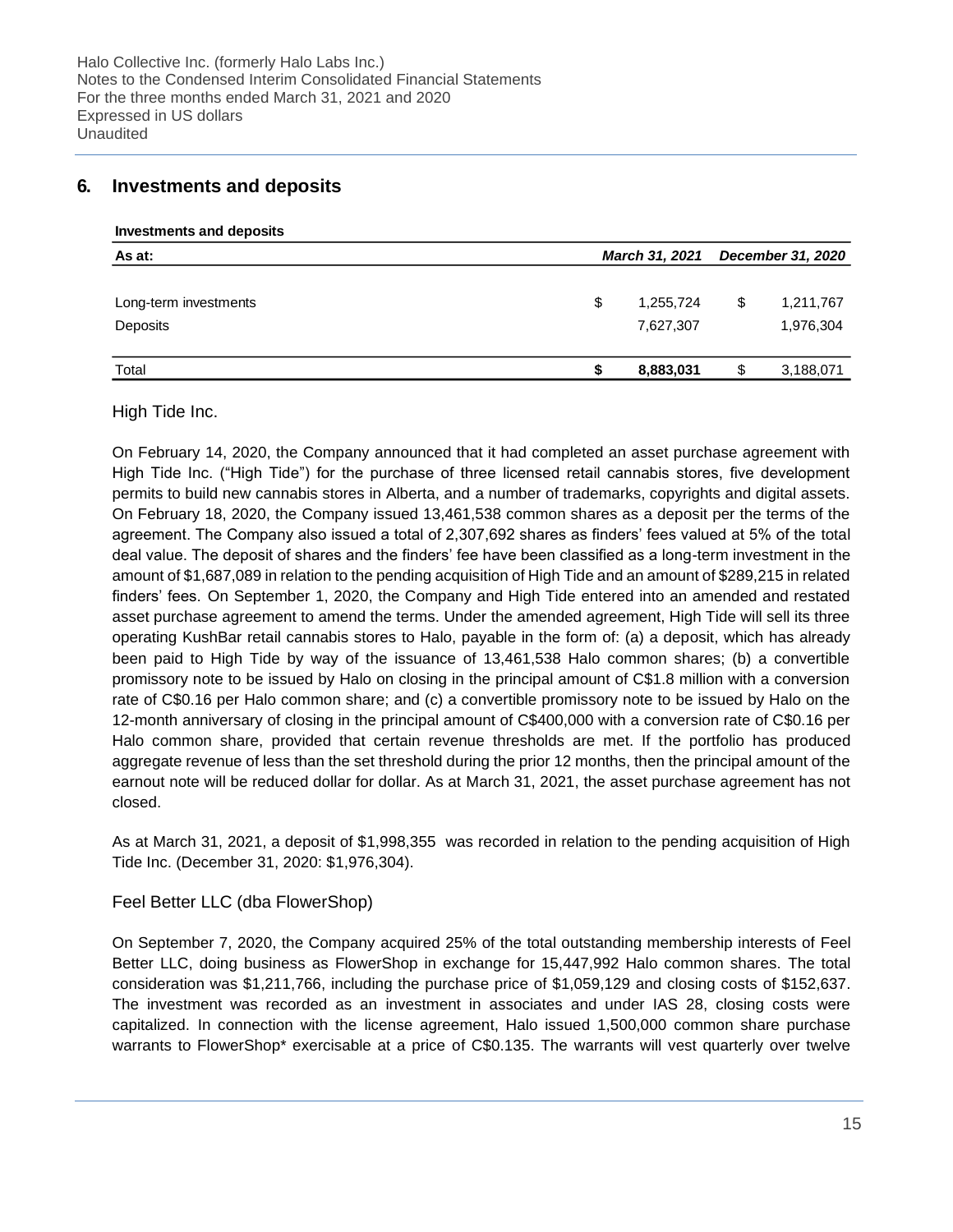## 6. Investments and deposits

**Investments and deposits**

| As at: | *March 31, 2021* | *December 31, 2020* |
|---|---|---|
| Long-term investments | $ 1,255,724 | $ 1,211,767 |
| Deposits | 7,627,307 | 1,976,304 |
| Total | **$ 8,883,031** | $ 3,188,071 |

### High Tide Inc.

On February 14, 2020, the Company announced that it had completed an asset purchase agreement with High Tide Inc. ("High Tide") for the purchase of three licensed retail cannabis stores, five development permits to build new cannabis stores in Alberta, and a number of trademarks, copyrights and digital assets. On February 18, 2020, the Company issued 13,461,538 common shares as a deposit per the terms of the agreement. The Company also issued a total of 2,307,692 shares as finders' fees valued at 5% of the total deal value. The deposit of shares and the finders' fee have been classified as a long-term investment in the amount of $1,687,089 in relation to the pending acquisition of High Tide and an amount of $289,215 in related finders' fees. On September 1, 2020, the Company and High Tide entered into an amended and restated asset purchase agreement to amend the terms. Under the amended agreement, High Tide will sell its three operating KushBar retail cannabis stores to Halo, payable in the form of: (a) a deposit, which has already been paid to High Tide by way of the issuance of 13,461,538 Halo common shares; (b) a convertible promissory note to be issued by Halo on closing in the principal amount of C$1.8 million with a conversion rate of C$0.16 per Halo common share; and (c) a convertible promissory note to be issued by Halo on the 12-month anniversary of closing in the principal amount of C$400,000 with a conversion rate of C$0.16 per Halo common share, provided that certain revenue thresholds are met. If the portfolio has produced aggregate revenue of less than the set threshold during the prior 12 months, then the principal amount of the earnout note will be reduced dollar for dollar. As at March 31, 2021, the asset purchase agreement has not closed.

As at March 31, 2021, a deposit of $1,998,355 was recorded in relation to the pending acquisition of High Tide Inc. (December 31, 2020: $1,976,304).

### Feel Better LLC (dba FlowerShop)

On September 7, 2020, the Company acquired 25% of the total outstanding membership interests of Feel Better LLC, doing business as FlowerShop in exchange for 15,447,992 Halo common shares. The total consideration was $1,211,766, including the purchase price of $1,059,129 and closing costs of $152,637. The investment was recorded as an investment in associates and under IAS 28, closing costs were capitalized. In connection with the license agreement, Halo issued 1,500,000 common share purchase warrants to FlowerShop* exercisable at a price of C$0.135. The warrants will vest quarterly over twelve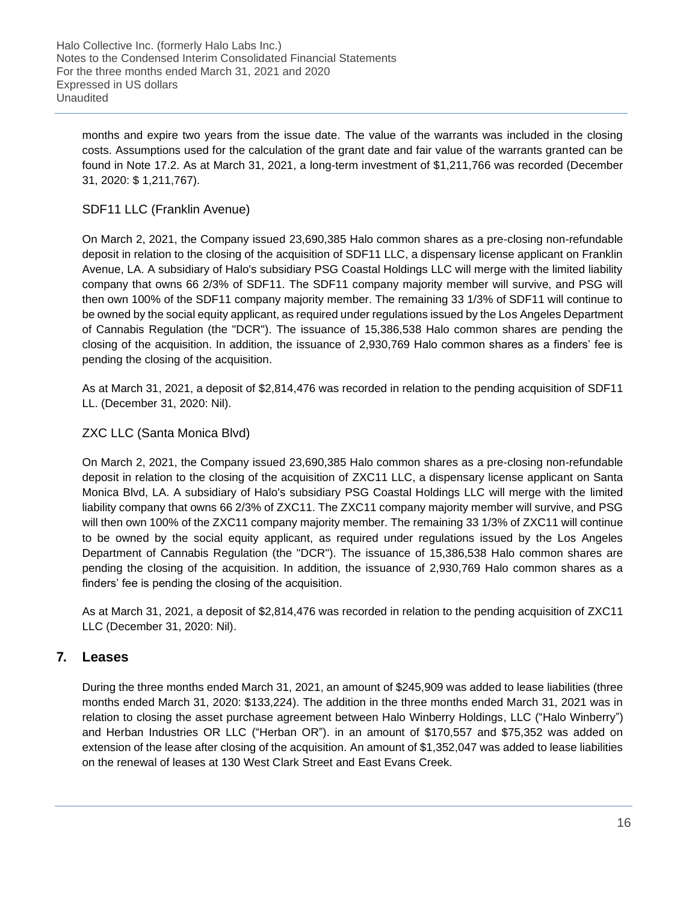months and expire two years from the issue date. The value of the warrants was included in the closing costs. Assumptions used for the calculation of the grant date and fair value of the warrants granted can be found in Note 17.2. As at March 31, 2021, a long-term investment of $1,211,766 was recorded (December 31, 2020: $ 1,211,767).

### SDF11 LLC (Franklin Avenue)

On March 2, 2021, the Company issued 23,690,385 Halo common shares as a pre-closing non-refundable deposit in relation to the closing of the acquisition of SDF11 LLC, a dispensary license applicant on Franklin Avenue, LA. A subsidiary of Halo's subsidiary PSG Coastal Holdings LLC will merge with the limited liability company that owns 66 2/3% of SDF11. The SDF11 company majority member will survive, and PSG will then own 100% of the SDF11 company majority member. The remaining 33 1/3% of SDF11 will continue to be owned by the social equity applicant, as required under regulations issued by the Los Angeles Department of Cannabis Regulation (the "DCR"). The issuance of 15,386,538 Halo common shares are pending the closing of the acquisition. In addition, the issuance of 2,930,769 Halo common shares as a finders' fee is pending the closing of the acquisition.

As at March 31, 2021, a deposit of $2,814,476 was recorded in relation to the pending acquisition of SDF11 LL. (December 31, 2020: Nil).

### ZXC LLC (Santa Monica Blvd)

On March 2, 2021, the Company issued 23,690,385 Halo common shares as a pre-closing non-refundable deposit in relation to the closing of the acquisition of ZXC11 LLC, a dispensary license applicant on Santa Monica Blvd, LA. A subsidiary of Halo's subsidiary PSG Coastal Holdings LLC will merge with the limited liability company that owns 66 2/3% of ZXC11. The ZXC11 company majority member will survive, and PSG will then own 100% of the ZXC11 company majority member. The remaining 33 1/3% of ZXC11 will continue to be owned by the social equity applicant, as required under regulations issued by the Los Angeles Department of Cannabis Regulation (the "DCR"). The issuance of 15,386,538 Halo common shares are pending the closing of the acquisition. In addition, the issuance of 2,930,769 Halo common shares as a finders' fee is pending the closing of the acquisition.

As at March 31, 2021, a deposit of $2,814,476 was recorded in relation to the pending acquisition of ZXC11 LLC (December 31, 2020: Nil).

## 7. Leases

During the three months ended March 31, 2021, an amount of $245,909 was added to lease liabilities (three months ended March 31, 2020: $133,224). The addition in the three months ended March 31, 2021 was in relation to closing the asset purchase agreement between Halo Winberry Holdings, LLC ("Halo Winberry") and Herban Industries OR LLC ("Herban OR"). in an amount of $170,557 and $75,352 was added on extension of the lease after closing of the acquisition. An amount of $1,352,047 was added to lease liabilities on the renewal of leases at 130 West Clark Street and East Evans Creek.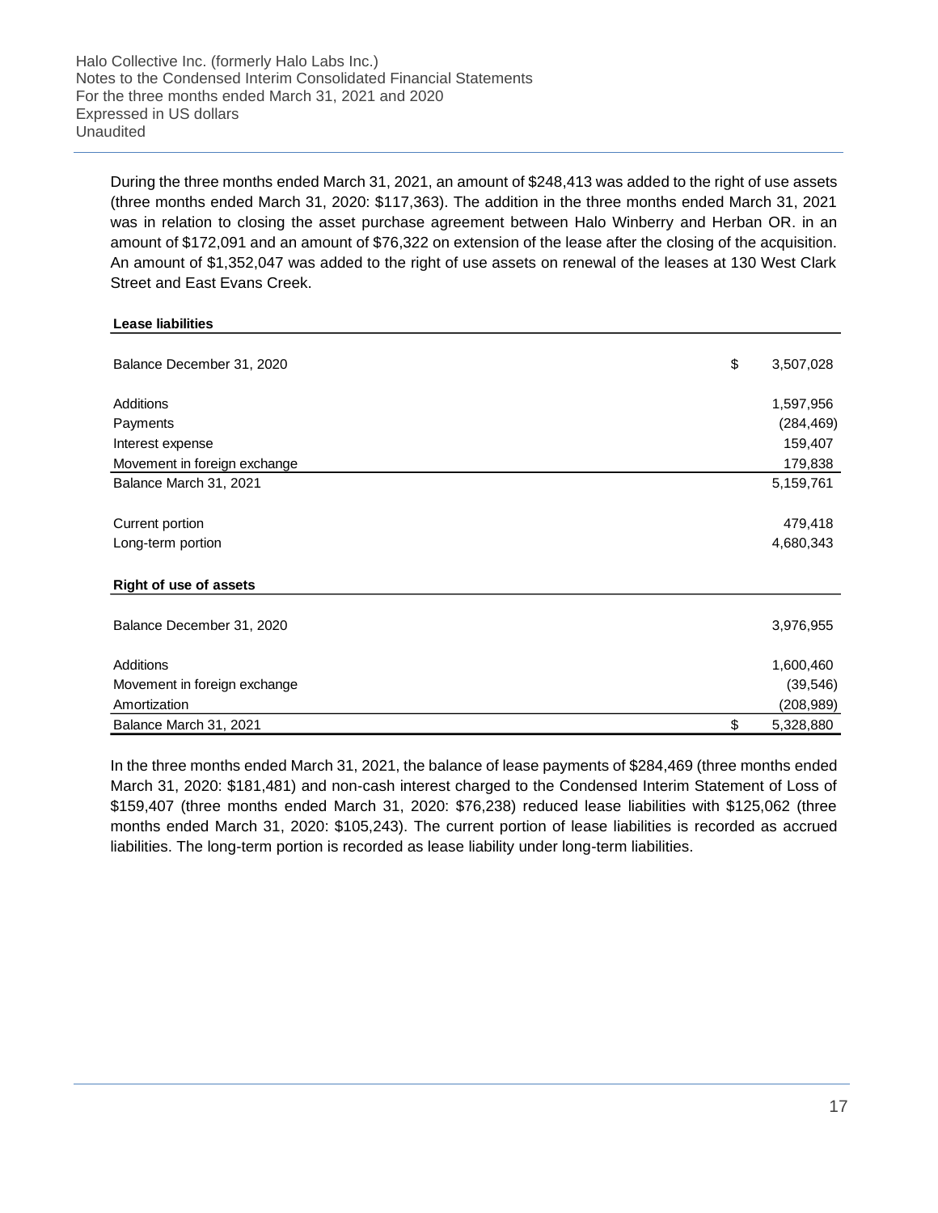During the three months ended March 31, 2021, an amount of $248,413 was added to the right of use assets (three months ended March 31, 2020: $117,363). The addition in the three months ended March 31, 2021 was in relation to closing the asset purchase agreement between Halo Winberry and Herban OR. in an amount of $172,091 and an amount of $76,322 on extension of the lease after the closing of the acquisition. An amount of $1,352,047 was added to the right of use assets on renewal of the leases at 130 West Clark Street and East Evans Creek.

| **Lease liabilities** | | |
|---|---|---|
| Balance December 31, 2020 | $ | 3,507,028 |
| Additions | | 1,597,956 |
| Payments | | (284,469) |
| Interest expense | | 159,407 |
| Movement in foreign exchange | | 179,838 |
| Balance March 31, 2021 | | 5,159,761 |
| Current portion | | 479,418 |
| Long-term portion | | 4,680,343 |

| **Right of use of assets** | | |
|---|---|---|
| Balance December 31, 2020 | | 3,976,955 |
| Additions | | 1,600,460 |
| Movement in foreign exchange | | (39,546) |
| Amortization | | (208,989) |
| Balance March 31, 2021 | $ | 5,328,880 |

In the three months ended March 31, 2021, the balance of lease payments of $284,469 (three months ended March 31, 2020: $181,481) and non-cash interest charged to the Condensed Interim Statement of Loss of $159,407 (three months ended March 31, 2020: $76,238) reduced lease liabilities with $125,062 (three months ended March 31, 2020: $105,243). The current portion of lease liabilities is recorded as accrued liabilities. The long-term portion is recorded as lease liability under long-term liabilities.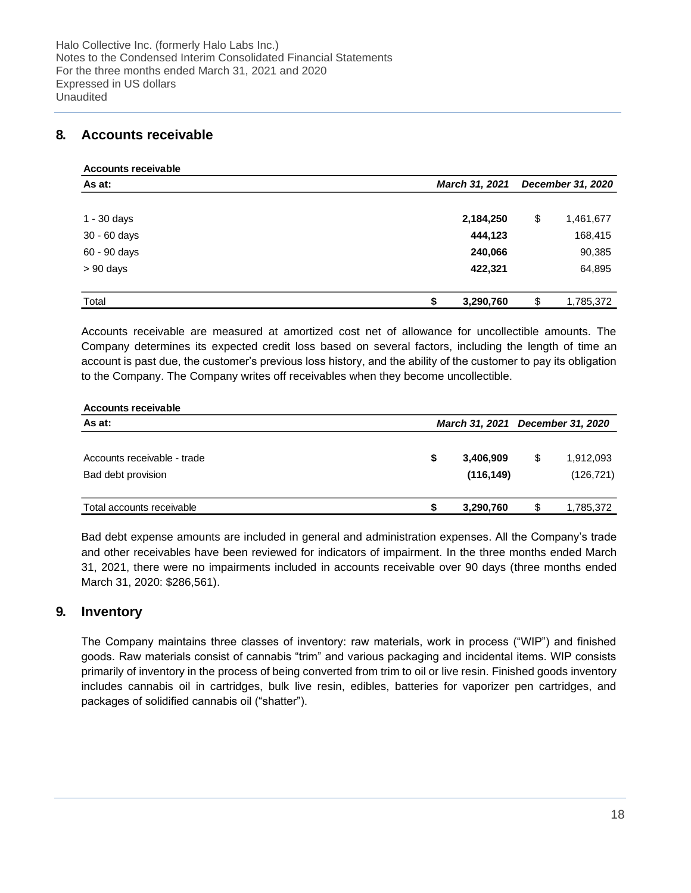## 8. Accounts receivable

**Accounts receivable**

| As at: | | *March 31, 2021* | | *December 31, 2020* |
|---|---|---|---|---|
| 1 - 30 days | | **2,184,250** | $ | 1,461,677 |
| 30 - 60 days | | **444,123** | | 168,415 |
| 60 - 90 days | | **240,066** | | 90,385 |
| > 90 days | | **422,321** | | 64,895 |
| Total | **$** | **3,290,760** | $ | 1,785,372 |

Accounts receivable are measured at amortized cost net of allowance for uncollectible amounts. The Company determines its expected credit loss based on several factors, including the length of time an account is past due, the customer's previous loss history, and the ability of the customer to pay its obligation to the Company. The Company writes off receivables when they become uncollectible.

**Accounts receivable**

| As at: | | *March 31, 2021* | | *December 31, 2020* |
|---|---|---|---|---|
| Accounts receivable - trade | **$** | **3,406,909** | $ | 1,912,093 |
| Bad debt provision | | **(116,149)** | | (126,721) |
| Total accounts receivable | **$** | **3,290,760** | $ | 1,785,372 |

Bad debt expense amounts are included in general and administration expenses. All the Company's trade and other receivables have been reviewed for indicators of impairment. In the three months ended March 31, 2021, there were no impairments included in accounts receivable over 90 days (three months ended March 31, 2020: $286,561).

## 9. Inventory

The Company maintains three classes of inventory: raw materials, work in process ("WIP") and finished goods. Raw materials consist of cannabis "trim" and various packaging and incidental items. WIP consists primarily of inventory in the process of being converted from trim to oil or live resin. Finished goods inventory includes cannabis oil in cartridges, bulk live resin, edibles, batteries for vaporizer pen cartridges, and packages of solidified cannabis oil ("shatter").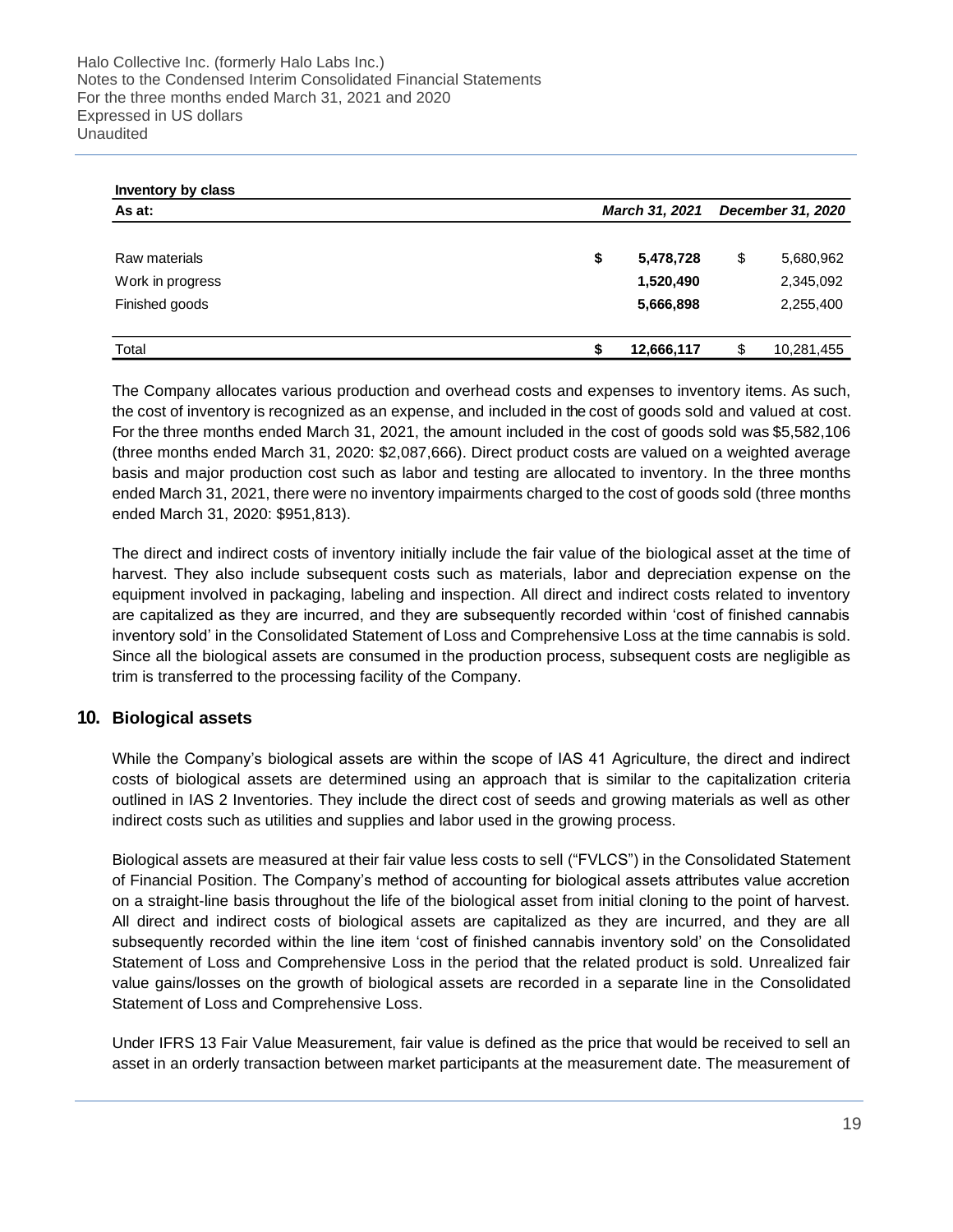**Inventory by class**

| As at: | March 31, 2021 | December 31, 2020 |
|---|---|---|
| Raw materials | **$ 5,478,728** | $ 5,680,962 |
| Work in progress | **1,520,490** | 2,345,092 |
| Finished goods | **5,666,898** | 2,255,400 |
| Total | **$ 12,666,117** | $ 10,281,455 |

The Company allocates various production and overhead costs and expenses to inventory items. As such, the cost of inventory is recognized as an expense, and included in the cost of goods sold and valued at cost. For the three months ended March 31, 2021, the amount included in the cost of goods sold was $5,582,106 (three months ended March 31, 2020: $2,087,666). Direct product costs are valued on a weighted average basis and major production cost such as labor and testing are allocated to inventory. In the three months ended March 31, 2021, there were no inventory impairments charged to the cost of goods sold (three months ended March 31, 2020: $951,813).

The direct and indirect costs of inventory initially include the fair value of the biological asset at the time of harvest. They also include subsequent costs such as materials, labor and depreciation expense on the equipment involved in packaging, labeling and inspection. All direct and indirect costs related to inventory are capitalized as they are incurred, and they are subsequently recorded within 'cost of finished cannabis inventory sold' in the Consolidated Statement of Loss and Comprehensive Loss at the time cannabis is sold. Since all the biological assets are consumed in the production process, subsequent costs are negligible as trim is transferred to the processing facility of the Company.

## 10. Biological assets

While the Company's biological assets are within the scope of IAS 41 Agriculture, the direct and indirect costs of biological assets are determined using an approach that is similar to the capitalization criteria outlined in IAS 2 Inventories. They include the direct cost of seeds and growing materials as well as other indirect costs such as utilities and supplies and labor used in the growing process.

Biological assets are measured at their fair value less costs to sell ("FVLCS") in the Consolidated Statement of Financial Position. The Company's method of accounting for biological assets attributes value accretion on a straight-line basis throughout the life of the biological asset from initial cloning to the point of harvest. All direct and indirect costs of biological assets are capitalized as they are incurred, and they are all subsequently recorded within the line item 'cost of finished cannabis inventory sold' on the Consolidated Statement of Loss and Comprehensive Loss in the period that the related product is sold. Unrealized fair value gains/losses on the growth of biological assets are recorded in a separate line in the Consolidated Statement of Loss and Comprehensive Loss.

Under IFRS 13 Fair Value Measurement, fair value is defined as the price that would be received to sell an asset in an orderly transaction between market participants at the measurement date. The measurement of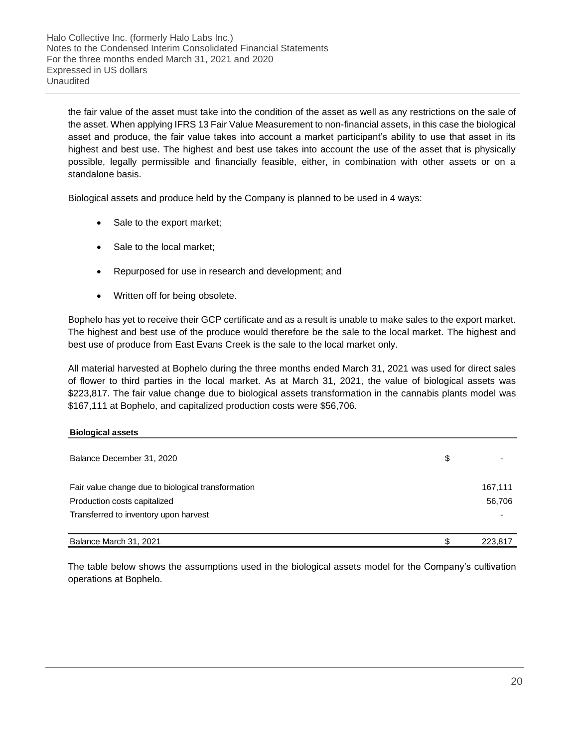the fair value of the asset must take into the condition of the asset as well as any restrictions on the sale of the asset. When applying IFRS 13 Fair Value Measurement to non-financial assets, in this case the biological asset and produce, the fair value takes into account a market participant's ability to use that asset in its highest and best use. The highest and best use takes into account the use of the asset that is physically possible, legally permissible and financially feasible, either, in combination with other assets or on a standalone basis.

Biological assets and produce held by the Company is planned to be used in 4 ways:

- Sale to the export market;
- Sale to the local market;
- Repurposed for use in research and development; and
- Written off for being obsolete.

Bophelo has yet to receive their GCP certificate and as a result is unable to make sales to the export market. The highest and best use of the produce would therefore be the sale to the local market. The highest and best use of produce from East Evans Creek is the sale to the local market only.

All material harvested at Bophelo during the three months ended March 31, 2021 was used for direct sales of flower to third parties in the local market. As at March 31, 2021, the value of biological assets was $223,817. The fair value change due to biological assets transformation in the cannabis plants model was $167,111 at Bophelo, and capitalized production costs were $56,706.

| **Biological assets** | | |
|---|---|---|
| Balance December 31, 2020 | $ | - |
| Fair value change due to biological transformation | | 167,111 |
| Production costs capitalized | | 56,706 |
| Transferred to inventory upon harvest | | - |
| Balance March 31, 2021 | $ | 223,817 |

The table below shows the assumptions used in the biological assets model for the Company's cultivation operations at Bophelo.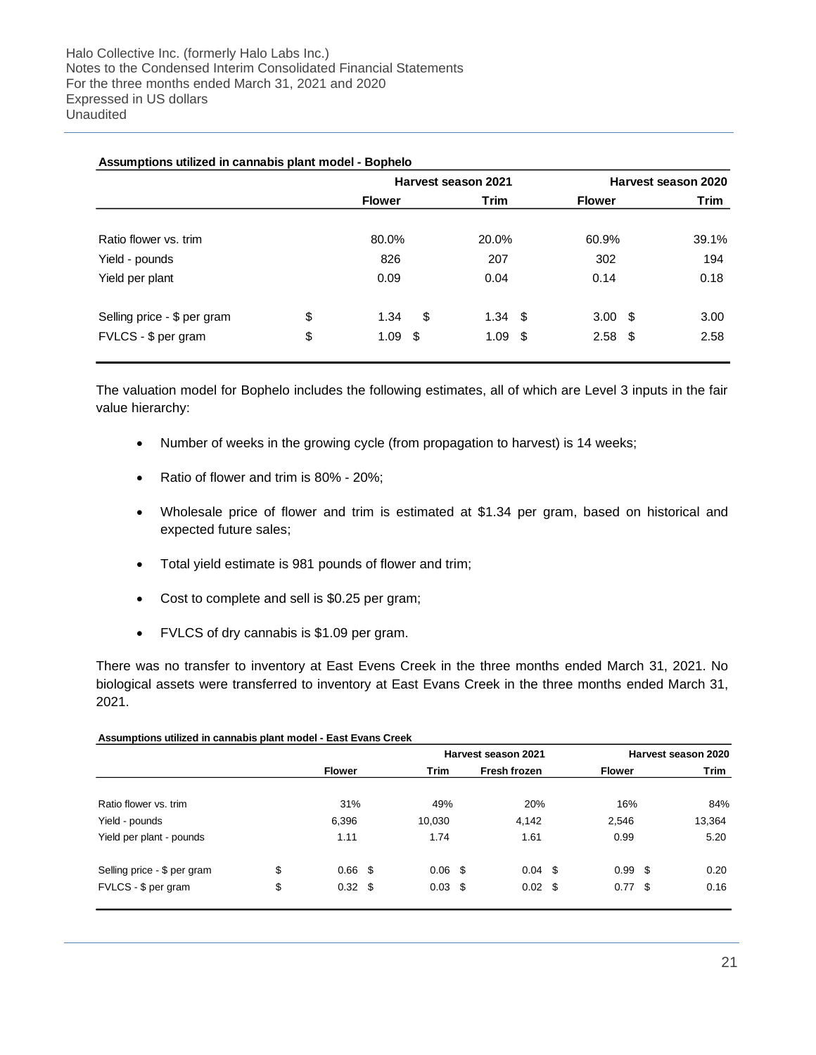**Assumptions utilized in cannabis plant model - Bophelo**

| | Harvest season 2021 | | Harvest season 2020 | |
|---|---|---|---|---|
| | **Flower** | **Trim** | **Flower** | **Trim** |
| Ratio flower vs. trim | 80.0% | 20.0% | 60.9% | 39.1% |
| Yield - pounds | 826 | 207 | 302 | 194 |
| Yield per plant | 0.09 | 0.04 | 0.14 | 0.18 |
| Selling price - $ per gram | $ 1.34 | $ 1.34 | $ 3.00 | $ 3.00 |
| FVLCS - $ per gram | $ 1.09 | $ 1.09 | $ 2.58 | $ 2.58 |

The valuation model for Bophelo includes the following estimates, all of which are Level 3 inputs in the fair value hierarchy:

- Number of weeks in the growing cycle (from propagation to harvest) is 14 weeks;
- Ratio of flower and trim is 80% - 20%;
- Wholesale price of flower and trim is estimated at $1.34 per gram, based on historical and expected future sales;
- Total yield estimate is 981 pounds of flower and trim;
- Cost to complete and sell is $0.25 per gram;
- FVLCS of dry cannabis is $1.09 per gram.

There was no transfer to inventory at East Evens Creek in the three months ended March 31, 2021. No biological assets were transferred to inventory at East Evans Creek in the three months ended March 31, 2021.

**Assumptions utilized in cannabis plant model - East Evans Creek**

| | Harvest season 2021 | | | Harvest season 2020 | |
|---|---|---|---|---|---|
| | **Flower** | **Trim** | **Fresh frozen** | **Flower** | **Trim** |
| Ratio flower vs. trim | 31% | 49% | 20% | 16% | 84% |
| Yield - pounds | 6,396 | 10,030 | 4,142 | 2,546 | 13,364 |
| Yield per plant - pounds | 1.11 | 1.74 | 1.61 | 0.99 | 5.20 |
| Selling price - $ per gram | $ 0.66 | $ 0.06 | $ 0.04 | $ 0.99 | $ 0.20 |
| FVLCS - $ per gram | $ 0.32 | $ 0.03 | $ 0.02 | $ 0.77 | $ 0.16 |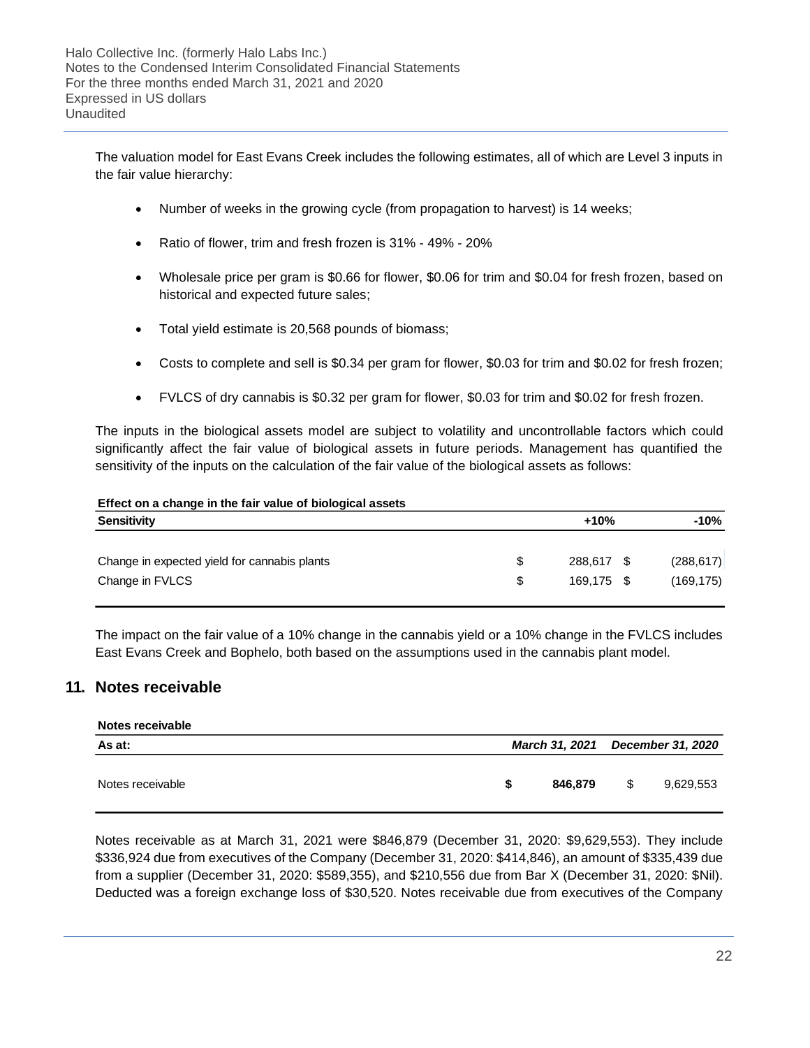The valuation model for East Evans Creek includes the following estimates, all of which are Level 3 inputs in the fair value hierarchy:

- Number of weeks in the growing cycle (from propagation to harvest) is 14 weeks;
- Ratio of flower, trim and fresh frozen is 31% - 49% - 20%
- Wholesale price per gram is $0.66 for flower, $0.06 for trim and $0.04 for fresh frozen, based on historical and expected future sales;
- Total yield estimate is 20,568 pounds of biomass;
- Costs to complete and sell is $0.34 per gram for flower, $0.03 for trim and $0.02 for fresh frozen;
- FVLCS of dry cannabis is $0.32 per gram for flower, $0.03 for trim and $0.02 for fresh frozen.

The inputs in the biological assets model are subject to volatility and uncontrollable factors which could significantly affect the fair value of biological assets in future periods. Management has quantified the sensitivity of the inputs on the calculation of the fair value of the biological assets as follows:

**Effect on a change in the fair value of biological assets**

| Sensitivity | +10% | -10% |
|---|---|---|
| Change in expected yield for cannabis plants | $ 288,617 | $ (288,617) |
| Change in FVLCS | $ 169,175 | $ (169,175) |

The impact on the fair value of a 10% change in the cannabis yield or a 10% change in the FVLCS includes East Evans Creek and Bophelo, both based on the assumptions used in the cannabis plant model.

## 11. Notes receivable

**Notes receivable**

| As at: | *March 31, 2021* | *December 31, 2020* |
|---|---|---|
| Notes receivable | **$ 846,879** | $ 9,629,553 |

Notes receivable as at March 31, 2021 were $846,879 (December 31, 2020: $9,629,553). They include $336,924 due from executives of the Company (December 31, 2020: $414,846), an amount of $335,439 due from a supplier (December 31, 2020: $589,355), and $210,556 due from Bar X (December 31, 2020: $Nil). Deducted was a foreign exchange loss of $30,520. Notes receivable due from executives of the Company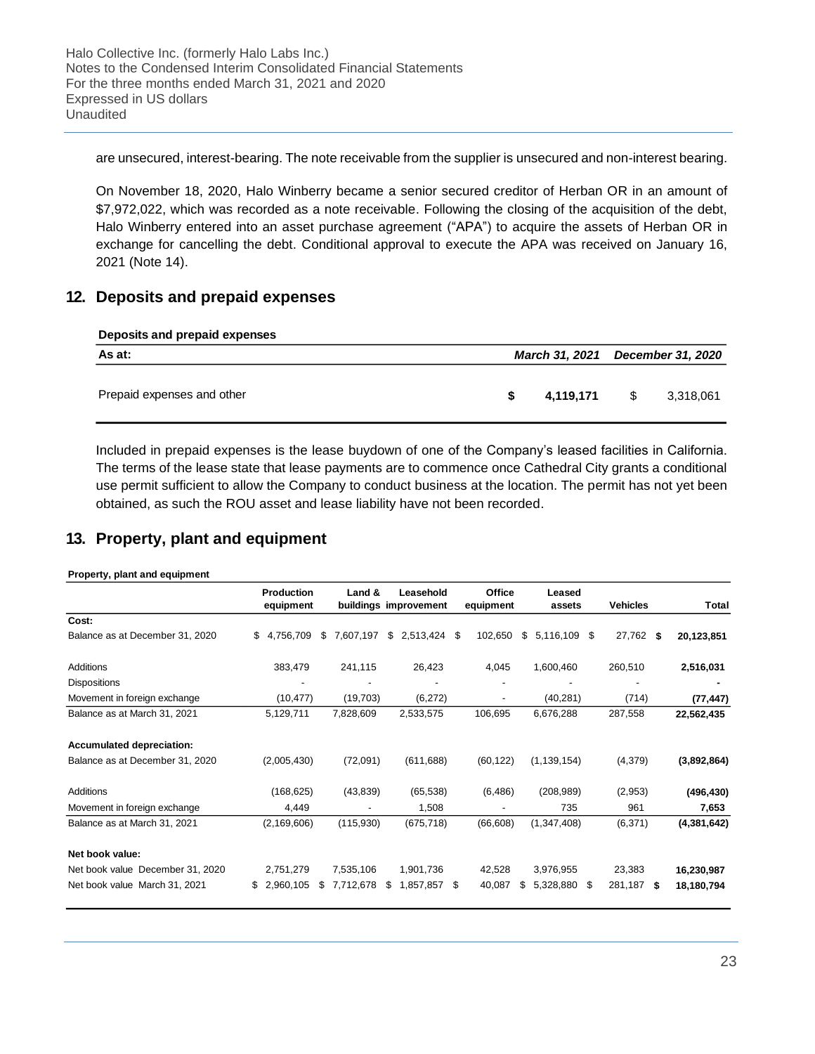are unsecured, interest-bearing. The note receivable from the supplier is unsecured and non-interest bearing.

On November 18, 2020, Halo Winberry became a senior secured creditor of Herban OR in an amount of $7,972,022, which was recorded as a note receivable. Following the closing of the acquisition of the debt, Halo Winberry entered into an asset purchase agreement ("APA") to acquire the assets of Herban OR in exchange for cancelling the debt. Conditional approval to execute the APA was received on January 16, 2021 (Note 14).

## 12. Deposits and prepaid expenses

**Deposits and prepaid expenses**

| As at: | *March 31, 2021* | *December 31, 2020* |
|---|---|---|
| Prepaid expenses and other | **$ 4,119,171** | $ 3,318,061 |

Included in prepaid expenses is the lease buydown of one of the Company's leased facilities in California. The terms of the lease state that lease payments are to commence once Cathedral City grants a conditional use permit sufficient to allow the Company to conduct business at the location. The permit has not yet been obtained, as such the ROU asset and lease liability have not been recorded.

## 13. Property, plant and equipment

**Property, plant and equipment**

| | Production equipment | Land & buildings | Leasehold improvement | Office equipment | Leased assets | Vehicles | Total |
|---|---|---|---|---|---|---|---|
| **Cost:** | | | | | | | |
| Balance as at December 31, 2020 | $ 4,756,709 | $ 7,607,197 | $ 2,513,424 | $ 102,650 | $ 5,116,109 | $ 27,762 | **$ 20,123,851** |
| Additions | 383,479 | 241,115 | 26,423 | 4,045 | 1,600,460 | 260,510 | **2,516,031** |
| Dispositions | - | - | - | - | - | - | **-** |
| Movement in foreign exchange | (10,477) | (19,703) | (6,272) | - | (40,281) | (714) | **(77,447)** |
| Balance as at March 31, 2021 | 5,129,711 | 7,828,609 | 2,533,575 | 106,695 | 6,676,288 | 287,558 | **22,562,435** |
| **Accumulated depreciation:** | | | | | | | |
| Balance as at December 31, 2020 | (2,005,430) | (72,091) | (611,688) | (60,122) | (1,139,154) | (4,379) | **(3,892,864)** |
| Additions | (168,625) | (43,839) | (65,538) | (6,486) | (208,989) | (2,953) | **(496,430)** |
| Movement in foreign exchange | 4,449 | - | 1,508 | - | 735 | 961 | **7,653** |
| Balance as at March 31, 2021 | (2,169,606) | (115,930) | (675,718) | (66,608) | (1,347,408) | (6,371) | **(4,381,642)** |
| **Net book value:** | | | | | | | |
| Net book value December 31, 2020 | 2,751,279 | 7,535,106 | 1,901,736 | 42,528 | 3,976,955 | 23,383 | **16,230,987** |
| Net book value March 31, 2021 | $ 2,960,105 | $ 7,712,678 | $ 1,857,857 | $ 40,087 | $ 5,328,880 | $ 281,187 | **$ 18,180,794** |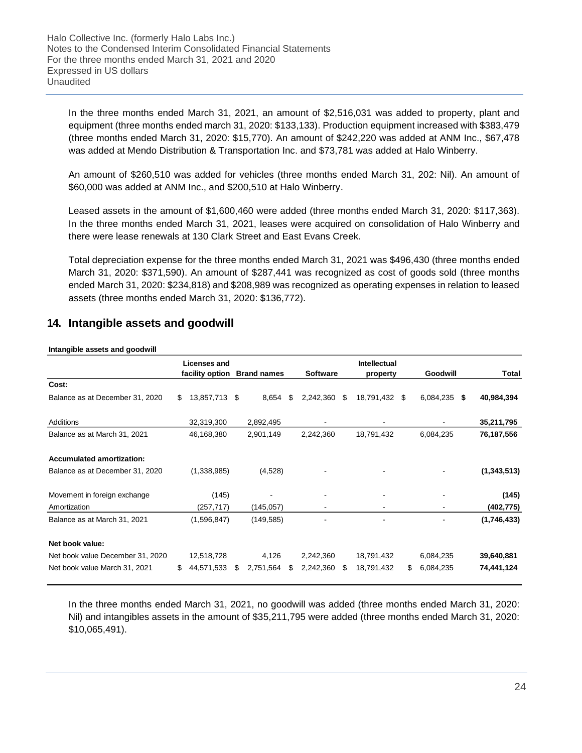In the three months ended March 31, 2021, an amount of $2,516,031 was added to property, plant and equipment (three months ended march 31, 2020: $133,133). Production equipment increased with $383,479 (three months ended March 31, 2020: $15,770). An amount of $242,220 was added at ANM Inc., $67,478 was added at Mendo Distribution & Transportation Inc. and $73,781 was added at Halo Winberry.

An amount of $260,510 was added for vehicles (three months ended March 31, 202: Nil). An amount of $60,000 was added at ANM Inc., and $200,510 at Halo Winberry.

Leased assets in the amount of $1,600,460 were added (three months ended March 31, 2020: $117,363). In the three months ended March 31, 2021, leases were acquired on consolidation of Halo Winberry and there were lease renewals at 130 Clark Street and East Evans Creek.

Total depreciation expense for the three months ended March 31, 2021 was $496,430 (three months ended March 31, 2020: $371,590). An amount of $287,441 was recognized as cost of goods sold (three months ended March 31, 2020: $234,818) and $208,989 was recognized as operating expenses in relation to leased assets (three months ended March 31, 2020: $136,772).

## 14. Intangible assets and goodwill

**Intangible assets and goodwill**

| | Licenses and facility option | Brand names | Software | Intellectual property | Goodwill | Total |
|---|---|---|---|---|---|---|
| **Cost:** | | | | | | |
| Balance as at December 31, 2020 | $ 13,857,713 | $ 8,654 | $ 2,242,360 | $ 18,791,432 | $ 6,084,235 | **$ 40,984,394** |
| Additions | 32,319,300 | 2,892,495 | - | - | - | **35,211,795** |
| Balance as at March 31, 2021 | 46,168,380 | 2,901,149 | 2,242,360 | 18,791,432 | 6,084,235 | **76,187,556** |
| **Accumulated amortization:** | | | | | | |
| Balance as at December 31, 2020 | (1,338,985) | (4,528) | - | - | - | **(1,343,513)** |
| Movement in foreign exchange | (145) | - | - | - | - | **(145)** |
| Amortization | (257,717) | (145,057) | - | - | - | **(402,775)** |
| Balance as at March 31, 2021 | (1,596,847) | (149,585) | - | - | - | **(1,746,433)** |
| **Net book value:** | | | | | | |
| Net book value December 31, 2020 | 12,518,728 | 4,126 | 2,242,360 | 18,791,432 | 6,084,235 | **39,640,881** |
| Net book value March 31, 2021 | $ 44,571,533 | $ 2,751,564 | $ 2,242,360 | $ 18,791,432 | $ 6,084,235 | **74,441,124** |

In the three months ended March 31, 2021, no goodwill was added (three months ended March 31, 2020: Nil) and intangibles assets in the amount of $35,211,795 were added (three months ended March 31, 2020: $10,065,491).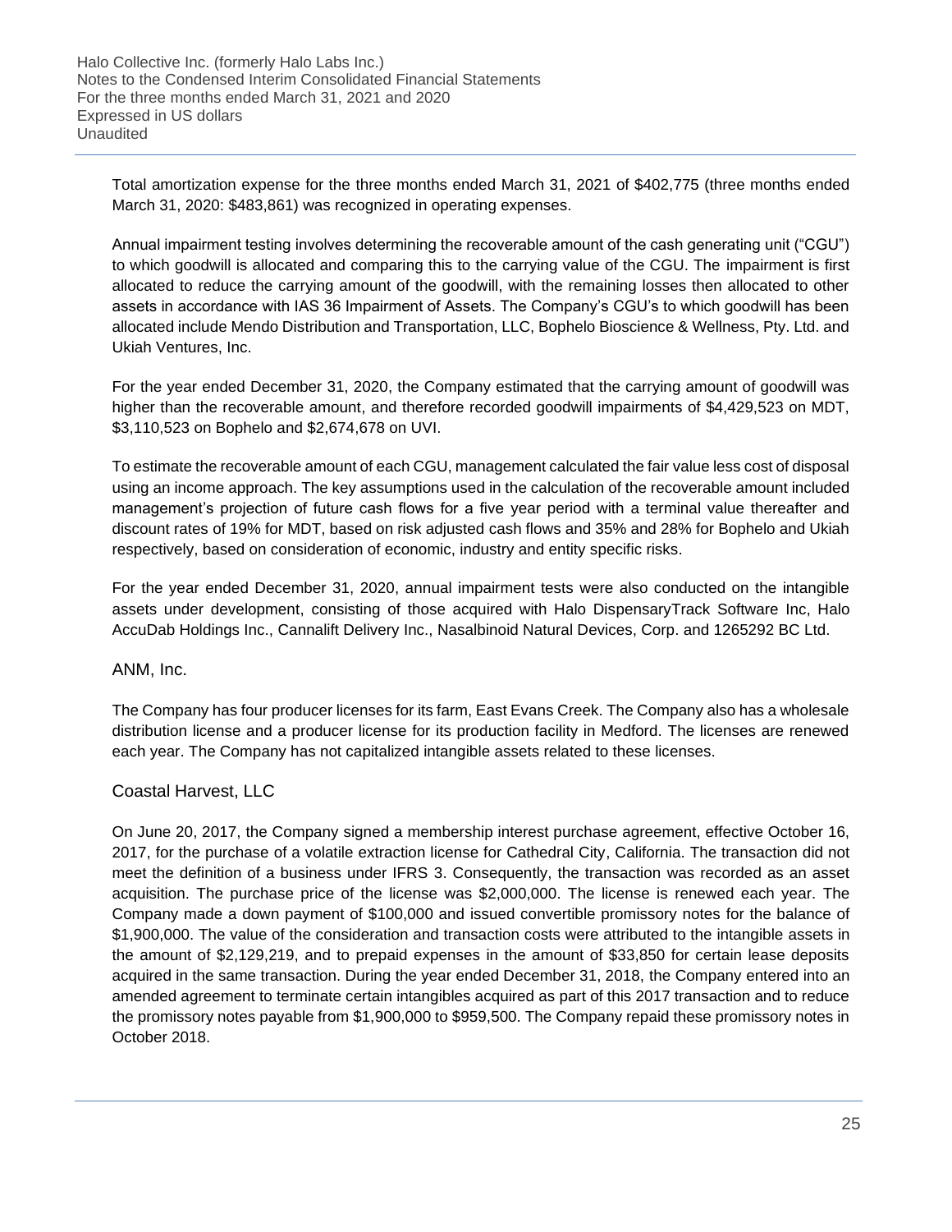Total amortization expense for the three months ended March 31, 2021 of $402,775 (three months ended March 31, 2020: $483,861) was recognized in operating expenses.

Annual impairment testing involves determining the recoverable amount of the cash generating unit ("CGU") to which goodwill is allocated and comparing this to the carrying value of the CGU. The impairment is first allocated to reduce the carrying amount of the goodwill, with the remaining losses then allocated to other assets in accordance with IAS 36 Impairment of Assets. The Company's CGU's to which goodwill has been allocated include Mendo Distribution and Transportation, LLC, Bophelo Bioscience & Wellness, Pty. Ltd. and Ukiah Ventures, Inc.

For the year ended December 31, 2020, the Company estimated that the carrying amount of goodwill was higher than the recoverable amount, and therefore recorded goodwill impairments of $4,429,523 on MDT, $3,110,523 on Bophelo and $2,674,678 on UVI.

To estimate the recoverable amount of each CGU, management calculated the fair value less cost of disposal using an income approach. The key assumptions used in the calculation of the recoverable amount included management's projection of future cash flows for a five year period with a terminal value thereafter and discount rates of 19% for MDT, based on risk adjusted cash flows and 35% and 28% for Bophelo and Ukiah respectively, based on consideration of economic, industry and entity specific risks.

For the year ended December 31, 2020, annual impairment tests were also conducted on the intangible assets under development, consisting of those acquired with Halo DispensaryTrack Software Inc, Halo AccuDab Holdings Inc., Cannalift Delivery Inc., Nasalbinoid Natural Devices, Corp. and 1265292 BC Ltd.

### ANM, Inc.

The Company has four producer licenses for its farm, East Evans Creek. The Company also has a wholesale distribution license and a producer license for its production facility in Medford. The licenses are renewed each year. The Company has not capitalized intangible assets related to these licenses.

### Coastal Harvest, LLC

On June 20, 2017, the Company signed a membership interest purchase agreement, effective October 16, 2017, for the purchase of a volatile extraction license for Cathedral City, California. The transaction did not meet the definition of a business under IFRS 3. Consequently, the transaction was recorded as an asset acquisition. The purchase price of the license was $2,000,000. The license is renewed each year. The Company made a down payment of $100,000 and issued convertible promissory notes for the balance of $1,900,000. The value of the consideration and transaction costs were attributed to the intangible assets in the amount of $2,129,219, and to prepaid expenses in the amount of $33,850 for certain lease deposits acquired in the same transaction. During the year ended December 31, 2018, the Company entered into an amended agreement to terminate certain intangibles acquired as part of this 2017 transaction and to reduce the promissory notes payable from $1,900,000 to $959,500. The Company repaid these promissory notes in October 2018.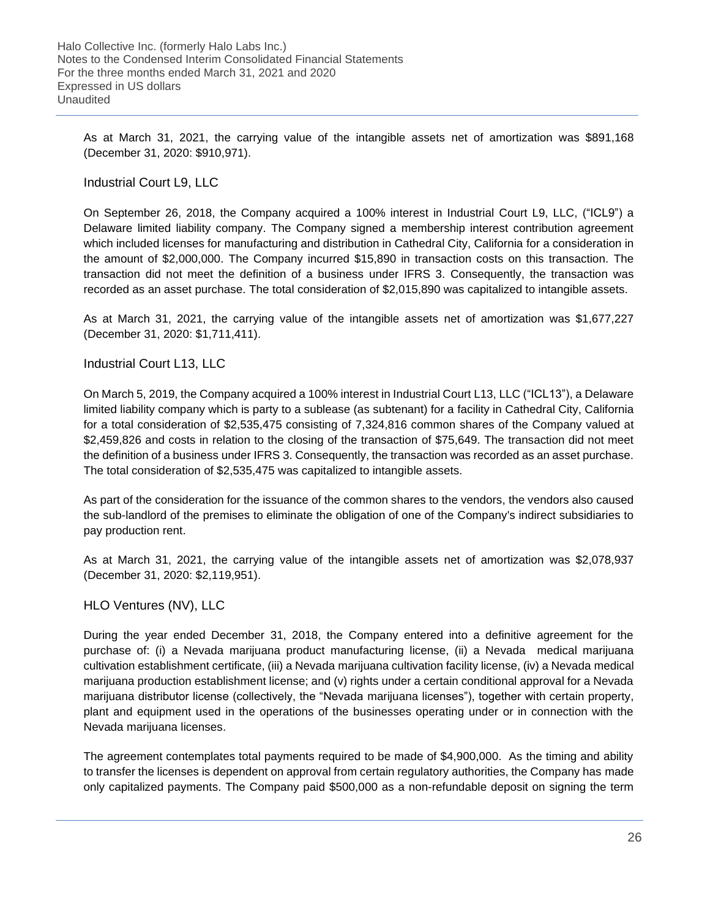As at March 31, 2021, the carrying value of the intangible assets net of amortization was $891,168 (December 31, 2020: $910,971).

### Industrial Court L9, LLC

On September 26, 2018, the Company acquired a 100% interest in Industrial Court L9, LLC, ("ICL9") a Delaware limited liability company. The Company signed a membership interest contribution agreement which included licenses for manufacturing and distribution in Cathedral City, California for a consideration in the amount of $2,000,000. The Company incurred $15,890 in transaction costs on this transaction. The transaction did not meet the definition of a business under IFRS 3. Consequently, the transaction was recorded as an asset purchase. The total consideration of $2,015,890 was capitalized to intangible assets.

As at March 31, 2021, the carrying value of the intangible assets net of amortization was $1,677,227 (December 31, 2020: $1,711,411).

### Industrial Court L13, LLC

On March 5, 2019, the Company acquired a 100% interest in Industrial Court L13, LLC ("ICL13"), a Delaware limited liability company which is party to a sublease (as subtenant) for a facility in Cathedral City, California for a total consideration of $2,535,475 consisting of 7,324,816 common shares of the Company valued at $2,459,826 and costs in relation to the closing of the transaction of $75,649. The transaction did not meet the definition of a business under IFRS 3. Consequently, the transaction was recorded as an asset purchase. The total consideration of $2,535,475 was capitalized to intangible assets.

As part of the consideration for the issuance of the common shares to the vendors, the vendors also caused the sub-landlord of the premises to eliminate the obligation of one of the Company's indirect subsidiaries to pay production rent.

As at March 31, 2021, the carrying value of the intangible assets net of amortization was $2,078,937 (December 31, 2020: $2,119,951).

### HLO Ventures (NV), LLC

During the year ended December 31, 2018, the Company entered into a definitive agreement for the purchase of: (i) a Nevada marijuana product manufacturing license, (ii) a Nevada medical marijuana cultivation establishment certificate, (iii) a Nevada marijuana cultivation facility license, (iv) a Nevada medical marijuana production establishment license; and (v) rights under a certain conditional approval for a Nevada marijuana distributor license (collectively, the "Nevada marijuana licenses"), together with certain property, plant and equipment used in the operations of the businesses operating under or in connection with the Nevada marijuana licenses.

The agreement contemplates total payments required to be made of $4,900,000. As the timing and ability to transfer the licenses is dependent on approval from certain regulatory authorities, the Company has made only capitalized payments. The Company paid $500,000 as a non-refundable deposit on signing the term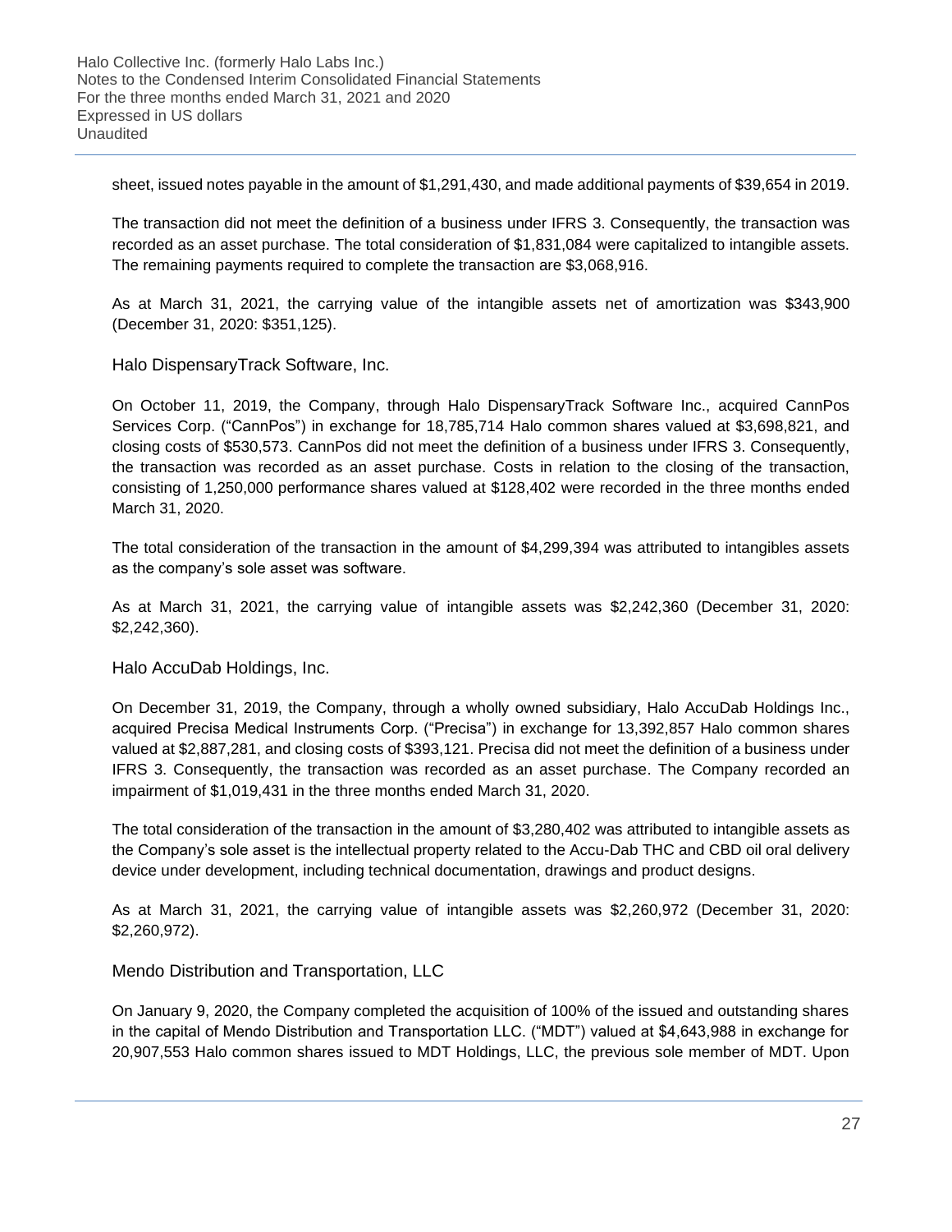sheet, issued notes payable in the amount of $1,291,430, and made additional payments of $39,654 in 2019.

The transaction did not meet the definition of a business under IFRS 3. Consequently, the transaction was recorded as an asset purchase. The total consideration of $1,831,084 were capitalized to intangible assets. The remaining payments required to complete the transaction are $3,068,916.

As at March 31, 2021, the carrying value of the intangible assets net of amortization was $343,900 (December 31, 2020: $351,125).

### Halo DispensaryTrack Software, Inc.

On October 11, 2019, the Company, through Halo DispensaryTrack Software Inc., acquired CannPos Services Corp. ("CannPos") in exchange for 18,785,714 Halo common shares valued at $3,698,821, and closing costs of $530,573. CannPos did not meet the definition of a business under IFRS 3. Consequently, the transaction was recorded as an asset purchase. Costs in relation to the closing of the transaction, consisting of 1,250,000 performance shares valued at $128,402 were recorded in the three months ended March 31, 2020.

The total consideration of the transaction in the amount of $4,299,394 was attributed to intangibles assets as the company's sole asset was software.

As at March 31, 2021, the carrying value of intangible assets was $2,242,360 (December 31, 2020: $2,242,360).

### Halo AccuDab Holdings, Inc.

On December 31, 2019, the Company, through a wholly owned subsidiary, Halo AccuDab Holdings Inc., acquired Precisa Medical Instruments Corp. ("Precisa") in exchange for 13,392,857 Halo common shares valued at $2,887,281, and closing costs of $393,121. Precisa did not meet the definition of a business under IFRS 3. Consequently, the transaction was recorded as an asset purchase. The Company recorded an impairment of $1,019,431 in the three months ended March 31, 2020.

The total consideration of the transaction in the amount of $3,280,402 was attributed to intangible assets as the Company's sole asset is the intellectual property related to the Accu-Dab THC and CBD oil oral delivery device under development, including technical documentation, drawings and product designs.

As at March 31, 2021, the carrying value of intangible assets was $2,260,972 (December 31, 2020: $2,260,972).

### Mendo Distribution and Transportation, LLC

On January 9, 2020, the Company completed the acquisition of 100% of the issued and outstanding shares in the capital of Mendo Distribution and Transportation LLC. ("MDT") valued at $4,643,988 in exchange for 20,907,553 Halo common shares issued to MDT Holdings, LLC, the previous sole member of MDT. Upon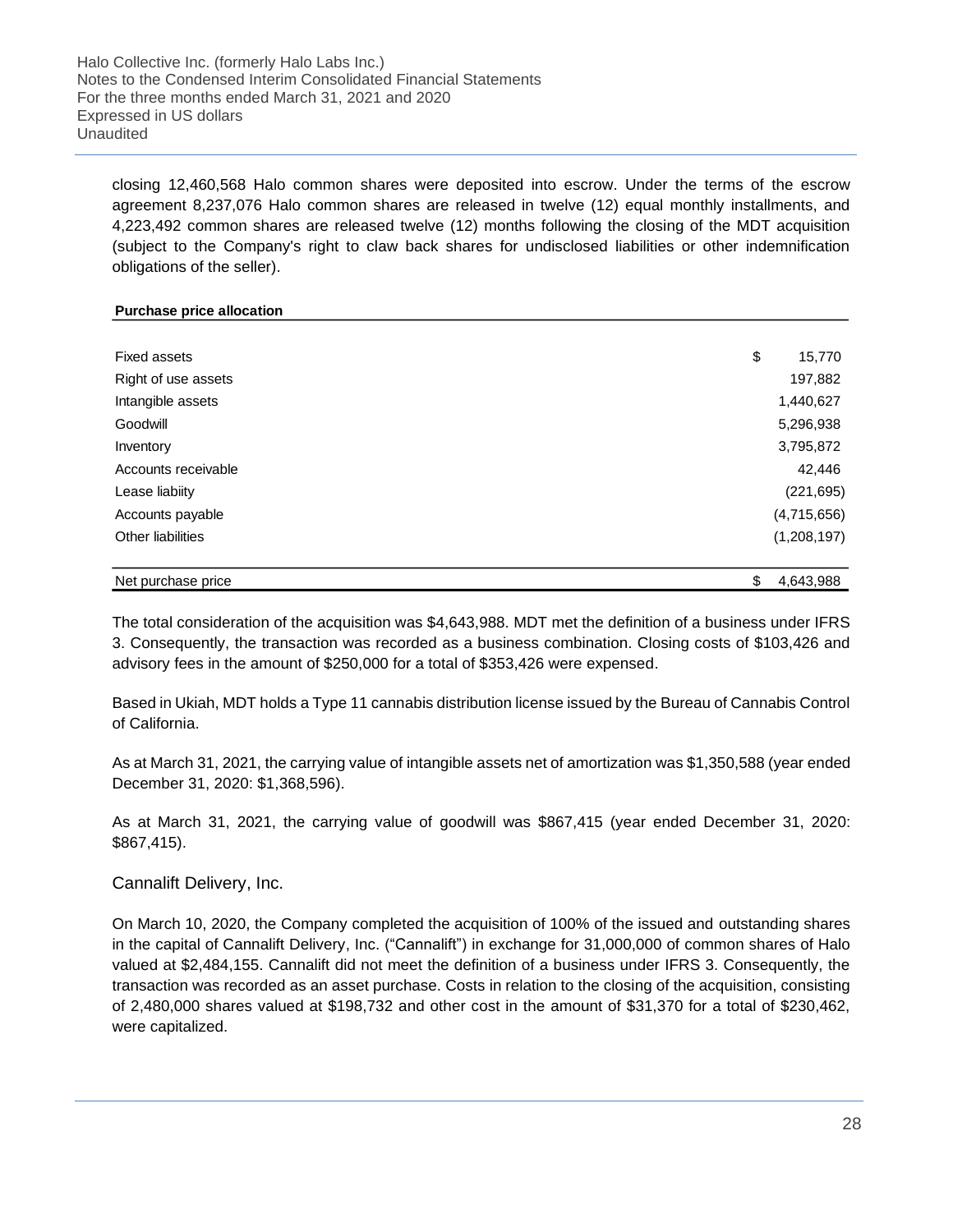closing 12,460,568 Halo common shares were deposited into escrow. Under the terms of the escrow agreement 8,237,076 Halo common shares are released in twelve (12) equal monthly installments, and 4,223,492 common shares are released twelve (12) months following the closing of the MDT acquisition (subject to the Company's right to claw back shares for undisclosed liabilities or other indemnification obligations of the seller).

| **Purchase price allocation** | |
|---|---|
| Fixed assets | $ 15,770 |
| Right of use assets | 197,882 |
| Intangible assets | 1,440,627 |
| Goodwill | 5,296,938 |
| Inventory | 3,795,872 |
| Accounts receivable | 42,446 |
| Lease liabiity | (221,695) |
| Accounts payable | (4,715,656) |
| Other liabilities | (1,208,197) |
| Net purchase price | $ 4,643,988 |

The total consideration of the acquisition was $4,643,988. MDT met the definition of a business under IFRS 3. Consequently, the transaction was recorded as a business combination. Closing costs of $103,426 and advisory fees in the amount of $250,000 for a total of $353,426 were expensed.

Based in Ukiah, MDT holds a Type 11 cannabis distribution license issued by the Bureau of Cannabis Control of California.

As at March 31, 2021, the carrying value of intangible assets net of amortization was $1,350,588 (year ended December 31, 2020: $1,368,596).

As at March 31, 2021, the carrying value of goodwill was $867,415 (year ended December 31, 2020: $867,415).

### Cannalift Delivery, Inc.

On March 10, 2020, the Company completed the acquisition of 100% of the issued and outstanding shares in the capital of Cannalift Delivery, Inc. ("Cannalift") in exchange for 31,000,000 of common shares of Halo valued at $2,484,155. Cannalift did not meet the definition of a business under IFRS 3. Consequently, the transaction was recorded as an asset purchase. Costs in relation to the closing of the acquisition, consisting of 2,480,000 shares valued at $198,732 and other cost in the amount of $31,370 for a total of $230,462, were capitalized.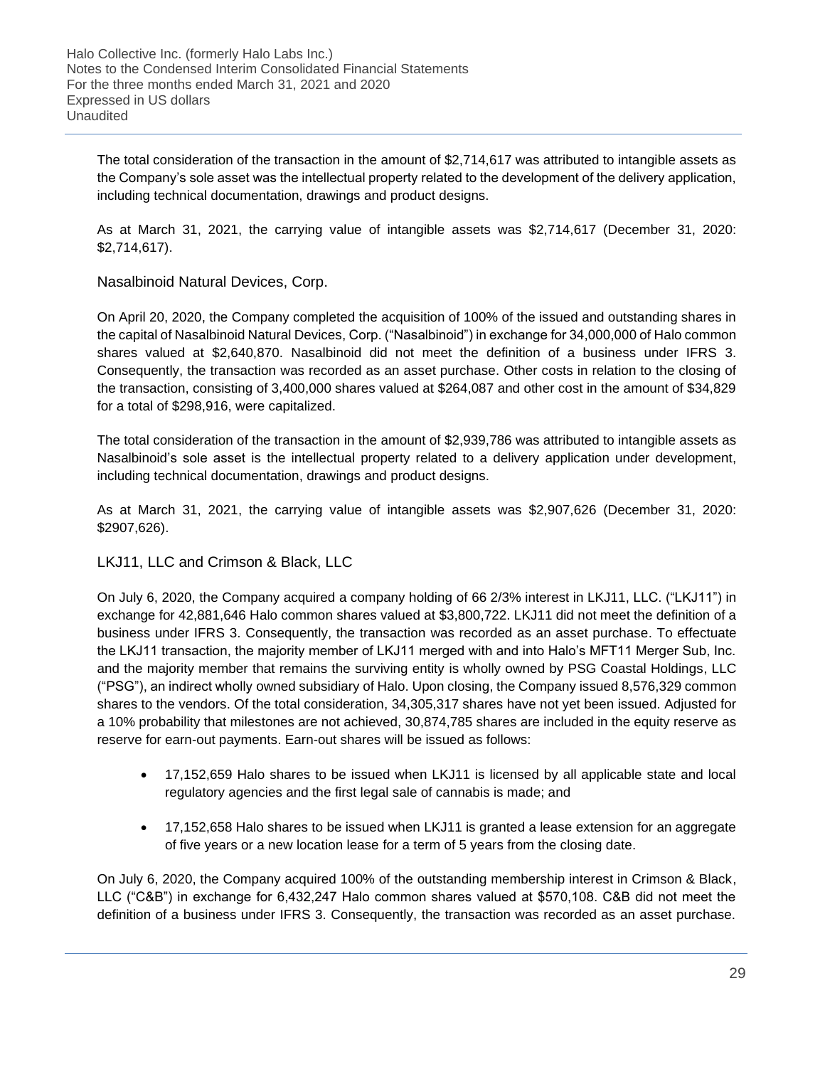The total consideration of the transaction in the amount of $2,714,617 was attributed to intangible assets as the Company's sole asset was the intellectual property related to the development of the delivery application, including technical documentation, drawings and product designs.

As at March 31, 2021, the carrying value of intangible assets was $2,714,617 (December 31, 2020: $2,714,617).

### Nasalbinoid Natural Devices, Corp.

On April 20, 2020, the Company completed the acquisition of 100% of the issued and outstanding shares in the capital of Nasalbinoid Natural Devices, Corp. ("Nasalbinoid") in exchange for 34,000,000 of Halo common shares valued at $2,640,870. Nasalbinoid did not meet the definition of a business under IFRS 3. Consequently, the transaction was recorded as an asset purchase. Other costs in relation to the closing of the transaction, consisting of 3,400,000 shares valued at $264,087 and other cost in the amount of $34,829 for a total of $298,916, were capitalized.

The total consideration of the transaction in the amount of $2,939,786 was attributed to intangible assets as Nasalbinoid's sole asset is the intellectual property related to a delivery application under development, including technical documentation, drawings and product designs.

As at March 31, 2021, the carrying value of intangible assets was $2,907,626 (December 31, 2020: $2907,626).

### LKJ11, LLC and Crimson & Black, LLC

On July 6, 2020, the Company acquired a company holding of 66 2/3% interest in LKJ11, LLC. ("LKJ11") in exchange for 42,881,646 Halo common shares valued at $3,800,722. LKJ11 did not meet the definition of a business under IFRS 3. Consequently, the transaction was recorded as an asset purchase. To effectuate the LKJ11 transaction, the majority member of LKJ11 merged with and into Halo's MFT11 Merger Sub, Inc. and the majority member that remains the surviving entity is wholly owned by PSG Coastal Holdings, LLC ("PSG"), an indirect wholly owned subsidiary of Halo. Upon closing, the Company issued 8,576,329 common shares to the vendors. Of the total consideration, 34,305,317 shares have not yet been issued. Adjusted for a 10% probability that milestones are not achieved, 30,874,785 shares are included in the equity reserve as reserve for earn-out payments. Earn-out shares will be issued as follows:

- 17,152,659 Halo shares to be issued when LKJ11 is licensed by all applicable state and local regulatory agencies and the first legal sale of cannabis is made; and
- 17,152,658 Halo shares to be issued when LKJ11 is granted a lease extension for an aggregate of five years or a new location lease for a term of 5 years from the closing date.

On July 6, 2020, the Company acquired 100% of the outstanding membership interest in Crimson & Black, LLC ("C&B") in exchange for 6,432,247 Halo common shares valued at $570,108. C&B did not meet the definition of a business under IFRS 3. Consequently, the transaction was recorded as an asset purchase.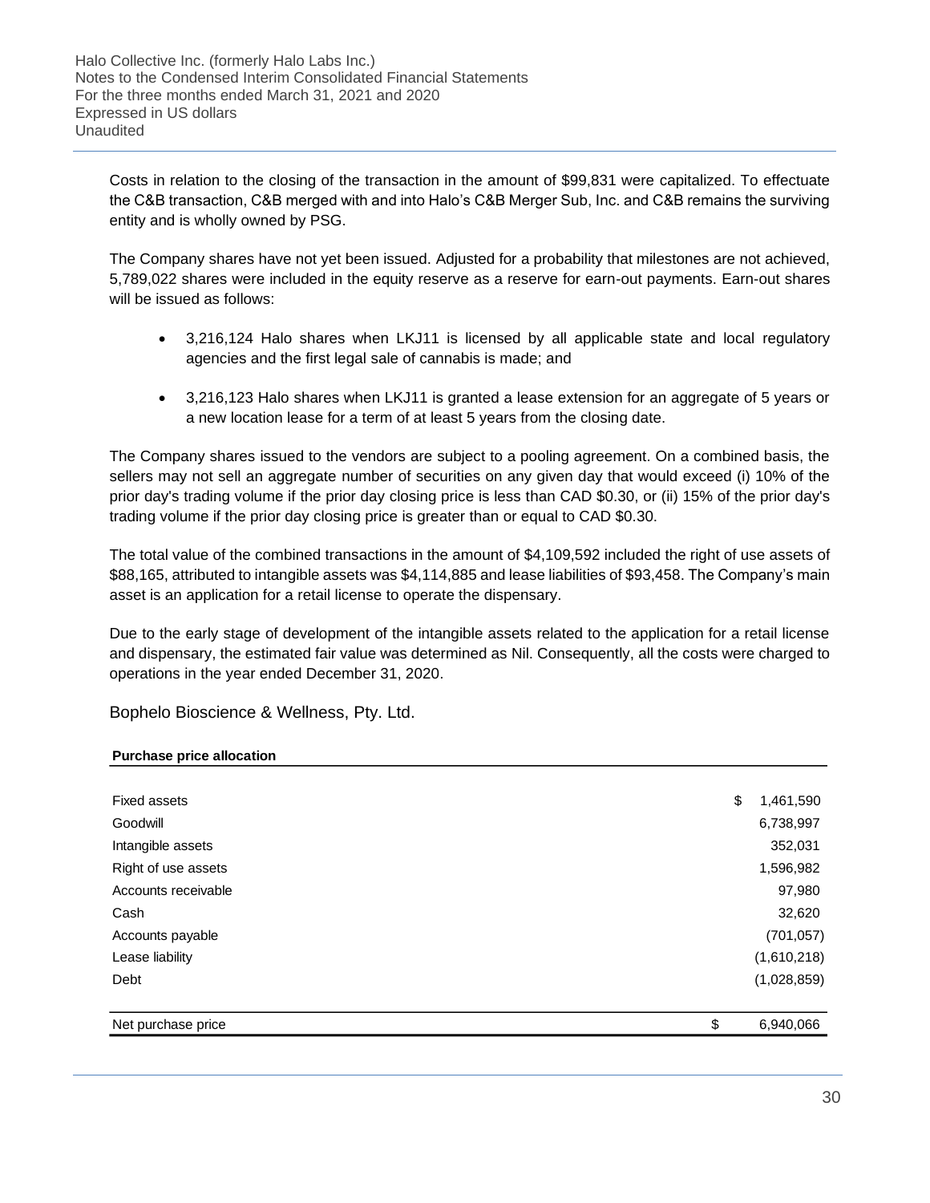Costs in relation to the closing of the transaction in the amount of $99,831 were capitalized. To effectuate the C&B transaction, C&B merged with and into Halo's C&B Merger Sub, Inc. and C&B remains the surviving entity and is wholly owned by PSG.

The Company shares have not yet been issued. Adjusted for a probability that milestones are not achieved, 5,789,022 shares were included in the equity reserve as a reserve for earn-out payments. Earn-out shares will be issued as follows:

- 3,216,124 Halo shares when LKJ11 is licensed by all applicable state and local regulatory agencies and the first legal sale of cannabis is made; and
- 3,216,123 Halo shares when LKJ11 is granted a lease extension for an aggregate of 5 years or a new location lease for a term of at least 5 years from the closing date.

The Company shares issued to the vendors are subject to a pooling agreement. On a combined basis, the sellers may not sell an aggregate number of securities on any given day that would exceed (i) 10% of the prior day's trading volume if the prior day closing price is less than CAD $0.30, or (ii) 15% of the prior day's trading volume if the prior day closing price is greater than or equal to CAD $0.30.

The total value of the combined transactions in the amount of $4,109,592 included the right of use assets of $88,165, attributed to intangible assets was $4,114,885 and lease liabilities of $93,458. The Company's main asset is an application for a retail license to operate the dispensary.

Due to the early stage of development of the intangible assets related to the application for a retail license and dispensary, the estimated fair value was determined as Nil. Consequently, all the costs were charged to operations in the year ended December 31, 2020.

## Bophelo Bioscience & Wellness, Pty. Ltd.

| **Purchase price allocation** | |
|---|---|
| Fixed assets | $ 1,461,590 |
| Goodwill | 6,738,997 |
| Intangible assets | 352,031 |
| Right of use assets | 1,596,982 |
| Accounts receivable | 97,980 |
| Cash | 32,620 |
| Accounts payable | (701,057) |
| Lease liability | (1,610,218) |
| Debt | (1,028,859) |
| Net purchase price | $ 6,940,066 |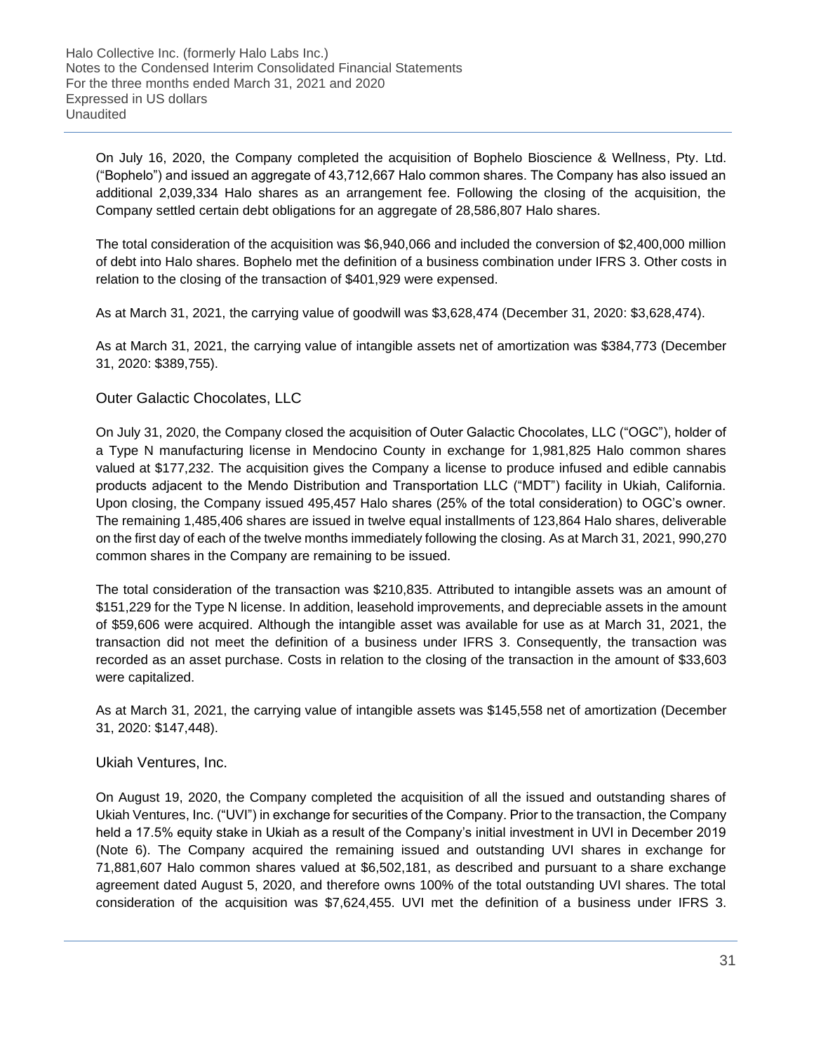On July 16, 2020, the Company completed the acquisition of Bophelo Bioscience & Wellness, Pty. Ltd. ("Bophelo") and issued an aggregate of 43,712,667 Halo common shares. The Company has also issued an additional 2,039,334 Halo shares as an arrangement fee. Following the closing of the acquisition, the Company settled certain debt obligations for an aggregate of 28,586,807 Halo shares.

The total consideration of the acquisition was $6,940,066 and included the conversion of $2,400,000 million of debt into Halo shares. Bophelo met the definition of a business combination under IFRS 3. Other costs in relation to the closing of the transaction of $401,929 were expensed.

As at March 31, 2021, the carrying value of goodwill was $3,628,474 (December 31, 2020: $3,628,474).

As at March 31, 2021, the carrying value of intangible assets net of amortization was $384,773 (December 31, 2020: $389,755).

### Outer Galactic Chocolates, LLC

On July 31, 2020, the Company closed the acquisition of Outer Galactic Chocolates, LLC ("OGC"), holder of a Type N manufacturing license in Mendocino County in exchange for 1,981,825 Halo common shares valued at $177,232. The acquisition gives the Company a license to produce infused and edible cannabis products adjacent to the Mendo Distribution and Transportation LLC ("MDT") facility in Ukiah, California. Upon closing, the Company issued 495,457 Halo shares (25% of the total consideration) to OGC's owner. The remaining 1,485,406 shares are issued in twelve equal installments of 123,864 Halo shares, deliverable on the first day of each of the twelve months immediately following the closing. As at March 31, 2021, 990,270 common shares in the Company are remaining to be issued.

The total consideration of the transaction was $210,835. Attributed to intangible assets was an amount of $151,229 for the Type N license. In addition, leasehold improvements, and depreciable assets in the amount of $59,606 were acquired. Although the intangible asset was available for use as at March 31, 2021, the transaction did not meet the definition of a business under IFRS 3. Consequently, the transaction was recorded as an asset purchase. Costs in relation to the closing of the transaction in the amount of $33,603 were capitalized.

As at March 31, 2021, the carrying value of intangible assets was $145,558 net of amortization (December 31, 2020: $147,448).

### Ukiah Ventures, Inc.

On August 19, 2020, the Company completed the acquisition of all the issued and outstanding shares of Ukiah Ventures, Inc. ("UVI") in exchange for securities of the Company. Prior to the transaction, the Company held a 17.5% equity stake in Ukiah as a result of the Company's initial investment in UVI in December 2019 (Note 6). The Company acquired the remaining issued and outstanding UVI shares in exchange for 71,881,607 Halo common shares valued at $6,502,181, as described and pursuant to a share exchange agreement dated August 5, 2020, and therefore owns 100% of the total outstanding UVI shares. The total consideration of the acquisition was $7,624,455. UVI met the definition of a business under IFRS 3.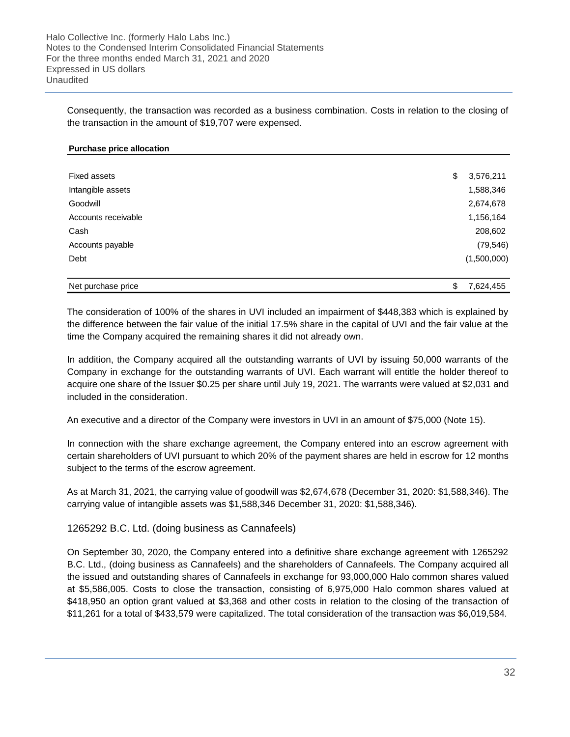Consequently, the transaction was recorded as a business combination. Costs in relation to the closing of the transaction in the amount of $19,707 were expensed.

| **Purchase price allocation** | |
|---|---|
| Fixed assets | $ 3,576,211 |
| Intangible assets | 1,588,346 |
| Goodwill | 2,674,678 |
| Accounts receivable | 1,156,164 |
| Cash | 208,602 |
| Accounts payable | (79,546) |
| Debt | (1,500,000) |
| Net purchase price | $ 7,624,455 |

The consideration of 100% of the shares in UVI included an impairment of $448,383 which is explained by the difference between the fair value of the initial 17.5% share in the capital of UVI and the fair value at the time the Company acquired the remaining shares it did not already own.

In addition, the Company acquired all the outstanding warrants of UVI by issuing 50,000 warrants of the Company in exchange for the outstanding warrants of UVI. Each warrant will entitle the holder thereof to acquire one share of the Issuer $0.25 per share until July 19, 2021. The warrants were valued at $2,031 and included in the consideration.

An executive and a director of the Company were investors in UVI in an amount of $75,000 (Note 15).

In connection with the share exchange agreement, the Company entered into an escrow agreement with certain shareholders of UVI pursuant to which 20% of the payment shares are held in escrow for 12 months subject to the terms of the escrow agreement.

As at March 31, 2021, the carrying value of goodwill was $2,674,678 (December 31, 2020: $1,588,346). The carrying value of intangible assets was $1,588,346 December 31, 2020: $1,588,346).

### 1265292 B.C. Ltd. (doing business as Cannafeels)

On September 30, 2020, the Company entered into a definitive share exchange agreement with 1265292 B.C. Ltd., (doing business as Cannafeels) and the shareholders of Cannafeels. The Company acquired all the issued and outstanding shares of Cannafeels in exchange for 93,000,000 Halo common shares valued at $5,586,005. Costs to close the transaction, consisting of 6,975,000 Halo common shares valued at $418,950 an option grant valued at $3,368 and other costs in relation to the closing of the transaction of $11,261 for a total of $433,579 were capitalized. The total consideration of the transaction was $6,019,584.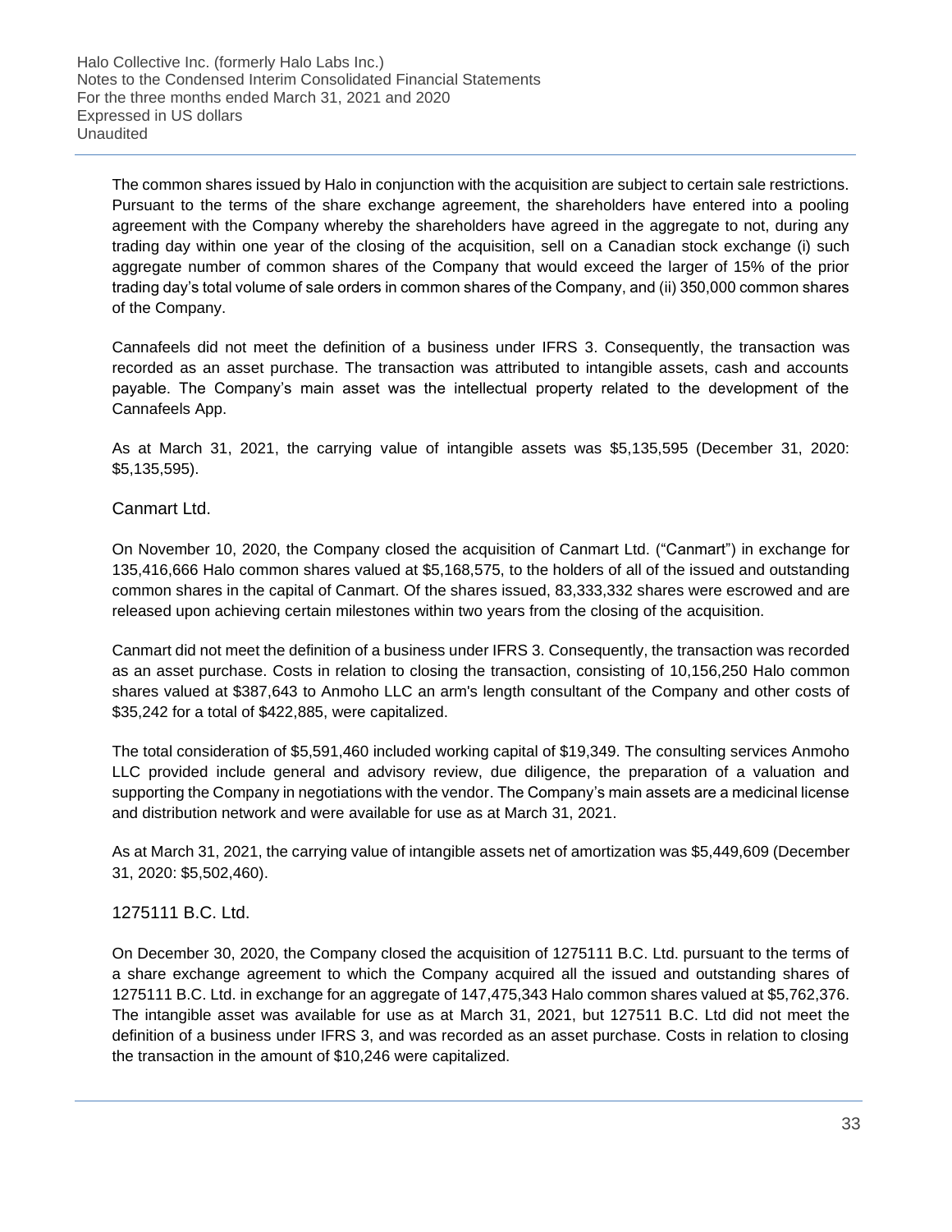The common shares issued by Halo in conjunction with the acquisition are subject to certain sale restrictions. Pursuant to the terms of the share exchange agreement, the shareholders have entered into a pooling agreement with the Company whereby the shareholders have agreed in the aggregate to not, during any trading day within one year of the closing of the acquisition, sell on a Canadian stock exchange (i) such aggregate number of common shares of the Company that would exceed the larger of 15% of the prior trading day's total volume of sale orders in common shares of the Company, and (ii) 350,000 common shares of the Company.

Cannafeels did not meet the definition of a business under IFRS 3. Consequently, the transaction was recorded as an asset purchase. The transaction was attributed to intangible assets, cash and accounts payable. The Company's main asset was the intellectual property related to the development of the Cannafeels App.

As at March 31, 2021, the carrying value of intangible assets was $5,135,595 (December 31, 2020: $5,135,595).

### Canmart Ltd.

On November 10, 2020, the Company closed the acquisition of Canmart Ltd. ("Canmart") in exchange for 135,416,666 Halo common shares valued at $5,168,575, to the holders of all of the issued and outstanding common shares in the capital of Canmart. Of the shares issued, 83,333,332 shares were escrowed and are released upon achieving certain milestones within two years from the closing of the acquisition.

Canmart did not meet the definition of a business under IFRS 3. Consequently, the transaction was recorded as an asset purchase. Costs in relation to closing the transaction, consisting of 10,156,250 Halo common shares valued at $387,643 to Anmoho LLC an arm's length consultant of the Company and other costs of $35,242 for a total of $422,885, were capitalized.

The total consideration of $5,591,460 included working capital of $19,349. The consulting services Anmoho LLC provided include general and advisory review, due diligence, the preparation of a valuation and supporting the Company in negotiations with the vendor. The Company's main assets are a medicinal license and distribution network and were available for use as at March 31, 2021.

As at March 31, 2021, the carrying value of intangible assets net of amortization was $5,449,609 (December 31, 2020: $5,502,460).

### 1275111 B.C. Ltd.

On December 30, 2020, the Company closed the acquisition of 1275111 B.C. Ltd. pursuant to the terms of a share exchange agreement to which the Company acquired all the issued and outstanding shares of 1275111 B.C. Ltd. in exchange for an aggregate of 147,475,343 Halo common shares valued at $5,762,376. The intangible asset was available for use as at March 31, 2021, but 127511 B.C. Ltd did not meet the definition of a business under IFRS 3, and was recorded as an asset purchase. Costs in relation to closing the transaction in the amount of $10,246 were capitalized.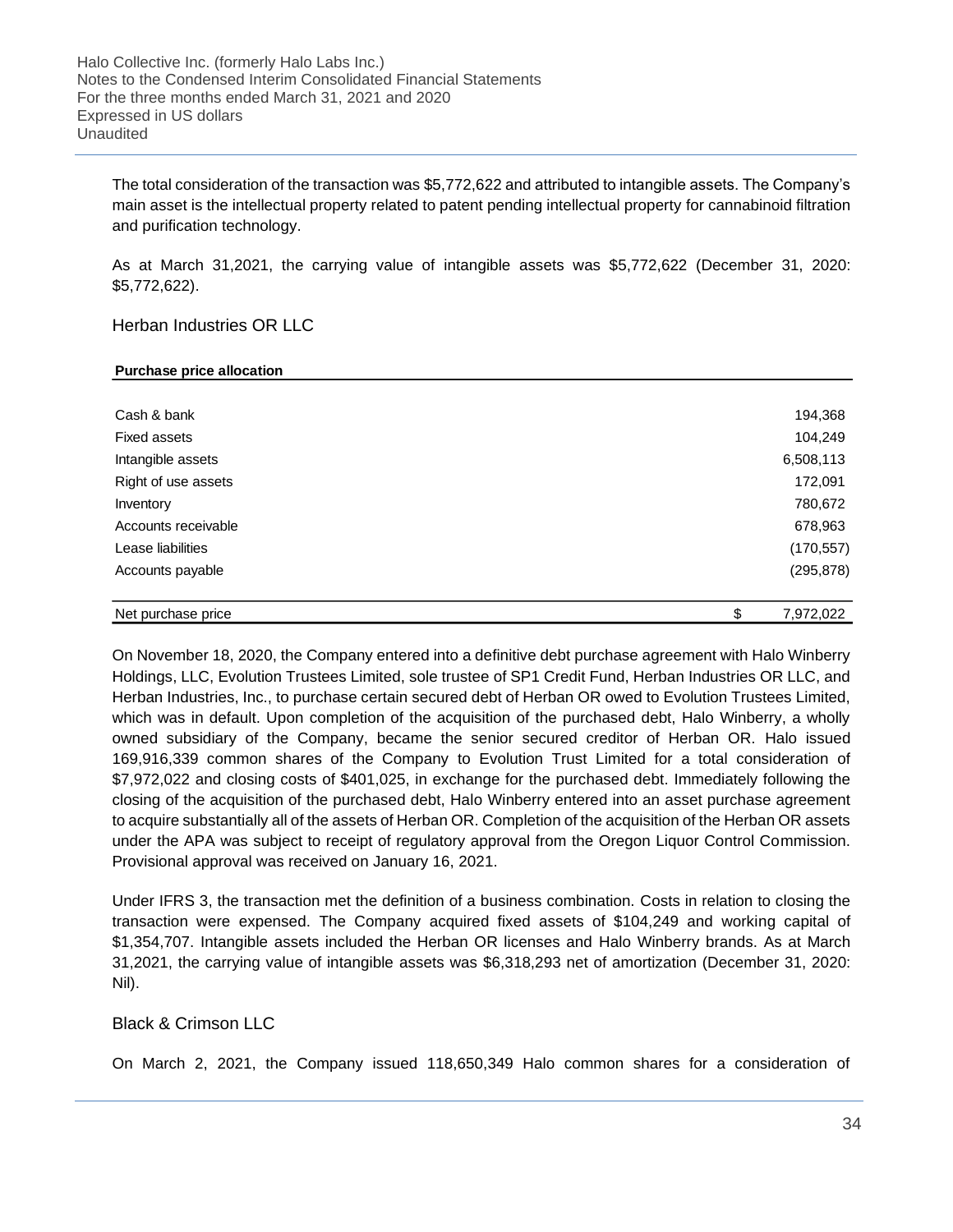The total consideration of the transaction was $5,772,622 and attributed to intangible assets. The Company's main asset is the intellectual property related to patent pending intellectual property for cannabinoid filtration and purification technology.

As at March 31,2021, the carrying value of intangible assets was $5,772,622 (December 31, 2020: $5,772,622).

## Herban Industries OR LLC

| **Purchase price allocation** | |
|---|---|
| Cash & bank | 194,368 |
| Fixed assets | 104,249 |
| Intangible assets | 6,508,113 |
| Right of use assets | 172,091 |
| Inventory | 780,672 |
| Accounts receivable | 678,963 |
| Lease liabilities | (170,557) |
| Accounts payable | (295,878) |
| Net purchase price | $ 7,972,022 |

On November 18, 2020, the Company entered into a definitive debt purchase agreement with Halo Winberry Holdings, LLC, Evolution Trustees Limited, sole trustee of SP1 Credit Fund, Herban Industries OR LLC, and Herban Industries, Inc., to purchase certain secured debt of Herban OR owed to Evolution Trustees Limited, which was in default. Upon completion of the acquisition of the purchased debt, Halo Winberry, a wholly owned subsidiary of the Company, became the senior secured creditor of Herban OR. Halo issued 169,916,339 common shares of the Company to Evolution Trust Limited for a total consideration of $7,972,022 and closing costs of $401,025, in exchange for the purchased debt. Immediately following the closing of the acquisition of the purchased debt, Halo Winberry entered into an asset purchase agreement to acquire substantially all of the assets of Herban OR. Completion of the acquisition of the Herban OR assets under the APA was subject to receipt of regulatory approval from the Oregon Liquor Control Commission. Provisional approval was received on January 16, 2021.

Under IFRS 3, the transaction met the definition of a business combination. Costs in relation to closing the transaction were expensed. The Company acquired fixed assets of $104,249 and working capital of $1,354,707. Intangible assets included the Herban OR licenses and Halo Winberry brands. As at March 31,2021, the carrying value of intangible assets was $6,318,293 net of amortization (December 31, 2020: Nil).

## Black & Crimson LLC

On March 2, 2021, the Company issued 118,650,349 Halo common shares for a consideration of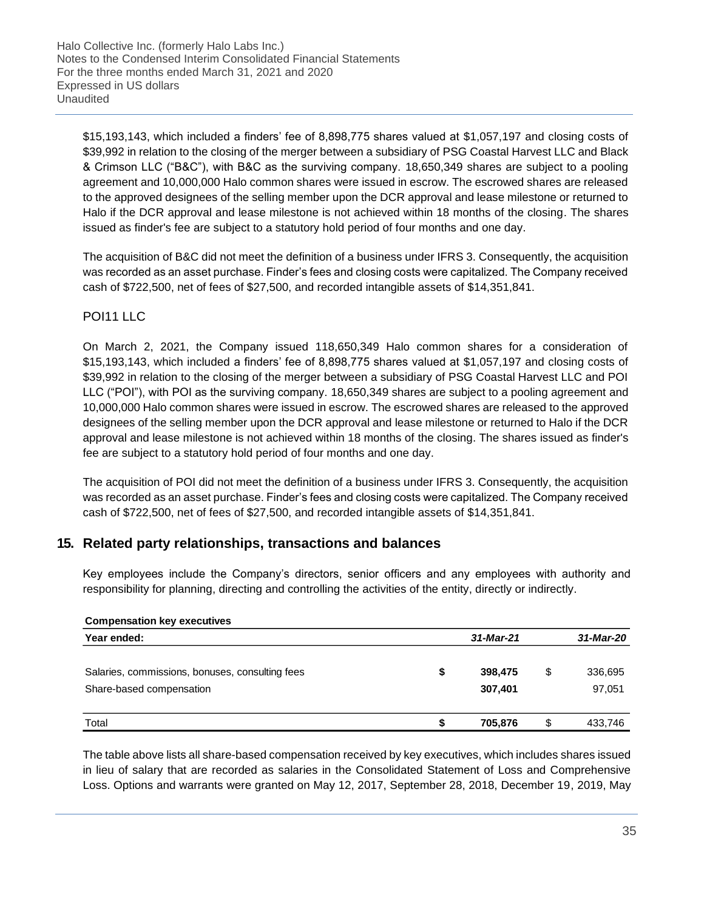$15,193,143, which included a finders' fee of 8,898,775 shares valued at $1,057,197 and closing costs of $39,992 in relation to the closing of the merger between a subsidiary of PSG Coastal Harvest LLC and Black & Crimson LLC ("B&C"), with B&C as the surviving company. 18,650,349 shares are subject to a pooling agreement and 10,000,000 Halo common shares were issued in escrow. The escrowed shares are released to the approved designees of the selling member upon the DCR approval and lease milestone or returned to Halo if the DCR approval and lease milestone is not achieved within 18 months of the closing. The shares issued as finder's fee are subject to a statutory hold period of four months and one day.

The acquisition of B&C did not meet the definition of a business under IFRS 3. Consequently, the acquisition was recorded as an asset purchase. Finder's fees and closing costs were capitalized. The Company received cash of $722,500, net of fees of $27,500, and recorded intangible assets of $14,351,841.

### POI11 LLC

On March 2, 2021, the Company issued 118,650,349 Halo common shares for a consideration of $15,193,143, which included a finders' fee of 8,898,775 shares valued at $1,057,197 and closing costs of $39,992 in relation to the closing of the merger between a subsidiary of PSG Coastal Harvest LLC and POI LLC ("POI"), with POI as the surviving company. 18,650,349 shares are subject to a pooling agreement and 10,000,000 Halo common shares were issued in escrow. The escrowed shares are released to the approved designees of the selling member upon the DCR approval and lease milestone or returned to Halo if the DCR approval and lease milestone is not achieved within 18 months of the closing. The shares issued as finder's fee are subject to a statutory hold period of four months and one day.

The acquisition of POI did not meet the definition of a business under IFRS 3. Consequently, the acquisition was recorded as an asset purchase. Finder's fees and closing costs were capitalized. The Company received cash of $722,500, net of fees of $27,500, and recorded intangible assets of $14,351,841.

## 15. Related party relationships, transactions and balances

Key employees include the Company's directors, senior officers and any employees with authority and responsibility for planning, directing and controlling the activities of the entity, directly or indirectly.

**Compensation key executives**

| Year ended: | *31-Mar-21* | *31-Mar-20* |
|---|---|---|
| Salaries, commissions, bonuses, consulting fees | **$ 398,475** | $ 336,695 |
| Share-based compensation | **307,401** | 97,051 |
| Total | **$ 705,876** | $ 433,746 |

The table above lists all share-based compensation received by key executives, which includes shares issued in lieu of salary that are recorded as salaries in the Consolidated Statement of Loss and Comprehensive Loss. Options and warrants were granted on May 12, 2017, September 28, 2018, December 19, 2019, May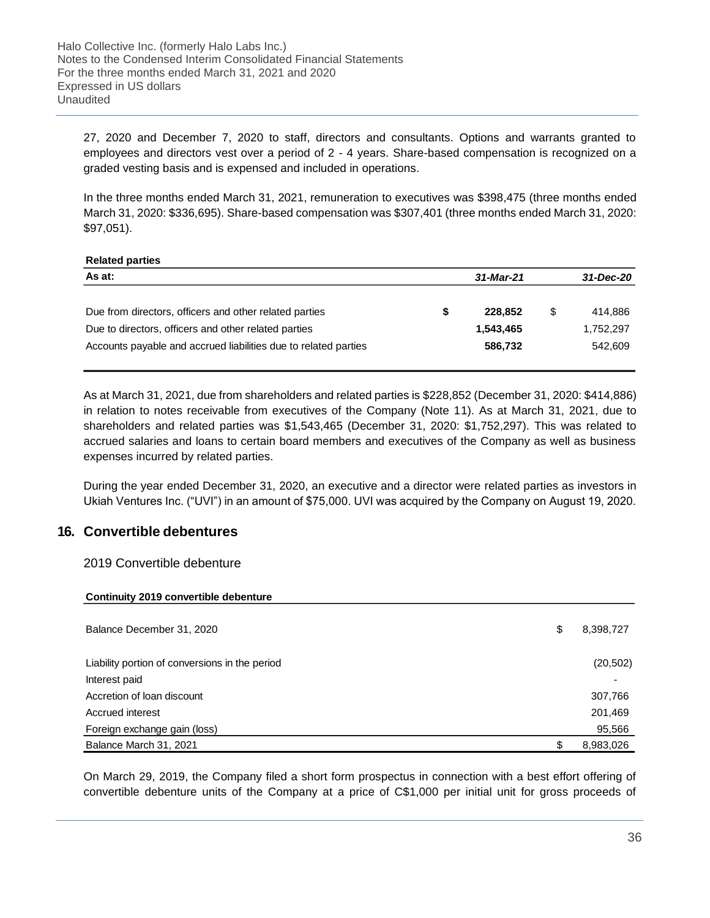27, 2020 and December 7, 2020 to staff, directors and consultants. Options and warrants granted to employees and directors vest over a period of 2 - 4 years. Share-based compensation is recognized on a graded vesting basis and is expensed and included in operations.

In the three months ended March 31, 2021, remuneration to executives was $398,475 (three months ended March 31, 2020: $336,695). Share-based compensation was $307,401 (three months ended March 31, 2020: $97,051).

**Related parties**

| As at: | | *31-Mar-21* | | *31-Dec-20* |
|---|---|---|---|---|
| Due from directors, officers and other related parties | **$** | **228,852** | $ | 414,886 |
| Due to directors, officers and other related parties | | **1,543,465** | | 1,752,297 |
| Accounts payable and accrued liabilities due to related parties | | **586,732** | | 542,609 |

As at March 31, 2021, due from shareholders and related parties is $228,852 (December 31, 2020: $414,886) in relation to notes receivable from executives of the Company (Note 11). As at March 31, 2021, due to shareholders and related parties was $1,543,465 (December 31, 2020: $1,752,297). This was related to accrued salaries and loans to certain board members and executives of the Company as well as business expenses incurred by related parties.

During the year ended December 31, 2020, an executive and a director were related parties as investors in Ukiah Ventures Inc. ("UVI") in an amount of $75,000. UVI was acquired by the Company on August 19, 2020.

## 16. Convertible debentures

2019 Convertible debenture

| **Continuity 2019 convertible debenture** | | |
|---|---|---|
| Balance December 31, 2020 | $ | 8,398,727 |
| Liability portion of conversions in the period | | (20,502) |
| Interest paid | | - |
| Accretion of loan discount | | 307,766 |
| Accrued interest | | 201,469 |
| Foreign exchange gain (loss) | | 95,566 |
| Balance March 31, 2021 | $ | 8,983,026 |

On March 29, 2019, the Company filed a short form prospectus in connection with a best effort offering of convertible debenture units of the Company at a price of C$1,000 per initial unit for gross proceeds of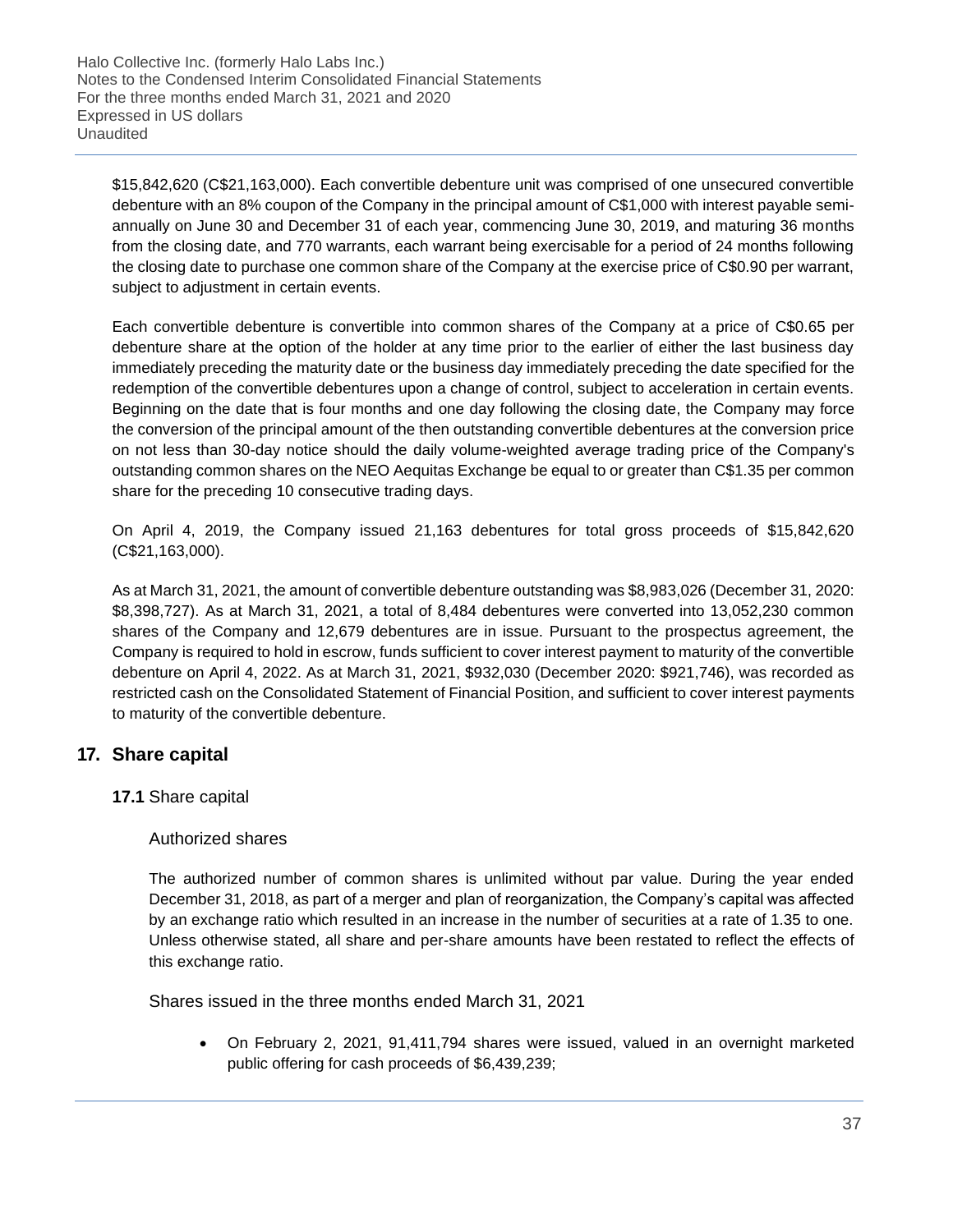$15,842,620 (C$21,163,000). Each convertible debenture unit was comprised of one unsecured convertible debenture with an 8% coupon of the Company in the principal amount of C$1,000 with interest payable semi-annually on June 30 and December 31 of each year, commencing June 30, 2019, and maturing 36 months from the closing date, and 770 warrants, each warrant being exercisable for a period of 24 months following the closing date to purchase one common share of the Company at the exercise price of C$0.90 per warrant, subject to adjustment in certain events.

Each convertible debenture is convertible into common shares of the Company at a price of C$0.65 per debenture share at the option of the holder at any time prior to the earlier of either the last business day immediately preceding the maturity date or the business day immediately preceding the date specified for the redemption of the convertible debentures upon a change of control, subject to acceleration in certain events. Beginning on the date that is four months and one day following the closing date, the Company may force the conversion of the principal amount of the then outstanding convertible debentures at the conversion price on not less than 30-day notice should the daily volume-weighted average trading price of the Company's outstanding common shares on the NEO Aequitas Exchange be equal to or greater than C$1.35 per common share for the preceding 10 consecutive trading days.

On April 4, 2019, the Company issued 21,163 debentures for total gross proceeds of $15,842,620 (C$21,163,000).

As at March 31, 2021, the amount of convertible debenture outstanding was $8,983,026 (December 31, 2020: $8,398,727). As at March 31, 2021, a total of 8,484 debentures were converted into 13,052,230 common shares of the Company and 12,679 debentures are in issue. Pursuant to the prospectus agreement, the Company is required to hold in escrow, funds sufficient to cover interest payment to maturity of the convertible debenture on April 4, 2022. As at March 31, 2021, $932,030 (December 2020: $921,746), was recorded as restricted cash on the Consolidated Statement of Financial Position, and sufficient to cover interest payments to maturity of the convertible debenture.

## 17. Share capital

### 17.1 Share capital

#### Authorized shares

The authorized number of common shares is unlimited without par value. During the year ended December 31, 2018, as part of a merger and plan of reorganization, the Company's capital was affected by an exchange ratio which resulted in an increase in the number of securities at a rate of 1.35 to one. Unless otherwise stated, all share and per-share amounts have been restated to reflect the effects of this exchange ratio.

#### Shares issued in the three months ended March 31, 2021

- On February 2, 2021, 91,411,794 shares were issued, valued in an overnight marketed public offering for cash proceeds of $6,439,239;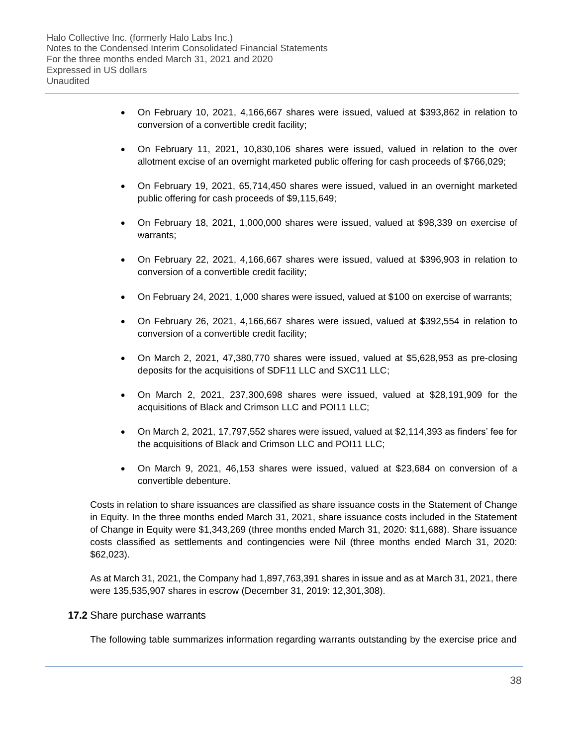- On February 10, 2021, 4,166,667 shares were issued, valued at $393,862 in relation to conversion of a convertible credit facility;
- On February 11, 2021, 10,830,106 shares were issued, valued in relation to the over allotment excise of an overnight marketed public offering for cash proceeds of $766,029;
- On February 19, 2021, 65,714,450 shares were issued, valued in an overnight marketed public offering for cash proceeds of $9,115,649;
- On February 18, 2021, 1,000,000 shares were issued, valued at $98,339 on exercise of warrants;
- On February 22, 2021, 4,166,667 shares were issued, valued at $396,903 in relation to conversion of a convertible credit facility;
- On February 24, 2021, 1,000 shares were issued, valued at $100 on exercise of warrants;
- On February 26, 2021, 4,166,667 shares were issued, valued at $392,554 in relation to conversion of a convertible credit facility;
- On March 2, 2021, 47,380,770 shares were issued, valued at $5,628,953 as pre-closing deposits for the acquisitions of SDF11 LLC and SXC11 LLC;
- On March 2, 2021, 237,300,698 shares were issued, valued at $28,191,909 for the acquisitions of Black and Crimson LLC and POI11 LLC;
- On March 2, 2021, 17,797,552 shares were issued, valued at $2,114,393 as finders' fee for the acquisitions of Black and Crimson LLC and POI11 LLC;
- On March 9, 2021, 46,153 shares were issued, valued at $23,684 on conversion of a convertible debenture.

Costs in relation to share issuances are classified as share issuance costs in the Statement of Change in Equity. In the three months ended March 31, 2021, share issuance costs included in the Statement of Change in Equity were $1,343,269 (three months ended March 31, 2020: $11,688). Share issuance costs classified as settlements and contingencies were Nil (three months ended March 31, 2020: $62,023).

As at March 31, 2021, the Company had 1,897,763,391 shares in issue and as at March 31, 2021, there were 135,535,907 shares in escrow (December 31, 2019: 12,301,308).

### 17.2 Share purchase warrants

The following table summarizes information regarding warrants outstanding by the exercise price and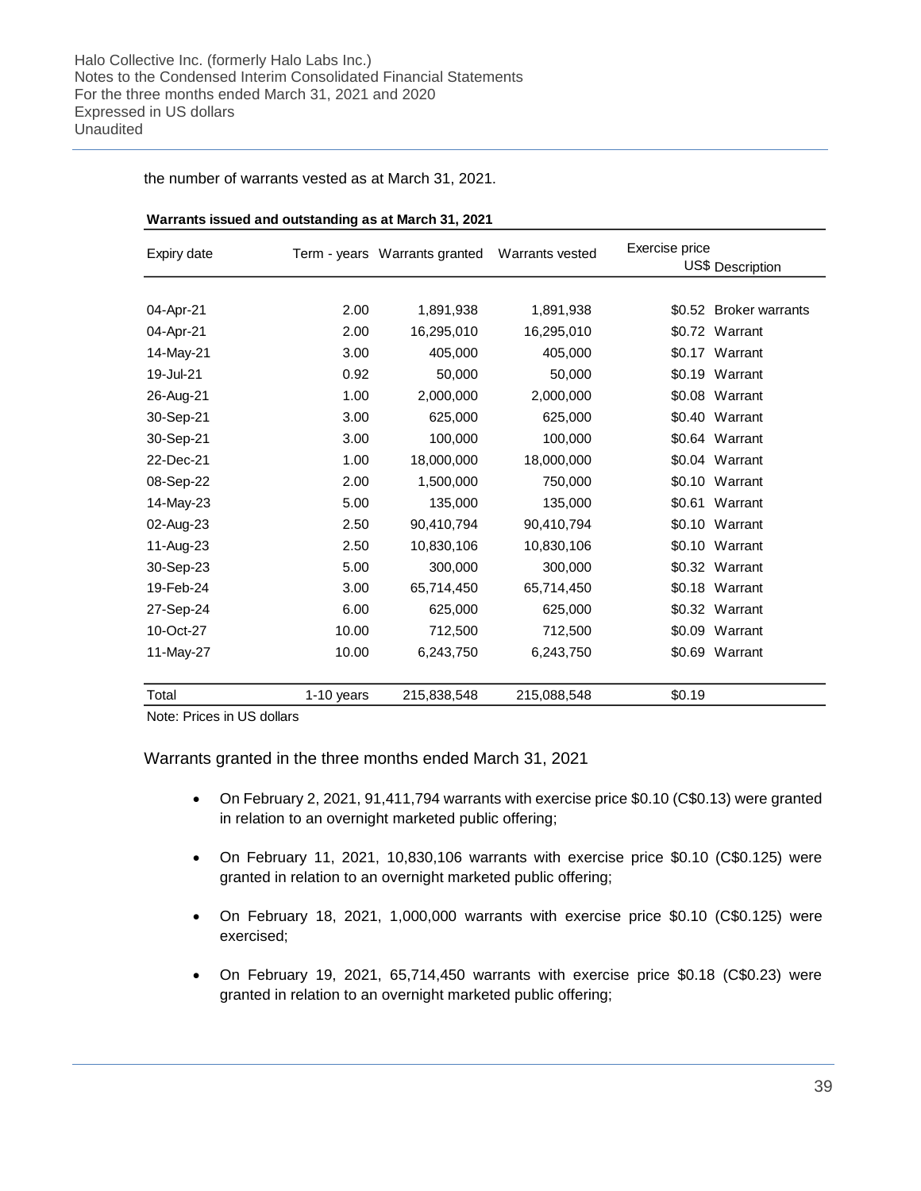the number of warrants vested as at March 31, 2021.

**Warrants issued and outstanding as at March 31, 2021**

| Expiry date | Term - years | Warrants granted | Warrants vested | Exercise price US$ | Description |
|---|---|---|---|---|---|
| 04-Apr-21 | 2.00 | 1,891,938 | 1,891,938 | $0.52 | Broker warrants |
| 04-Apr-21 | 2.00 | 16,295,010 | 16,295,010 | $0.72 | Warrant |
| 14-May-21 | 3.00 | 405,000 | 405,000 | $0.17 | Warrant |
| 19-Jul-21 | 0.92 | 50,000 | 50,000 | $0.19 | Warrant |
| 26-Aug-21 | 1.00 | 2,000,000 | 2,000,000 | $0.08 | Warrant |
| 30-Sep-21 | 3.00 | 625,000 | 625,000 | $0.40 | Warrant |
| 30-Sep-21 | 3.00 | 100,000 | 100,000 | $0.64 | Warrant |
| 22-Dec-21 | 1.00 | 18,000,000 | 18,000,000 | $0.04 | Warrant |
| 08-Sep-22 | 2.00 | 1,500,000 | 750,000 | $0.10 | Warrant |
| 14-May-23 | 5.00 | 135,000 | 135,000 | $0.61 | Warrant |
| 02-Aug-23 | 2.50 | 90,410,794 | 90,410,794 | $0.10 | Warrant |
| 11-Aug-23 | 2.50 | 10,830,106 | 10,830,106 | $0.10 | Warrant |
| 30-Sep-23 | 5.00 | 300,000 | 300,000 | $0.32 | Warrant |
| 19-Feb-24 | 3.00 | 65,714,450 | 65,714,450 | $0.18 | Warrant |
| 27-Sep-24 | 6.00 | 625,000 | 625,000 | $0.32 | Warrant |
| 10-Oct-27 | 10.00 | 712,500 | 712,500 | $0.09 | Warrant |
| 11-May-27 | 10.00 | 6,243,750 | 6,243,750 | $0.69 | Warrant |
| Total | 1-10 years | 215,838,548 | 215,088,548 | $0.19 | |

Note: Prices in US dollars

Warrants granted in the three months ended March 31, 2021

- On February 2, 2021, 91,411,794 warrants with exercise price $0.10 (C$0.13) were granted in relation to an overnight marketed public offering;
- On February 11, 2021, 10,830,106 warrants with exercise price $0.10 (C$0.125) were granted in relation to an overnight marketed public offering;
- On February 18, 2021, 1,000,000 warrants with exercise price $0.10 (C$0.125) were exercised;
- On February 19, 2021, 65,714,450 warrants with exercise price $0.18 (C$0.23) were granted in relation to an overnight marketed public offering;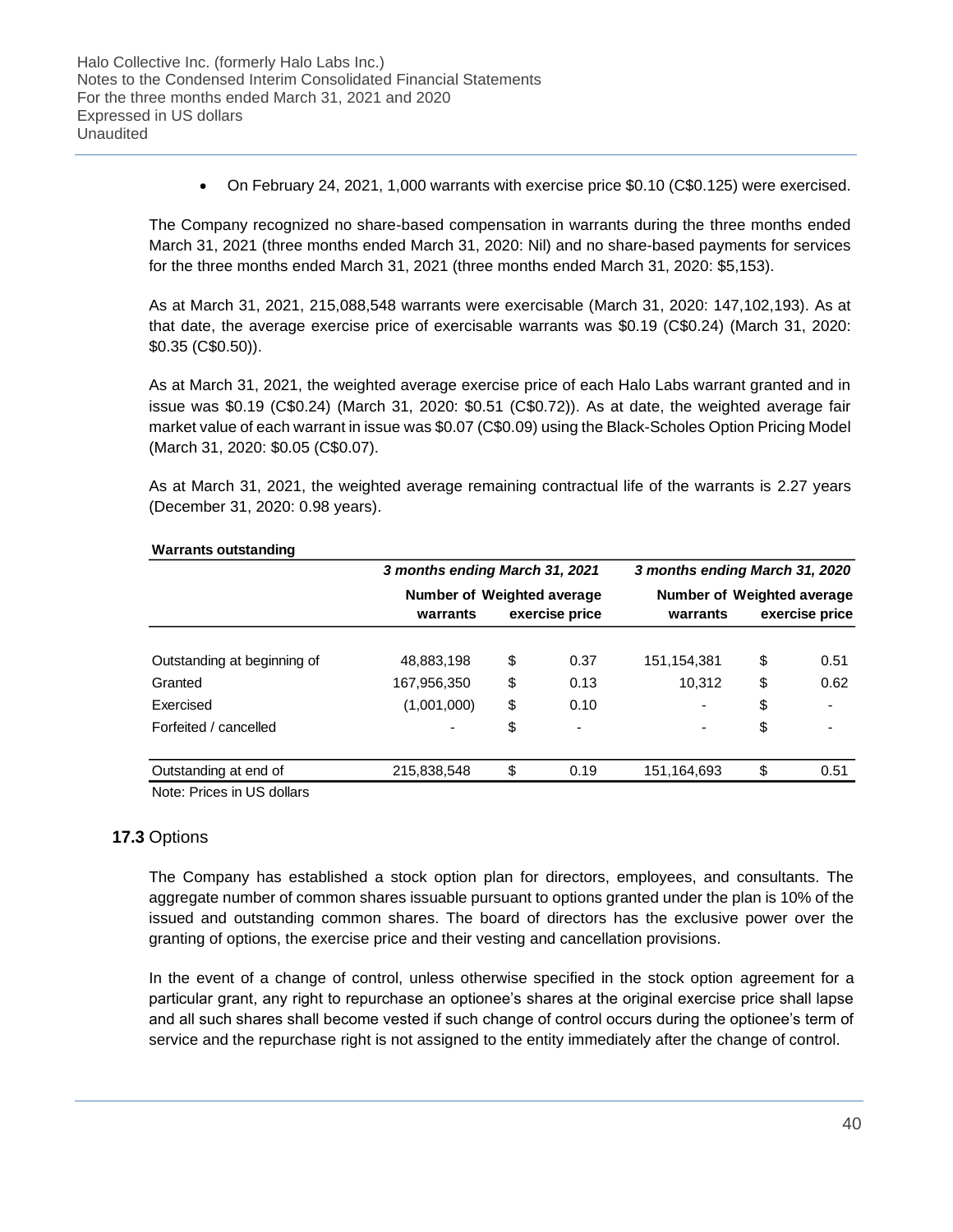- On February 24, 2021, 1,000 warrants with exercise price $0.10 (C$0.125) were exercised.

The Company recognized no share-based compensation in warrants during the three months ended March 31, 2021 (three months ended March 31, 2020: Nil) and no share-based payments for services for the three months ended March 31, 2021 (three months ended March 31, 2020: $5,153).

As at March 31, 2021, 215,088,548 warrants were exercisable (March 31, 2020: 147,102,193). As at that date, the average exercise price of exercisable warrants was $0.19 (C$0.24) (March 31, 2020: $0.35 (C$0.50)).

As at March 31, 2021, the weighted average exercise price of each Halo Labs warrant granted and in issue was $0.19 (C$0.24) (March 31, 2020: $0.51 (C$0.72)). As at date, the weighted average fair market value of each warrant in issue was $0.07 (C$0.09) using the Black-Scholes Option Pricing Model (March 31, 2020: $0.05 (C$0.07).

As at March 31, 2021, the weighted average remaining contractual life of the warrants is 2.27 years (December 31, 2020: 0.98 years).

**Warrants outstanding**

| | *3 months ending March 31, 2021* | | | *3 months ending March 31, 2020* | | |
|---|---|---|---|---|---|---|
| | **Number of warrants** | **Weighted average exercise price** | | **Number of warrants** | **Weighted average exercise price** | |
| Outstanding at beginning of | 48,883,198 | $ | 0.37 | 151,154,381 | $ | 0.51 |
| Granted | 167,956,350 | $ | 0.13 | 10,312 | $ | 0.62 |
| Exercised | (1,001,000) | $ | 0.10 | - | $ | - |
| Forfeited / cancelled | - | $ | - | - | $ | - |
| Outstanding at end of | 215,838,548 | $ | 0.19 | 151,164,693 | $ | 0.51 |

Note: Prices in US dollars

### 17.3 Options

The Company has established a stock option plan for directors, employees, and consultants. The aggregate number of common shares issuable pursuant to options granted under the plan is 10% of the issued and outstanding common shares. The board of directors has the exclusive power over the granting of options, the exercise price and their vesting and cancellation provisions.

In the event of a change of control, unless otherwise specified in the stock option agreement for a particular grant, any right to repurchase an optionee's shares at the original exercise price shall lapse and all such shares shall become vested if such change of control occurs during the optionee's term of service and the repurchase right is not assigned to the entity immediately after the change of control.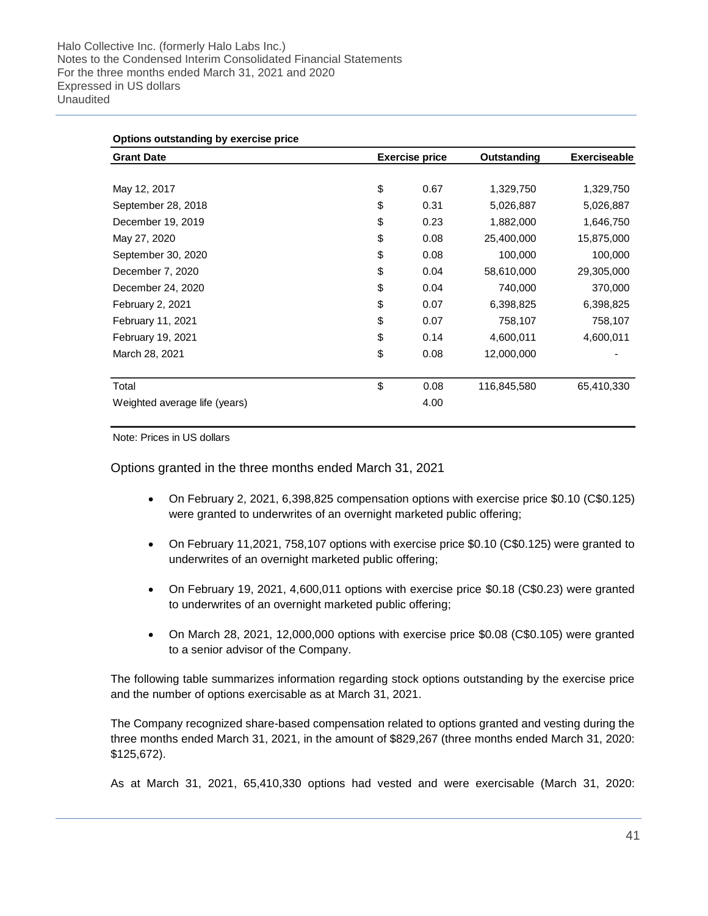**Options outstanding by exercise price**

| Grant Date | Exercise price | | Outstanding | Exerciseable |
|---|---|---|---|---|
| May 12, 2017 | $ | 0.67 | 1,329,750 | 1,329,750 |
| September 28, 2018 | $ | 0.31 | 5,026,887 | 5,026,887 |
| December 19, 2019 | $ | 0.23 | 1,882,000 | 1,646,750 |
| May 27, 2020 | $ | 0.08 | 25,400,000 | 15,875,000 |
| September 30, 2020 | $ | 0.08 | 100,000 | 100,000 |
| December 7, 2020 | $ | 0.04 | 58,610,000 | 29,305,000 |
| December 24, 2020 | $ | 0.04 | 740,000 | 370,000 |
| February 2, 2021 | $ | 0.07 | 6,398,825 | 6,398,825 |
| February 11, 2021 | $ | 0.07 | 758,107 | 758,107 |
| February 19, 2021 | $ | 0.14 | 4,600,011 | 4,600,011 |
| March 28, 2021 | $ | 0.08 | 12,000,000 | - |
| Total | $ | 0.08 | 116,845,580 | 65,410,330 |
| Weighted average life (years) | | 4.00 | | |

Note: Prices in US dollars

Options granted in the three months ended March 31, 2021

- On February 2, 2021, 6,398,825 compensation options with exercise price $0.10 (C$0.125) were granted to underwrites of an overnight marketed public offering;
- On February 11,2021, 758,107 options with exercise price $0.10 (C$0.125) were granted to underwrites of an overnight marketed public offering;
- On February 19, 2021, 4,600,011 options with exercise price $0.18 (C$0.23) were granted to underwrites of an overnight marketed public offering;
- On March 28, 2021, 12,000,000 options with exercise price $0.08 (C$0.105) were granted to a senior advisor of the Company.

The following table summarizes information regarding stock options outstanding by the exercise price and the number of options exercisable as at March 31, 2021.

The Company recognized share-based compensation related to options granted and vesting during the three months ended March 31, 2021, in the amount of $829,267 (three months ended March 31, 2020: $125,672).

As at March 31, 2021, 65,410,330 options had vested and were exercisable (March 31, 2020: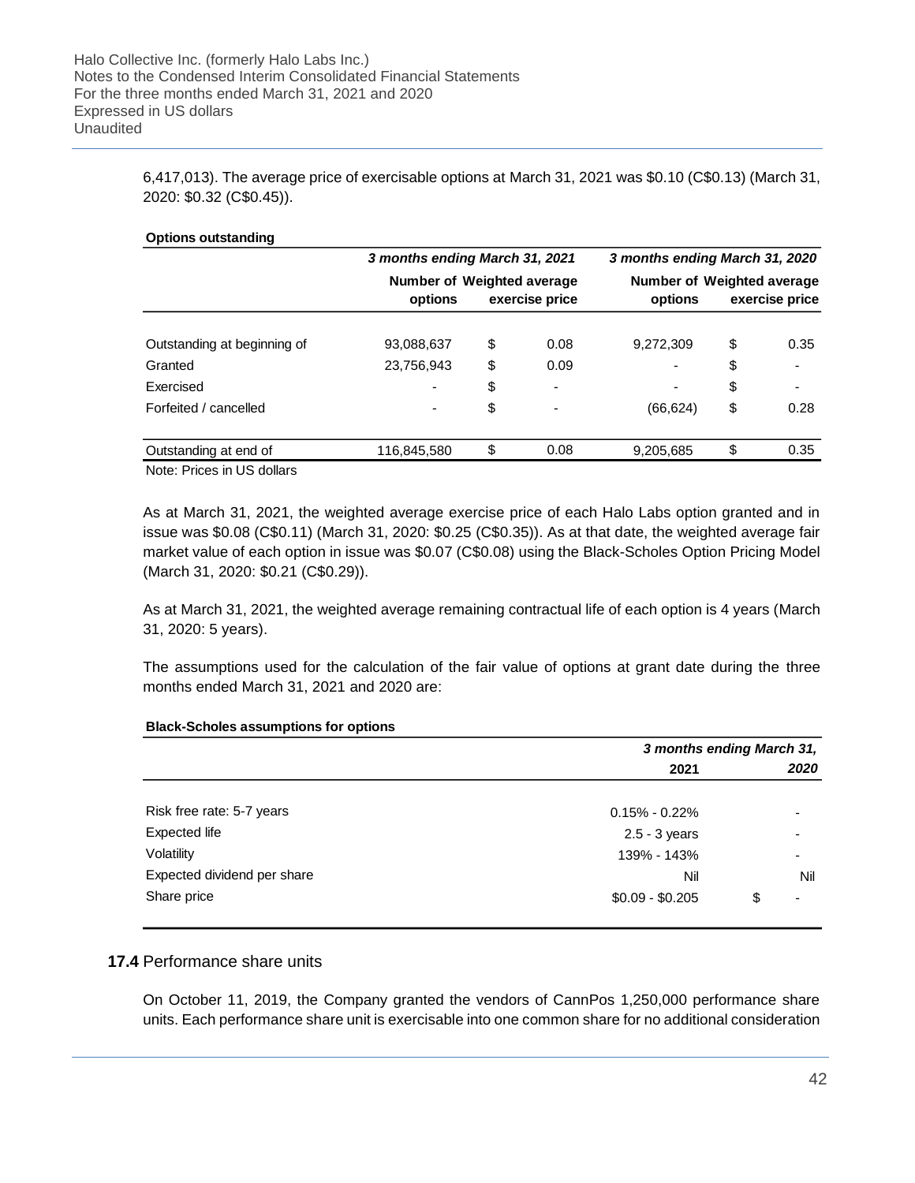6,417,013). The average price of exercisable options at March 31, 2021 was \$0.10 (C\$0.13) (March 31, 2020: \$0.32 (C\$0.45)).

**Options outstanding**

| | *3 months ending March 31, 2021* | | | *3 months ending March 31, 2020* | | |
|---|---|---|---|---|---|---|
| | **Number of options** | **Weighted average exercise price** | | **Number of options** | **Weighted average exercise price** | |
| Outstanding at beginning of | 93,088,637 | \$ | 0.08 | 9,272,309 | \$ | 0.35 |
| Granted | 23,756,943 | \$ | 0.09 | - | \$ | - |
| Exercised | - | \$ | - | - | \$ | - |
| Forfeited / cancelled | - | \$ | - | (66,624) | \$ | 0.28 |
| Outstanding at end of | 116,845,580 | \$ | 0.08 | 9,205,685 | \$ | 0.35 |

Note: Prices in US dollars

As at March 31, 2021, the weighted average exercise price of each Halo Labs option granted and in issue was \$0.08 (C\$0.11) (March 31, 2020: \$0.25 (C\$0.35)). As at that date, the weighted average fair market value of each option in issue was \$0.07 (C\$0.08) using the Black-Scholes Option Pricing Model (March 31, 2020: \$0.21 (C\$0.29)).

As at March 31, 2021, the weighted average remaining contractual life of each option is 4 years (March 31, 2020: 5 years).

The assumptions used for the calculation of the fair value of options at grant date during the three months ended March 31, 2021 and 2020 are:

**Black-Scholes assumptions for options**

| | *3 months ending March 31,* | |
|---|---|---|
| | **2021** | ***2020*** |
| Risk free rate: 5-7 years | 0.15% - 0.22% | - |
| Expected life | 2.5 - 3 years | - |
| Volatility | 139% - 143% | - |
| Expected dividend per share | Nil | Nil |
| Share price | \$0.09 - \$0.205 | \$ - |

### **17.4** Performance share units

On October 11, 2019, the Company granted the vendors of CannPos 1,250,000 performance share units. Each performance share unit is exercisable into one common share for no additional consideration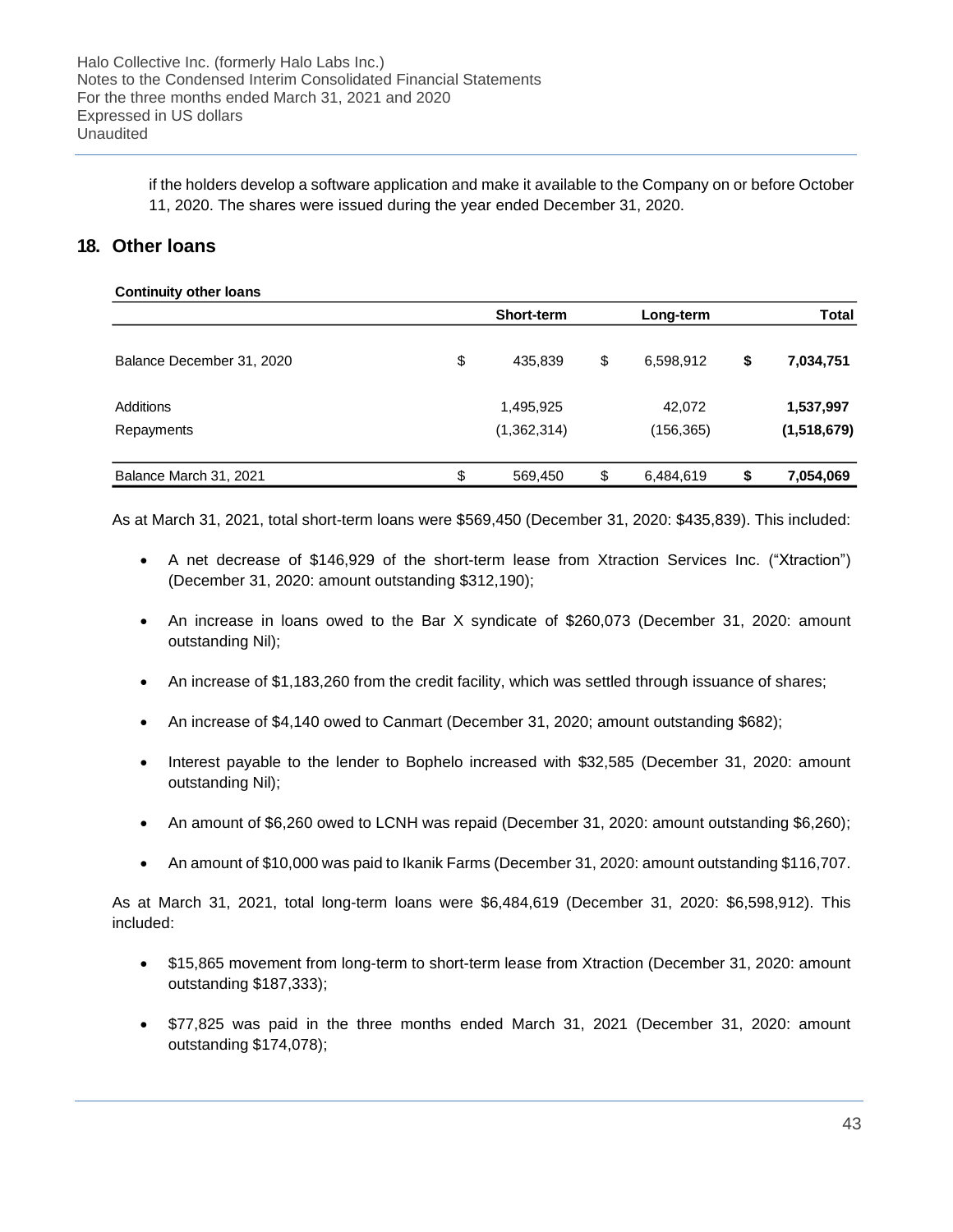if the holders develop a software application and make it available to the Company on or before October 11, 2020. The shares were issued during the year ended December 31, 2020.

## 18. Other loans

**Continuity other loans**

| | Short-term | Long-term | Total |
|---|---|---|---|
| Balance December 31, 2020 | $ 435,839 | $ 6,598,912 | **$ 7,034,751** |
| Additions | 1,495,925 | 42,072 | **1,537,997** |
| Repayments | (1,362,314) | (156,365) | **(1,518,679)** |
| Balance March 31, 2021 | $ 569,450 | $ 6,484,619 | **$ 7,054,069** |

As at March 31, 2021, total short-term loans were $569,450 (December 31, 2020: $435,839). This included:

- A net decrease of $146,929 of the short-term lease from Xtraction Services Inc. ("Xtraction") (December 31, 2020: amount outstanding $312,190);
- An increase in loans owed to the Bar X syndicate of $260,073 (December 31, 2020: amount outstanding Nil);
- An increase of $1,183,260 from the credit facility, which was settled through issuance of shares;
- An increase of $4,140 owed to Canmart (December 31, 2020; amount outstanding $682);
- Interest payable to the lender to Bophelo increased with $32,585 (December 31, 2020: amount outstanding Nil);
- An amount of $6,260 owed to LCNH was repaid (December 31, 2020: amount outstanding $6,260);
- An amount of $10,000 was paid to Ikanik Farms (December 31, 2020: amount outstanding $116,707.

As at March 31, 2021, total long-term loans were $6,484,619 (December 31, 2020: $6,598,912). This included:

- $15,865 movement from long-term to short-term lease from Xtraction (December 31, 2020: amount outstanding $187,333);
- $77,825 was paid in the three months ended March 31, 2021 (December 31, 2020: amount outstanding $174,078);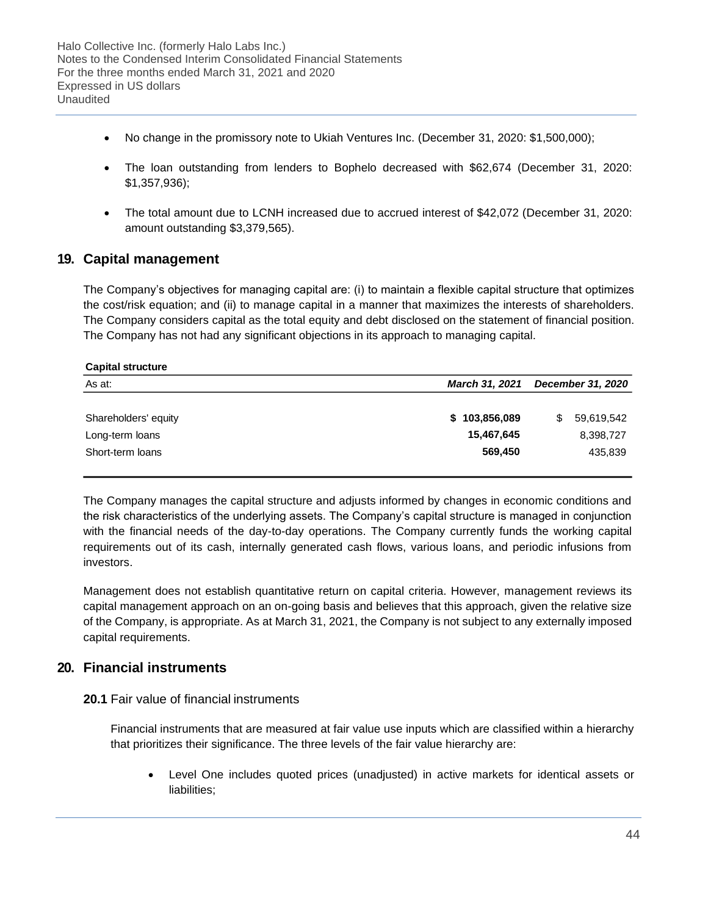- No change in the promissory note to Ukiah Ventures Inc. (December 31, 2020: $1,500,000);

- The loan outstanding from lenders to Bophelo decreased with $62,674 (December 31, 2020: $1,357,936);

- The total amount due to LCNH increased due to accrued interest of $42,072 (December 31, 2020: amount outstanding $3,379,565).

## 19. Capital management

The Company's objectives for managing capital are: (i) to maintain a flexible capital structure that optimizes the cost/risk equation; and (ii) to manage capital in a manner that maximizes the interests of shareholders. The Company considers capital as the total equity and debt disclosed on the statement of financial position. The Company has not had any significant objections in its approach to managing capital.

**Capital structure**

| As at: | *March 31, 2021* | *December 31, 2020* |
|---|---|---|
| Shareholders' equity | **$ 103,856,089** | $ 59,619,542 |
| Long-term loans | **15,467,645** | 8,398,727 |
| Short-term loans | **569,450** | 435,839 |

The Company manages the capital structure and adjusts informed by changes in economic conditions and the risk characteristics of the underlying assets. The Company's capital structure is managed in conjunction with the financial needs of the day-to-day operations. The Company currently funds the working capital requirements out of its cash, internally generated cash flows, various loans, and periodic infusions from investors.

Management does not establish quantitative return on capital criteria. However, management reviews its capital management approach on an on-going basis and believes that this approach, given the relative size of the Company, is appropriate. As at March 31, 2021, the Company is not subject to any externally imposed capital requirements.

## 20. Financial instruments

### 20.1 Fair value of financial instruments

Financial instruments that are measured at fair value use inputs which are classified within a hierarchy that prioritizes their significance. The three levels of the fair value hierarchy are:

- Level One includes quoted prices (unadjusted) in active markets for identical assets or liabilities;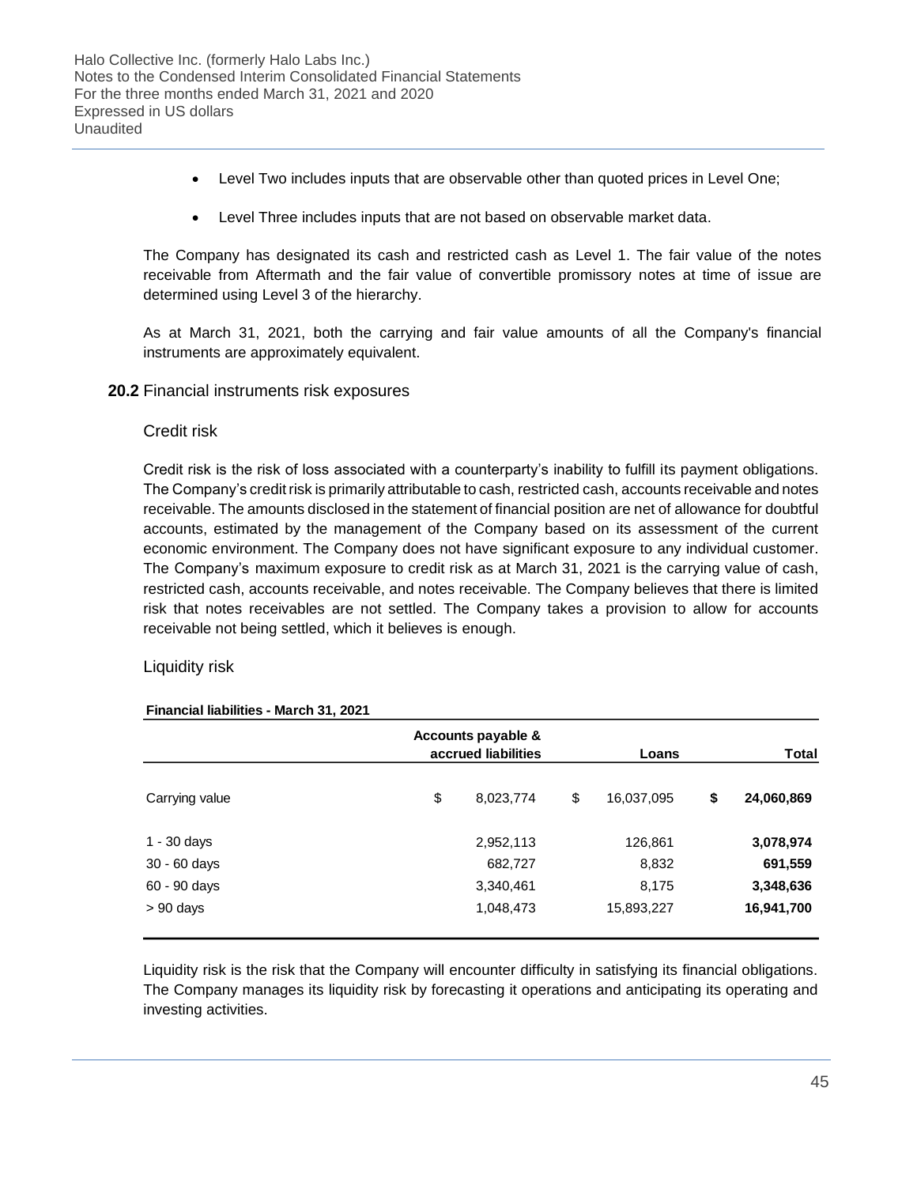- Level Two includes inputs that are observable other than quoted prices in Level One;
- Level Three includes inputs that are not based on observable market data.

The Company has designated its cash and restricted cash as Level 1. The fair value of the notes receivable from Aftermath and the fair value of convertible promissory notes at time of issue are determined using Level 3 of the hierarchy.

As at March 31, 2021, both the carrying and fair value amounts of all the Company's financial instruments are approximately equivalent.

### 20.2 Financial instruments risk exposures

#### Credit risk

Credit risk is the risk of loss associated with a counterparty's inability to fulfill its payment obligations. The Company's credit risk is primarily attributable to cash, restricted cash, accounts receivable and notes receivable. The amounts disclosed in the statement of financial position are net of allowance for doubtful accounts, estimated by the management of the Company based on its assessment of the current economic environment. The Company does not have significant exposure to any individual customer. The Company's maximum exposure to credit risk as at March 31, 2021 is the carrying value of cash, restricted cash, accounts receivable, and notes receivable. The Company believes that there is limited risk that notes receivables are not settled. The Company takes a provision to allow for accounts receivable not being settled, which it believes is enough.

#### Liquidity risk

**Financial liabilities - March 31, 2021**

| | Accounts payable & accrued liabilities | Loans | Total |
|---|---|---|---|
| Carrying value | $ 8,023,774 | $ 16,037,095 | **$ 24,060,869** |
| 1 - 30 days | 2,952,113 | 126,861 | **3,078,974** |
| 30 - 60 days | 682,727 | 8,832 | **691,559** |
| 60 - 90 days | 3,340,461 | 8,175 | **3,348,636** |
| > 90 days | 1,048,473 | 15,893,227 | **16,941,700** |

Liquidity risk is the risk that the Company will encounter difficulty in satisfying its financial obligations. The Company manages its liquidity risk by forecasting it operations and anticipating its operating and investing activities.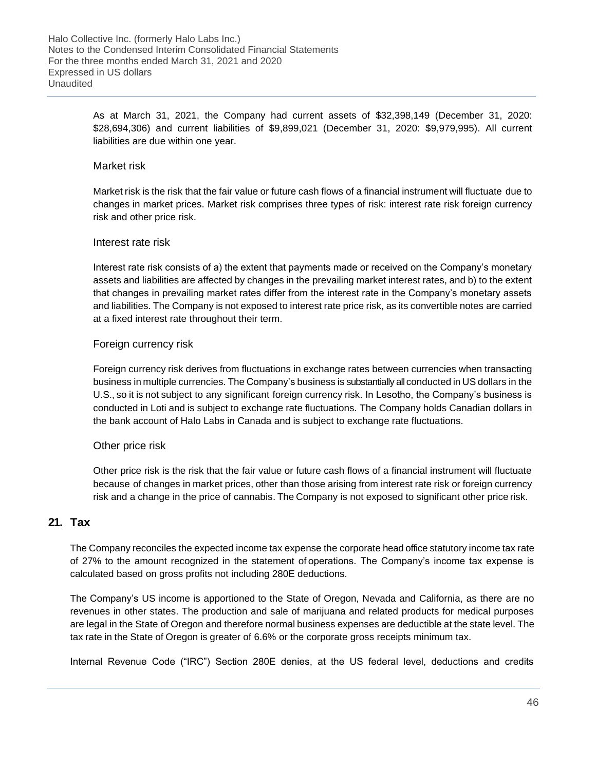As at March 31, 2021, the Company had current assets of $32,398,149 (December 31, 2020: $28,694,306) and current liabilities of $9,899,021 (December 31, 2020: $9,979,995). All current liabilities are due within one year.

### Market risk

Market risk is the risk that the fair value or future cash flows of a financial instrument will fluctuate due to changes in market prices. Market risk comprises three types of risk: interest rate risk foreign currency risk and other price risk.

### Interest rate risk

Interest rate risk consists of a) the extent that payments made or received on the Company's monetary assets and liabilities are affected by changes in the prevailing market interest rates, and b) to the extent that changes in prevailing market rates differ from the interest rate in the Company's monetary assets and liabilities. The Company is not exposed to interest rate price risk, as its convertible notes are carried at a fixed interest rate throughout their term.

### Foreign currency risk

Foreign currency risk derives from fluctuations in exchange rates between currencies when transacting business in multiple currencies. The Company's business is substantially all conducted in US dollars in the U.S., so it is not subject to any significant foreign currency risk. In Lesotho, the Company's business is conducted in Loti and is subject to exchange rate fluctuations. The Company holds Canadian dollars in the bank account of Halo Labs in Canada and is subject to exchange rate fluctuations.

### Other price risk

Other price risk is the risk that the fair value or future cash flows of a financial instrument will fluctuate because of changes in market prices, other than those arising from interest rate risk or foreign currency risk and a change in the price of cannabis. The Company is not exposed to significant other price risk.

## 21. Tax

The Company reconciles the expected income tax expense the corporate head office statutory income tax rate of 27% to the amount recognized in the statement of operations. The Company's income tax expense is calculated based on gross profits not including 280E deductions.

The Company's US income is apportioned to the State of Oregon, Nevada and California, as there are no revenues in other states. The production and sale of marijuana and related products for medical purposes are legal in the State of Oregon and therefore normal business expenses are deductible at the state level. The tax rate in the State of Oregon is greater of 6.6% or the corporate gross receipts minimum tax.

Internal Revenue Code ("IRC") Section 280E denies, at the US federal level, deductions and credits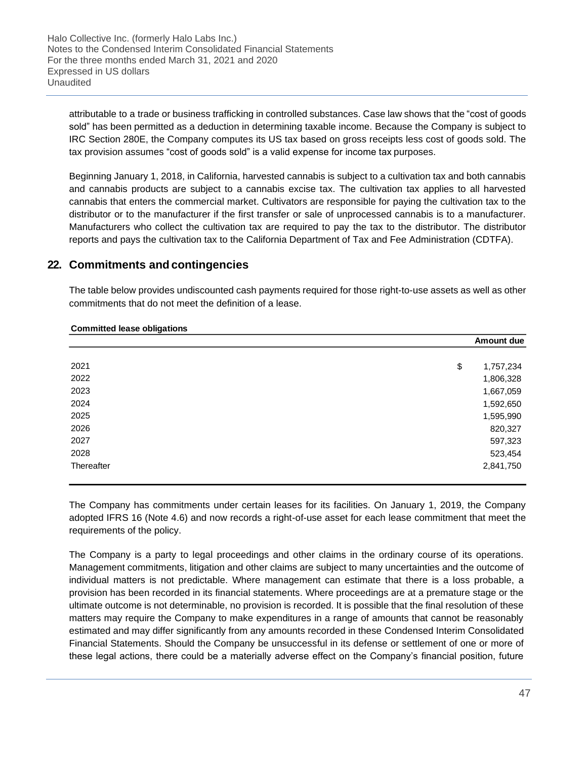attributable to a trade or business trafficking in controlled substances. Case law shows that the "cost of goods sold" has been permitted as a deduction in determining taxable income. Because the Company is subject to IRC Section 280E, the Company computes its US tax based on gross receipts less cost of goods sold. The tax provision assumes "cost of goods sold" is a valid expense for income tax purposes.

Beginning January 1, 2018, in California, harvested cannabis is subject to a cultivation tax and both cannabis and cannabis products are subject to a cannabis excise tax. The cultivation tax applies to all harvested cannabis that enters the commercial market. Cultivators are responsible for paying the cultivation tax to the distributor or to the manufacturer if the first transfer or sale of unprocessed cannabis is to a manufacturer. Manufacturers who collect the cultivation tax are required to pay the tax to the distributor. The distributor reports and pays the cultivation tax to the California Department of Tax and Fee Administration (CDTFA).

## 22. Commitments and contingencies

The table below provides undiscounted cash payments required for those right-to-use assets as well as other commitments that do not meet the definition of a lease.

**Committed lease obligations**

| | Amount due |
|---|---|
| 2021 | $ 1,757,234 |
| 2022 | 1,806,328 |
| 2023 | 1,667,059 |
| 2024 | 1,592,650 |
| 2025 | 1,595,990 |
| 2026 | 820,327 |
| 2027 | 597,323 |
| 2028 | 523,454 |
| Thereafter | 2,841,750 |

The Company has commitments under certain leases for its facilities. On January 1, 2019, the Company adopted IFRS 16 (Note 4.6) and now records a right-of-use asset for each lease commitment that meet the requirements of the policy.

The Company is a party to legal proceedings and other claims in the ordinary course of its operations. Management commitments, litigation and other claims are subject to many uncertainties and the outcome of individual matters is not predictable. Where management can estimate that there is a loss probable, a provision has been recorded in its financial statements. Where proceedings are at a premature stage or the ultimate outcome is not determinable, no provision is recorded. It is possible that the final resolution of these matters may require the Company to make expenditures in a range of amounts that cannot be reasonably estimated and may differ significantly from any amounts recorded in these Condensed Interim Consolidated Financial Statements. Should the Company be unsuccessful in its defense or settlement of one or more of these legal actions, there could be a materially adverse effect on the Company's financial position, future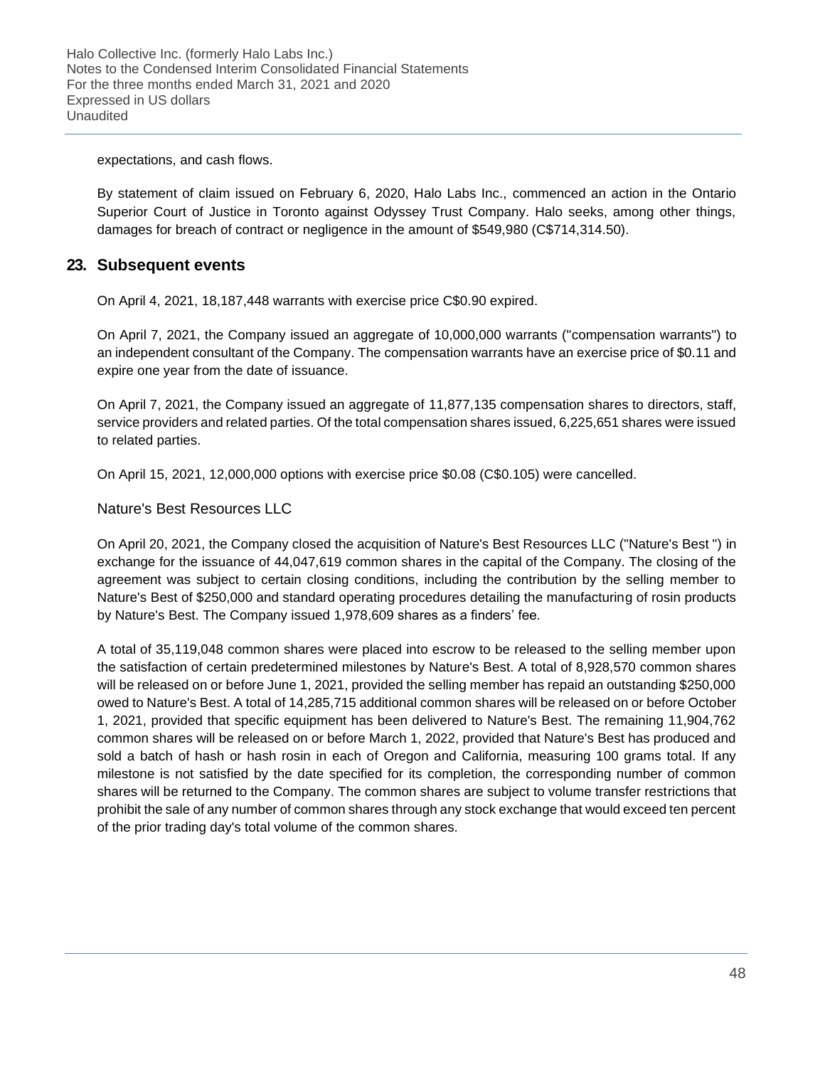expectations, and cash flows.

By statement of claim issued on February 6, 2020, Halo Labs Inc., commenced an action in the Ontario Superior Court of Justice in Toronto against Odyssey Trust Company. Halo seeks, among other things, damages for breach of contract or negligence in the amount of $549,980 (C$714,314.50).

## 23. Subsequent events

On April 4, 2021, 18,187,448 warrants with exercise price C$0.90 expired.

On April 7, 2021, the Company issued an aggregate of 10,000,000 warrants ("compensation warrants") to an independent consultant of the Company. The compensation warrants have an exercise price of $0.11 and expire one year from the date of issuance.

On April 7, 2021, the Company issued an aggregate of 11,877,135 compensation shares to directors, staff, service providers and related parties. Of the total compensation shares issued, 6,225,651 shares were issued to related parties.

On April 15, 2021, 12,000,000 options with exercise price $0.08 (C$0.105) were cancelled.

### Nature's Best Resources LLC

On April 20, 2021, the Company closed the acquisition of Nature's Best Resources LLC ("Nature's Best ") in exchange for the issuance of 44,047,619 common shares in the capital of the Company. The closing of the agreement was subject to certain closing conditions, including the contribution by the selling member to Nature's Best of $250,000 and standard operating procedures detailing the manufacturing of rosin products by Nature's Best. The Company issued 1,978,609 shares as a finders' fee.

A total of 35,119,048 common shares were placed into escrow to be released to the selling member upon the satisfaction of certain predetermined milestones by Nature's Best. A total of 8,928,570 common shares will be released on or before June 1, 2021, provided the selling member has repaid an outstanding $250,000 owed to Nature's Best. A total of 14,285,715 additional common shares will be released on or before October 1, 2021, provided that specific equipment has been delivered to Nature's Best. The remaining 11,904,762 common shares will be released on or before March 1, 2022, provided that Nature's Best has produced and sold a batch of hash or hash rosin in each of Oregon and California, measuring 100 grams total. If any milestone is not satisfied by the date specified for its completion, the corresponding number of common shares will be returned to the Company. The common shares are subject to volume transfer restrictions that prohibit the sale of any number of common shares through any stock exchange that would exceed ten percent of the prior trading day's total volume of the common shares.